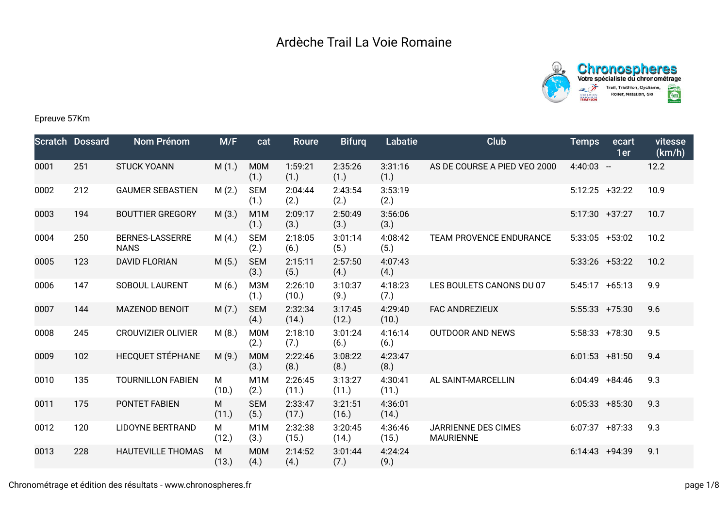# Ardèche Trail La Voie Romaine

Epreuve 57Km

| Scratch | Dossard | Nom Prénom | M/F | cat | Roure | Bifurq | Labatie | Club | Temps | ecart 1er | vitesse (km/h) |
|---|---|---|---|---|---|---|---|---|---|---|---|
| 0001 | 251 | STUCK YOANN | M (1.) | M0M (1.) | 1:59:21 (1.) | 2:35:26 (1.) | 3:31:16 (1.) | AS DE COURSE A PIED VEO 2000 | 4:40:03 | -- | 12.2 |
| 0002 | 212 | GAUMER SEBASTIEN | M (2.) | SEM (1.) | 2:04:44 (2.) | 2:43:54 (2.) | 3:53:19 (2.) | | 5:12:25 | +32:22 | 10.9 |
| 0003 | 194 | BOUTTIER GREGORY | M (3.) | M1M (1.) | 2:09:17 (3.) | 2:50:49 (3.) | 3:56:06 (3.) | | 5:17:30 | +37:27 | 10.7 |
| 0004 | 250 | BERNES-LASSERRE NANS | M (4.) | SEM (2.) | 2:18:05 (6.) | 3:01:14 (5.) | 4:08:42 (5.) | TEAM PROVENCE ENDURANCE | 5:33:05 | +53:02 | 10.2 |
| 0005 | 123 | DAVID FLORIAN | M (5.) | SEM (3.) | 2:15:11 (5.) | 2:57:50 (4.) | 4:07:43 (4.) | | 5:33:26 | +53:22 | 10.2 |
| 0006 | 147 | SOBOUL LAURENT | M (6.) | M3M (1.) | 2:26:10 (10.) | 3:10:37 (9.) | 4:18:23 (7.) | LES BOULETS CANONS DU 07 | 5:45:17 | +65:13 | 9.9 |
| 0007 | 144 | MAZENOD BENOIT | M (7.) | SEM (4.) | 2:32:34 (14.) | 3:17:45 (12.) | 4:29:40 (10.) | FAC ANDREZIEUX | 5:55:33 | +75:30 | 9.6 |
| 0008 | 245 | CROUVIZIER OLIVIER | M (8.) | M0M (2.) | 2:18:10 (7.) | 3:01:24 (6.) | 4:16:14 (6.) | OUTDOOR AND NEWS | 5:58:33 | +78:30 | 9.5 |
| 0009 | 102 | HECQUET STÉPHANE | M (9.) | M0M (3.) | 2:22:46 (8.) | 3:08:22 (8.) | 4:23:47 (8.) | | 6:01:53 | +81:50 | 9.4 |
| 0010 | 135 | TOURNILLON FABIEN | M (10.) | M1M (2.) | 2:26:45 (11.) | 3:13:27 (11.) | 4:30:41 (11.) | AL SAINT-MARCELLIN | 6:04:49 | +84:46 | 9.3 |
| 0011 | 175 | PONTET FABIEN | M (11.) | SEM (5.) | 2:33:47 (17.) | 3:21:51 (16.) | 4:36:01 (14.) | | 6:05:33 | +85:30 | 9.3 |
| 0012 | 120 | LIDOYNE BERTRAND | M (12.) | M1M (3.) | 2:32:38 (15.) | 3:20:45 (14.) | 4:36:46 (15.) | JARRIENNE DES CIMES MAURIENNE | 6:07:37 | +87:33 | 9.3 |
| 0013 | 228 | HAUTEVILLE THOMAS | M (13.) | M0M (4.) | 2:14:52 (4.) | 3:01:44 (7.) | 4:24:24 (9.) | | 6:14:43 | +94:39 | 9.1 |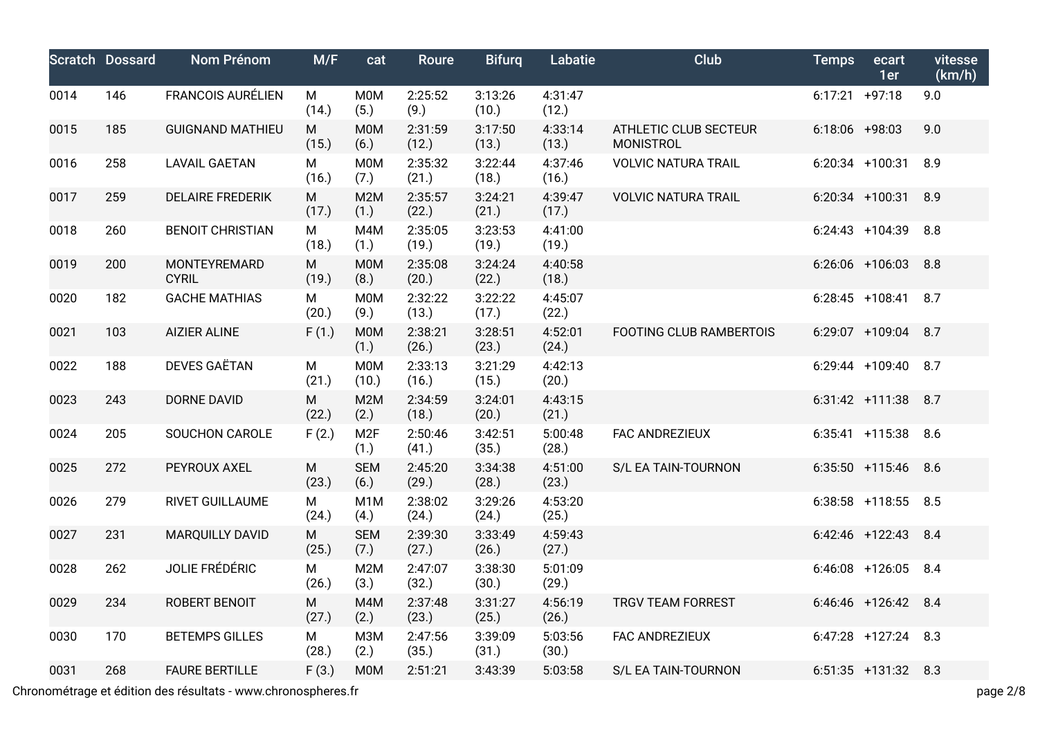| Scratch | Dossard | Nom Prénom | M/F | cat | Roure | Bifurq | Labatie | Club | Temps | ecart 1er | vitesse (km/h) |
|---|---|---|---|---|---|---|---|---|---|---|---|
| 0014 | 146 | FRANCOIS AURÉLIEN | M (14.) | M0M (5.) | 2:25:52 (9.) | 3:13:26 (10.) | 4:31:47 (12.) | | 6:17:21 | +97:18 | 9.0 |
| 0015 | 185 | GUIGNAND MATHIEU | M (15.) | M0M (6.) | 2:31:59 (12.) | 3:17:50 (13.) | 4:33:14 (13.) | ATHLETIC CLUB SECTEUR MONISTROL | 6:18:06 | +98:03 | 9.0 |
| 0016 | 258 | LAVAIL GAETAN | M (16.) | M0M (7.) | 2:35:32 (21.) | 3:22:44 (18.) | 4:37:46 (16.) | VOLVIC NATURA TRAIL | 6:20:34 | +100:31 | 8.9 |
| 0017 | 259 | DELAIRE FREDERIK | M (17.) | M2M (1.) | 2:35:57 (22.) | 3:24:21 (21.) | 4:39:47 (17.) | VOLVIC NATURA TRAIL | 6:20:34 | +100:31 | 8.9 |
| 0018 | 260 | BENOIT CHRISTIAN | M (18.) | M4M (1.) | 2:35:05 (19.) | 3:23:53 (19.) | 4:41:00 (19.) | | 6:24:43 | +104:39 | 8.8 |
| 0019 | 200 | MONTEYREMARD CYRIL | M (19.) | M0M (8.) | 2:35:08 (20.) | 3:24:24 (22.) | 4:40:58 (18.) | | 6:26:06 | +106:03 | 8.8 |
| 0020 | 182 | GACHE MATHIAS | M (20.) | M0M (9.) | 2:32:22 (13.) | 3:22:22 (17.) | 4:45:07 (22.) | | 6:28:45 | +108:41 | 8.7 |
| 0021 | 103 | AIZIER ALINE | F (1.) | M0M (1.) | 2:38:21 (26.) | 3:28:51 (23.) | 4:52:01 (24.) | FOOTING CLUB RAMBERTOIS | 6:29:07 | +109:04 | 8.7 |
| 0022 | 188 | DEVES GAËTAN | M (21.) | M0M (10.) | 2:33:13 (16.) | 3:21:29 (15.) | 4:42:13 (20.) | | 6:29:44 | +109:40 | 8.7 |
| 0023 | 243 | DORNE DAVID | M (22.) | M2M (2.) | 2:34:59 (18.) | 3:24:01 (20.) | 4:43:15 (21.) | | 6:31:42 | +111:38 | 8.7 |
| 0024 | 205 | SOUCHON CAROLE | F (2.) | M2F (1.) | 2:50:46 (41.) | 3:42:51 (35.) | 5:00:48 (28.) | FAC ANDREZIEUX | 6:35:41 | +115:38 | 8.6 |
| 0025 | 272 | PEYROUX AXEL | M (23.) | SEM (6.) | 2:45:20 (29.) | 3:34:38 (28.) | 4:51:00 (23.) | S/L EA TAIN-TOURNON | 6:35:50 | +115:46 | 8.6 |
| 0026 | 279 | RIVET GUILLAUME | M (24.) | M1M (4.) | 2:38:02 (24.) | 3:29:26 (24.) | 4:53:20 (25.) | | 6:38:58 | +118:55 | 8.5 |
| 0027 | 231 | MARQUILLY DAVID | M (25.) | SEM (7.) | 2:39:30 (27.) | 3:33:49 (26.) | 4:59:43 (27.) | | 6:42:46 | +122:43 | 8.4 |
| 0028 | 262 | JOLIE FRÉDÉRIC | M (26.) | M2M (3.) | 2:47:07 (32.) | 3:38:30 (30.) | 5:01:09 (29.) | | 6:46:08 | +126:05 | 8.4 |
| 0029 | 234 | ROBERT BENOIT | M (27.) | M4M (2.) | 2:37:48 (23.) | 3:31:27 (25.) | 4:56:19 (26.) | TRGV TEAM FORREST | 6:46:46 | +126:42 | 8.4 |
| 0030 | 170 | BETEMPS GILLES | M (28.) | M3M (2.) | 2:47:56 (35.) | 3:39:09 (31.) | 5:03:56 (30.) | FAC ANDREZIEUX | 6:47:28 | +127:24 | 8.3 |
| 0031 | 268 | FAURE BERTILLE | F (3.) | M0M | 2:51:21 | 3:43:39 | 5:03:58 | S/L EA TAIN-TOURNON | 6:51:35 | +131:32 | 8.3 |

Chronométrage et édition des résultats - www.chronospheres.fr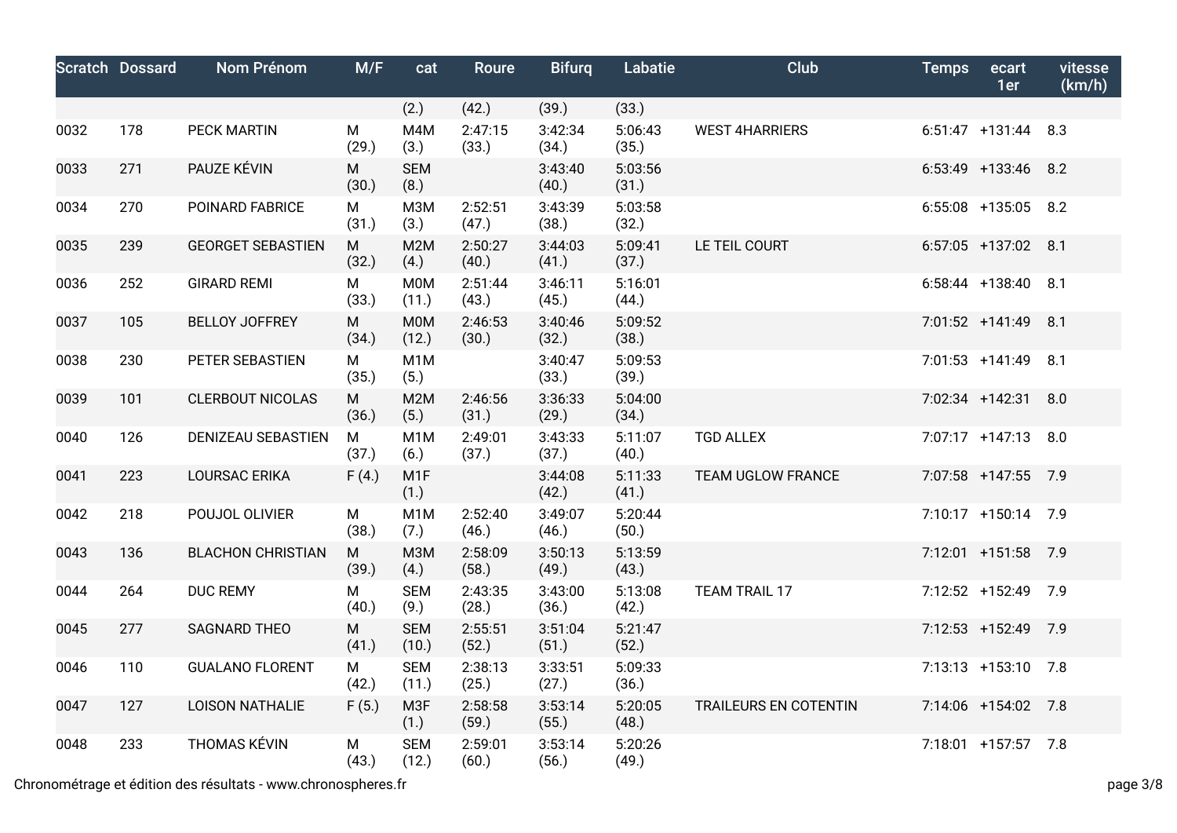| Scratch | Dossard | Nom Prénom | M/F | cat | Roure | Bifurq | Labatie | Club | Temps | ecart 1er | vitesse (km/h) |
|---|---|---|---|---|---|---|---|---|---|---|---|
| | | | | (2.) | (42.) | (39.) | (33.) | | | | |
| 0032 | 178 | PECK MARTIN | M (29.) | M4M (3.) | 2:47:15 (33.) | 3:42:34 (34.) | 5:06:43 (35.) | WEST 4HARRIERS | 6:51:47 | +131:44 | 8.3 |
| 0033 | 271 | PAUZE KÉVIN | M (30.) | SEM (8.) | | 3:43:40 (40.) | 5:03:56 (31.) | | 6:53:49 | +133:46 | 8.2 |
| 0034 | 270 | POINARD FABRICE | M (31.) | M3M (3.) | 2:52:51 (47.) | 3:43:39 (38.) | 5:03:58 (32.) | | 6:55:08 | +135:05 | 8.2 |
| 0035 | 239 | GEORGET SEBASTIEN | M (32.) | M2M (4.) | 2:50:27 (40.) | 3:44:03 (41.) | 5:09:41 (37.) | LE TEIL COURT | 6:57:05 | +137:02 | 8.1 |
| 0036 | 252 | GIRARD REMI | M (33.) | M0M (11.) | 2:51:44 (43.) | 3:46:11 (45.) | 5:16:01 (44.) | | 6:58:44 | +138:40 | 8.1 |
| 0037 | 105 | BELLOY JOFFREY | M (34.) | M0M (12.) | 2:46:53 (30.) | 3:40:46 (32.) | 5:09:52 (38.) | | 7:01:52 | +141:49 | 8.1 |
| 0038 | 230 | PETER SEBASTIEN | M (35.) | M1M (5.) | | 3:40:47 (33.) | 5:09:53 (39.) | | 7:01:53 | +141:49 | 8.1 |
| 0039 | 101 | CLERBOUT NICOLAS | M (36.) | M2M (5.) | 2:46:56 (31.) | 3:36:33 (29.) | 5:04:00 (34.) | | 7:02:34 | +142:31 | 8.0 |
| 0040 | 126 | DENIZEAU SEBASTIEN | M (37.) | M1M (6.) | 2:49:01 (37.) | 3:43:33 (37.) | 5:11:07 (40.) | TGD ALLEX | 7:07:17 | +147:13 | 8.0 |
| 0041 | 223 | LOURSAC ERIKA | F (4.) | M1F (1.) | | 3:44:08 (42.) | 5:11:33 (41.) | TEAM UGLOW FRANCE | 7:07:58 | +147:55 | 7.9 |
| 0042 | 218 | POUJOL OLIVIER | M (38.) | M1M (7.) | 2:52:40 (46.) | 3:49:07 (46.) | 5:20:44 (50.) | | 7:10:17 | +150:14 | 7.9 |
| 0043 | 136 | BLACHON CHRISTIAN | M (39.) | M3M (4.) | 2:58:09 (58.) | 3:50:13 (49.) | 5:13:59 (43.) | | 7:12:01 | +151:58 | 7.9 |
| 0044 | 264 | DUC REMY | M (40.) | SEM (9.) | 2:43:35 (28.) | 3:43:00 (36.) | 5:13:08 (42.) | TEAM TRAIL 17 | 7:12:52 | +152:49 | 7.9 |
| 0045 | 277 | SAGNARD THEO | M (41.) | SEM (10.) | 2:55:51 (52.) | 3:51:04 (51.) | 5:21:47 (52.) | | 7:12:53 | +152:49 | 7.9 |
| 0046 | 110 | GUALANO FLORENT | M (42.) | SEM (11.) | 2:38:13 (25.) | 3:33:51 (27.) | 5:09:33 (36.) | | 7:13:13 | +153:10 | 7.8 |
| 0047 | 127 | LOISON NATHALIE | F (5.) | M3F (1.) | 2:58:58 (59.) | 3:53:14 (55.) | 5:20:05 (48.) | TRAILEURS EN COTENTIN | 7:14:06 | +154:02 | 7.8 |
| 0048 | 233 | THOMAS KÉVIN | M (43.) | SEM (12.) | 2:59:01 (60.) | 3:53:14 (56.) | 5:20:26 (49.) | | 7:18:01 | +157:57 | 7.8 |

Chronométrage et édition des résultats - www.chronospheres.fr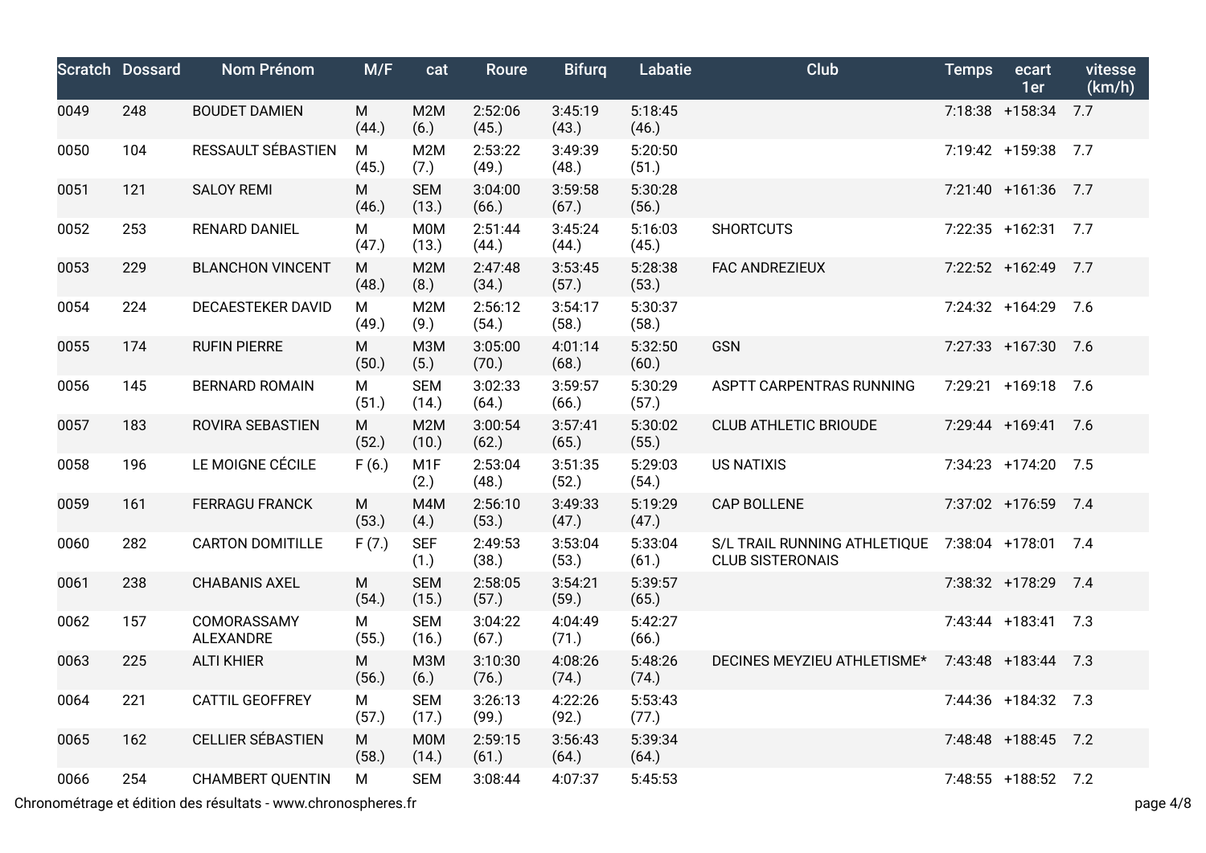| Scratch | Dossard | Nom Prénom | M/F | cat | Roure | Bifurq | Labatie | Club | Temps | ecart 1er | vitesse (km/h) |
|---|---|---|---|---|---|---|---|---|---|---|---|
| 0049 | 248 | BOUDET DAMIEN | M (44.) | M2M (6.) | 2:52:06 (45.) | 3:45:19 (43.) | 5:18:45 (46.) | | 7:18:38 | +158:34 | 7.7 |
| 0050 | 104 | RESSAULT SÉBASTIEN | M (45.) | M2M (7.) | 2:53:22 (49.) | 3:49:39 (48.) | 5:20:50 (51.) | | 7:19:42 | +159:38 | 7.7 |
| 0051 | 121 | SALOY REMI | M (46.) | SEM (13.) | 3:04:00 (66.) | 3:59:58 (67.) | 5:30:28 (56.) | | 7:21:40 | +161:36 | 7.7 |
| 0052 | 253 | RENARD DANIEL | M (47.) | M0M (13.) | 2:51:44 (44.) | 3:45:24 (44.) | 5:16:03 (45.) | SHORTCUTS | 7:22:35 | +162:31 | 7.7 |
| 0053 | 229 | BLANCHON VINCENT | M (48.) | M2M (8.) | 2:47:48 (34.) | 3:53:45 (57.) | 5:28:38 (53.) | FAC ANDREZIEUX | 7:22:52 | +162:49 | 7.7 |
| 0054 | 224 | DECAESTEKER DAVID | M (49.) | M2M (9.) | 2:56:12 (54.) | 3:54:17 (58.) | 5:30:37 (58.) | | 7:24:32 | +164:29 | 7.6 |
| 0055 | 174 | RUFIN PIERRE | M (50.) | M3M (5.) | 3:05:00 (70.) | 4:01:14 (68.) | 5:32:50 (60.) | GSN | 7:27:33 | +167:30 | 7.6 |
| 0056 | 145 | BERNARD ROMAIN | M (51.) | SEM (14.) | 3:02:33 (64.) | 3:59:57 (66.) | 5:30:29 (57.) | ASPTT CARPENTRAS RUNNING | 7:29:21 | +169:18 | 7.6 |
| 0057 | 183 | ROVIRA SEBASTIEN | M (52.) | M2M (10.) | 3:00:54 (62.) | 3:57:41 (65.) | 5:30:02 (55.) | CLUB ATHLETIC BRIOUDE | 7:29:44 | +169:41 | 7.6 |
| 0058 | 196 | LE MOIGNE CÉCILE | F (6.) | M1F (2.) | 2:53:04 (48.) | 3:51:35 (52.) | 5:29:03 (54.) | US NATIXIS | 7:34:23 | +174:20 | 7.5 |
| 0059 | 161 | FERRAGU FRANCK | M (53.) | M4M (4.) | 2:56:10 (53.) | 3:49:33 (47.) | 5:19:29 (47.) | CAP BOLLENE | 7:37:02 | +176:59 | 7.4 |
| 0060 | 282 | CARTON DOMITILLE | F (7.) | SEF (1.) | 2:49:53 (38.) | 3:53:04 (53.) | 5:33:04 (61.) | S/L TRAIL RUNNING ATHLETIQUE CLUB SISTERONAIS | 7:38:04 | +178:01 | 7.4 |
| 0061 | 238 | CHABANIS AXEL | M (54.) | SEM (15.) | 2:58:05 (57.) | 3:54:21 (59.) | 5:39:57 (65.) | | 7:38:32 | +178:29 | 7.4 |
| 0062 | 157 | COMORASSAMY ALEXANDRE | M (55.) | SEM (16.) | 3:04:22 (67.) | 4:04:49 (71.) | 5:42:27 (66.) | | 7:43:44 | +183:41 | 7.3 |
| 0063 | 225 | ALTI KHIER | M (56.) | M3M (6.) | 3:10:30 (76.) | 4:08:26 (74.) | 5:48:26 (74.) | DECINES MEYZIEU ATHLETISME* | 7:43:48 | +183:44 | 7.3 |
| 0064 | 221 | CATTIL GEOFFREY | M (57.) | SEM (17.) | 3:26:13 (99.) | 4:22:26 (92.) | 5:53:43 (77.) | | 7:44:36 | +184:32 | 7.3 |
| 0065 | 162 | CELLIER SÉBASTIEN | M (58.) | M0M (14.) | 2:59:15 (61.) | 3:56:43 (64.) | 5:39:34 (64.) | | 7:48:48 | +188:45 | 7.2 |
| 0066 | 254 | CHAMBERT QUENTIN | M | SEM | 3:08:44 | 4:07:37 | 5:45:53 | | 7:48:55 | +188:52 | 7.2 |

Chronométrage et édition des résultats - www.chronospheres.fr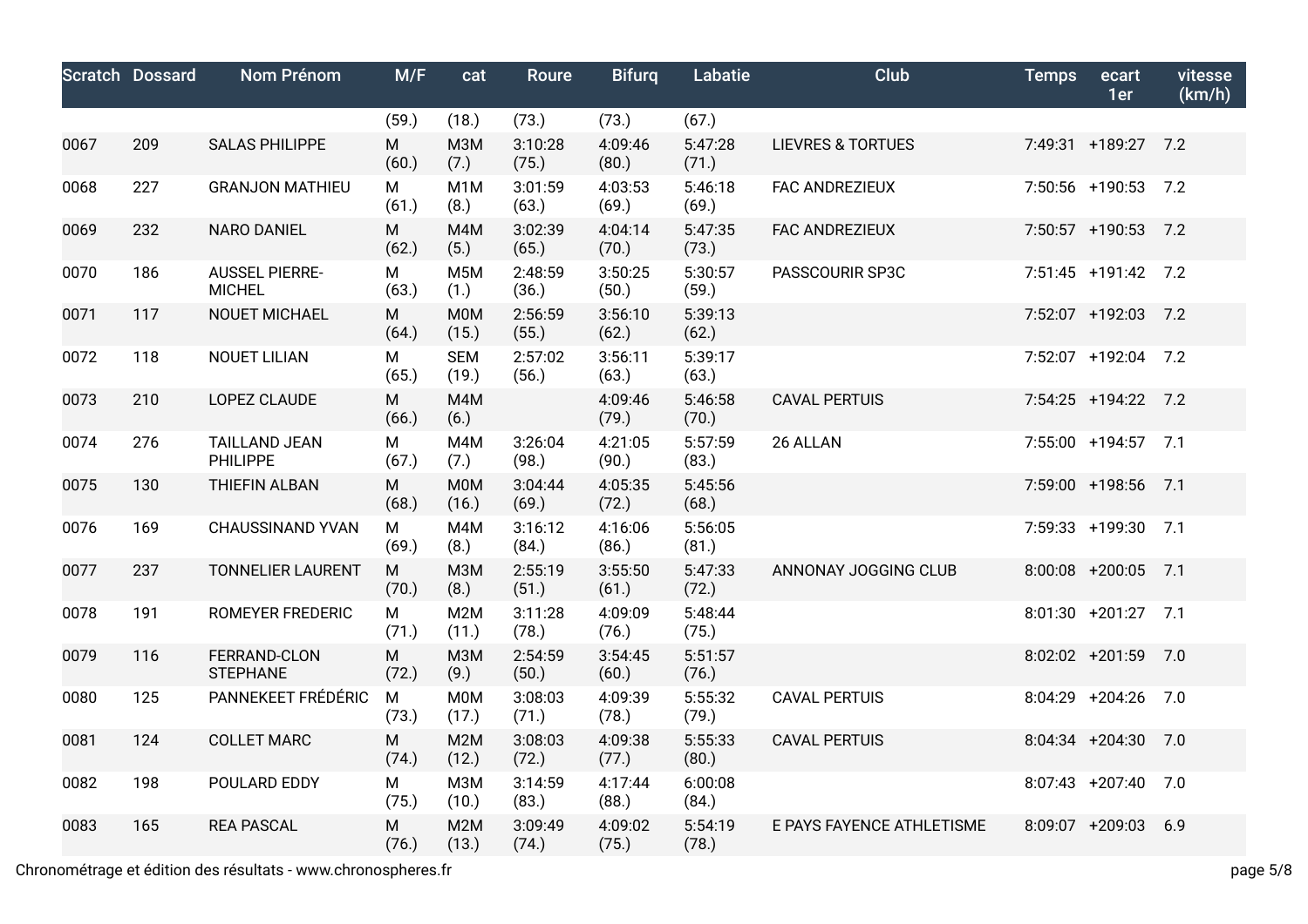| Scratch | Dossard | Nom Prénom | M/F | cat | Roure | Bifurq | Labatie | Club | Temps | ecart 1er | vitesse (km/h) |
|---|---|---|---|---|---|---|---|---|---|---|---|
| | | | (59.) | (18.) | (73.) | (73.) | (67.) | | | | |
| 0067 | 209 | SALAS PHILIPPE | M (60.) | M3M (7.) | 3:10:28 (75.) | 4:09:46 (80.) | 5:47:28 (71.) | LIEVRES & TORTUES | 7:49:31 | +189:27 | 7.2 |
| 0068 | 227 | GRANJON MATHIEU | M (61.) | M1M (8.) | 3:01:59 (63.) | 4:03:53 (69.) | 5:46:18 (69.) | FAC ANDREZIEUX | 7:50:56 | +190:53 | 7.2 |
| 0069 | 232 | NARO DANIEL | M (62.) | M4M (5.) | 3:02:39 (65.) | 4:04:14 (70.) | 5:47:35 (73.) | FAC ANDREZIEUX | 7:50:57 | +190:53 | 7.2 |
| 0070 | 186 | AUSSEL PIERRE-MICHEL | M (63.) | M5M (1.) | 2:48:59 (36.) | 3:50:25 (50.) | 5:30:57 (59.) | PASSCOURIR SP3C | 7:51:45 | +191:42 | 7.2 |
| 0071 | 117 | NOUET MICHAEL | M (64.) | M0M (15.) | 2:56:59 (55.) | 3:56:10 (62.) | 5:39:13 (62.) | | 7:52:07 | +192:03 | 7.2 |
| 0072 | 118 | NOUET LILIAN | M (65.) | SEM (19.) | 2:57:02 (56.) | 3:56:11 (63.) | 5:39:17 (63.) | | 7:52:07 | +192:04 | 7.2 |
| 0073 | 210 | LOPEZ CLAUDE | M (66.) | M4M (6.) | | 4:09:46 (79.) | 5:46:58 (70.) | CAVAL PERTUIS | 7:54:25 | +194:22 | 7.2 |
| 0074 | 276 | TAILLAND JEAN PHILIPPE | M (67.) | M4M (7.) | 3:26:04 (98.) | 4:21:05 (90.) | 5:57:59 (83.) | 26 ALLAN | 7:55:00 | +194:57 | 7.1 |
| 0075 | 130 | THIEFIN ALBAN | M (68.) | M0M (16.) | 3:04:44 (69.) | 4:05:35 (72.) | 5:45:56 (68.) | | 7:59:00 | +198:56 | 7.1 |
| 0076 | 169 | CHAUSSINAND YVAN | M (69.) | M4M (8.) | 3:16:12 (84.) | 4:16:06 (86.) | 5:56:05 (81.) | | 7:59:33 | +199:30 | 7.1 |
| 0077 | 237 | TONNELIER LAURENT | M (70.) | M3M (8.) | 2:55:19 (51.) | 3:55:50 (61.) | 5:47:33 (72.) | ANNONAY JOGGING CLUB | 8:00:08 | +200:05 | 7.1 |
| 0078 | 191 | ROMEYER FREDERIC | M (71.) | M2M (11.) | 3:11:28 (78.) | 4:09:09 (76.) | 5:48:44 (75.) | | 8:01:30 | +201:27 | 7.1 |
| 0079 | 116 | FERRAND-CLON STEPHANE | M (72.) | M3M (9.) | 2:54:59 (50.) | 3:54:45 (60.) | 5:51:57 (76.) | | 8:02:02 | +201:59 | 7.0 |
| 0080 | 125 | PANNEKEET FRÉDÉRIC | M (73.) | M0M (17.) | 3:08:03 (71.) | 4:09:39 (78.) | 5:55:32 (79.) | CAVAL PERTUIS | 8:04:29 | +204:26 | 7.0 |
| 0081 | 124 | COLLET MARC | M (74.) | M2M (12.) | 3:08:03 (72.) | 4:09:38 (77.) | 5:55:33 (80.) | CAVAL PERTUIS | 8:04:34 | +204:30 | 7.0 |
| 0082 | 198 | POULARD EDDY | M (75.) | M3M (10.) | 3:14:59 (83.) | 4:17:44 (88.) | 6:00:08 (84.) | | 8:07:43 | +207:40 | 7.0 |
| 0083 | 165 | REA PASCAL | M (76.) | M2M (13.) | 3:09:49 (74.) | 4:09:02 (75.) | 5:54:19 (78.) | E PAYS FAYENCE ATHLETISME | 8:09:07 | +209:03 | 6.9 |

Chronométrage et édition des résultats - www.chronospheres.fr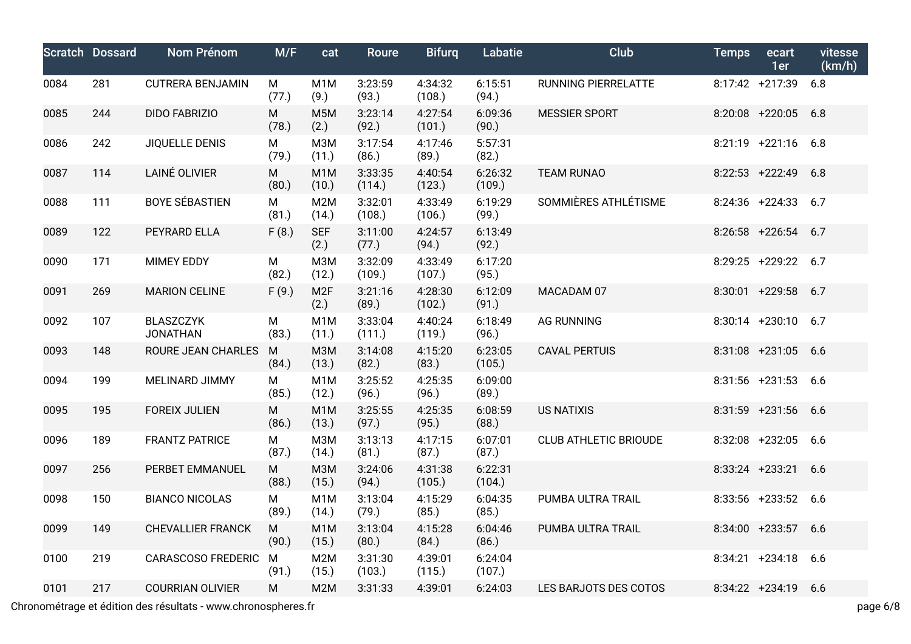| Scratch | Dossard | Nom Prénom | M/F | cat | Roure | Bifurq | Labatie | Club | Temps | ecart 1er | vitesse (km/h) |
|---|---|---|---|---|---|---|---|---|---|---|---|
| 0084 | 281 | CUTRERA BENJAMIN | M (77.) | M1M (9.) | 3:23:59 (93.) | 4:34:32 (108.) | 6:15:51 (94.) | RUNNING PIERRELATTE | 8:17:42 | +217:39 | 6.8 |
| 0085 | 244 | DIDO FABRIZIO | M (78.) | M5M (2.) | 3:23:14 (92.) | 4:27:54 (101.) | 6:09:36 (90.) | MESSIER SPORT | 8:20:08 | +220:05 | 6.8 |
| 0086 | 242 | JIQUELLE DENIS | M (79.) | M3M (11.) | 3:17:54 (86.) | 4:17:46 (89.) | 5:57:31 (82.) | | 8:21:19 | +221:16 | 6.8 |
| 0087 | 114 | LAINÉ OLIVIER | M (80.) | M1M (10.) | 3:33:35 (114.) | 4:40:54 (123.) | 6:26:32 (109.) | TEAM RUNAO | 8:22:53 | +222:49 | 6.8 |
| 0088 | 111 | BOYE SÉBASTIEN | M (81.) | M2M (14.) | 3:32:01 (108.) | 4:33:49 (106.) | 6:19:29 (99.) | SOMMIÈRES ATHLÉTISME | 8:24:36 | +224:33 | 6.7 |
| 0089 | 122 | PEYRARD ELLA | F (8.) | SEF (2.) | 3:11:00 (77.) | 4:24:57 (94.) | 6:13:49 (92.) | | 8:26:58 | +226:54 | 6.7 |
| 0090 | 171 | MIMEY EDDY | M (82.) | M3M (12.) | 3:32:09 (109.) | 4:33:49 (107.) | 6:17:20 (95.) | | 8:29:25 | +229:22 | 6.7 |
| 0091 | 269 | MARION CELINE | F (9.) | M2F (2.) | 3:21:16 (89.) | 4:28:30 (102.) | 6:12:09 (91.) | MACADAM 07 | 8:30:01 | +229:58 | 6.7 |
| 0092 | 107 | BLASZCZYK JONATHAN | M (83.) | M1M (11.) | 3:33:04 (111.) | 4:40:24 (119.) | 6:18:49 (96.) | AG RUNNING | 8:30:14 | +230:10 | 6.7 |
| 0093 | 148 | ROURE JEAN CHARLES | M (84.) | M3M (13.) | 3:14:08 (82.) | 4:15:20 (83.) | 6:23:05 (105.) | CAVAL PERTUIS | 8:31:08 | +231:05 | 6.6 |
| 0094 | 199 | MELINARD JIMMY | M (85.) | M1M (12.) | 3:25:52 (96.) | 4:25:35 (96.) | 6:09:00 (89.) | | 8:31:56 | +231:53 | 6.6 |
| 0095 | 195 | FOREIX JULIEN | M (86.) | M1M (13.) | 3:25:55 (97.) | 4:25:35 (95.) | 6:08:59 (88.) | US NATIXIS | 8:31:59 | +231:56 | 6.6 |
| 0096 | 189 | FRANTZ PATRICE | M (87.) | M3M (14.) | 3:13:13 (81.) | 4:17:15 (87.) | 6:07:01 (87.) | CLUB ATHLETIC BRIOUDE | 8:32:08 | +232:05 | 6.6 |
| 0097 | 256 | PERBET EMMANUEL | M (88.) | M3M (15.) | 3:24:06 (94.) | 4:31:38 (105.) | 6:22:31 (104.) | | 8:33:24 | +233:21 | 6.6 |
| 0098 | 150 | BIANCO NICOLAS | M (89.) | M1M (14.) | 3:13:04 (79.) | 4:15:29 (85.) | 6:04:35 (85.) | PUMBA ULTRA TRAIL | 8:33:56 | +233:52 | 6.6 |
| 0099 | 149 | CHEVALLIER FRANCK | M (90.) | M1M (15.) | 3:13:04 (80.) | 4:15:28 (84.) | 6:04:46 (86.) | PUMBA ULTRA TRAIL | 8:34:00 | +233:57 | 6.6 |
| 0100 | 219 | CARASCOSO FREDERIC | M (91.) | M2M (15.) | 3:31:30 (103.) | 4:39:01 (115.) | 6:24:04 (107.) | | 8:34:21 | +234:18 | 6.6 |
| 0101 | 217 | COURRIAN OLIVIER | M | M2M | 3:31:33 | 4:39:01 | 6:24:03 | LES BARJOTS DES COTOS | 8:34:22 | +234:19 | 6.6 |

Chronométrage et édition des résultats - www.chronospheres.fr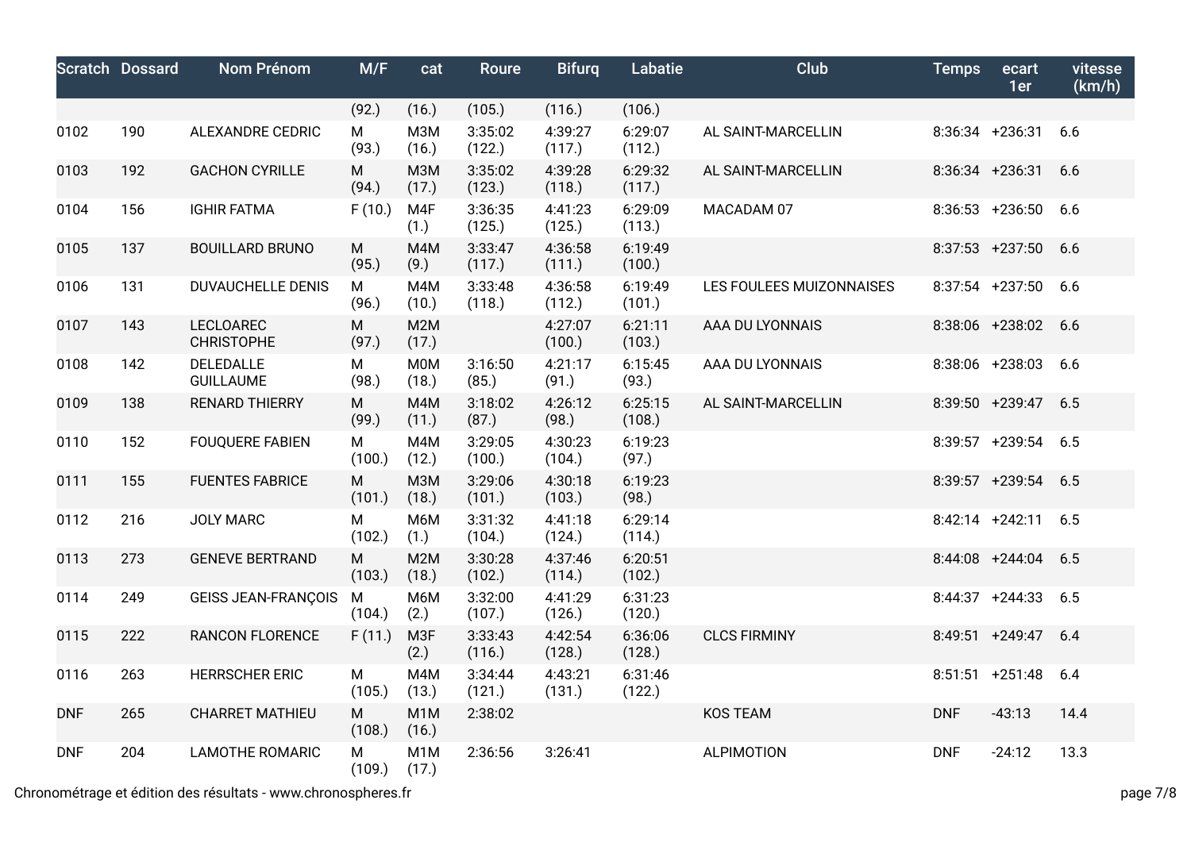| Scratch | Dossard | Nom Prénom | M/F | cat | Roure | Bifurq | Labatie | Club | Temps | ecart 1er | vitesse (km/h) |
|---|---|---|---|---|---|---|---|---|---|---|---|
| | | | (92.) | (16.) | (105.) | (116.) | (106.) | | | | |
| 0102 | 190 | ALEXANDRE CEDRIC | M (93.) | M3M (16.) | 3:35:02 (122.) | 4:39:27 (117.) | 6:29:07 (112.) | AL SAINT-MARCELLIN | 8:36:34 | +236:31 | 6.6 |
| 0103 | 192 | GACHON CYRILLE | M (94.) | M3M (17.) | 3:35:02 (123.) | 4:39:28 (118.) | 6:29:32 (117.) | AL SAINT-MARCELLIN | 8:36:34 | +236:31 | 6.6 |
| 0104 | 156 | IGHIR FATMA | F (10.) | M4F (1.) | 3:36:35 (125.) | 4:41:23 (125.) | 6:29:09 (113.) | MACADAM 07 | 8:36:53 | +236:50 | 6.6 |
| 0105 | 137 | BOUILLARD BRUNO | M (95.) | M4M (9.) | 3:33:47 (117.) | 4:36:58 (111.) | 6:19:49 (100.) | | 8:37:53 | +237:50 | 6.6 |
| 0106 | 131 | DUVAUCHELLE DENIS | M (96.) | M4M (10.) | 3:33:48 (118.) | 4:36:58 (112.) | 6:19:49 (101.) | LES FOULEES MUIZONNAISES | 8:37:54 | +237:50 | 6.6 |
| 0107 | 143 | LECLOAREC CHRISTOPHE | M (97.) | M2M (17.) | | 4:27:07 (100.) | 6:21:11 (103.) | AAA DU LYONNAIS | 8:38:06 | +238:02 | 6.6 |
| 0108 | 142 | DELEDALLE GUILLAUME | M (98.) | M0M (18.) | 3:16:50 (85.) | 4:21:17 (91.) | 6:15:45 (93.) | AAA DU LYONNAIS | 8:38:06 | +238:03 | 6.6 |
| 0109 | 138 | RENARD THIERRY | M (99.) | M4M (11.) | 3:18:02 (87.) | 4:26:12 (98.) | 6:25:15 (108.) | AL SAINT-MARCELLIN | 8:39:50 | +239:47 | 6.5 |
| 0110 | 152 | FOUQUERE FABIEN | M (100.) | M4M (12.) | 3:29:05 (100.) | 4:30:23 (104.) | 6:19:23 (97.) | | 8:39:57 | +239:54 | 6.5 |
| 0111 | 155 | FUENTES FABRICE | M (101.) | M3M (18.) | 3:29:06 (101.) | 4:30:18 (103.) | 6:19:23 (98.) | | 8:39:57 | +239:54 | 6.5 |
| 0112 | 216 | JOLY MARC | M (102.) | M6M (1.) | 3:31:32 (104.) | 4:41:18 (124.) | 6:29:14 (114.) | | 8:42:14 | +242:11 | 6.5 |
| 0113 | 273 | GENEVE BERTRAND | M (103.) | M2M (18.) | 3:30:28 (102.) | 4:37:46 (114.) | 6:20:51 (102.) | | 8:44:08 | +244:04 | 6.5 |
| 0114 | 249 | GEISS JEAN-FRANÇOIS | M (104.) | M6M (2.) | 3:32:00 (107.) | 4:41:29 (126.) | 6:31:23 (120.) | | 8:44:37 | +244:33 | 6.5 |
| 0115 | 222 | RANCON FLORENCE | F (11.) | M3F (2.) | 3:33:43 (116.) | 4:42:54 (128.) | 6:36:06 (128.) | CLCS FIRMINY | 8:49:51 | +249:47 | 6.4 |
| 0116 | 263 | HERRSCHER ERIC | M (105.) | M4M (13.) | 3:34:44 (121.) | 4:43:21 (131.) | 6:31:46 (122.) | | 8:51:51 | +251:48 | 6.4 |
| DNF | 265 | CHARRET MATHIEU | M (108.) | M1M (16.) | 2:38:02 | | | KOS TEAM | DNF | -43:13 | 14.4 |
| DNF | 204 | LAMOTHE ROMARIC | M (109.) | M1M (17.) | 2:36:56 | 3:26:41 | | ALPIMOTION | DNF | -24:12 | 13.3 |

Chronométrage et édition des résultats - www.chronospheres.fr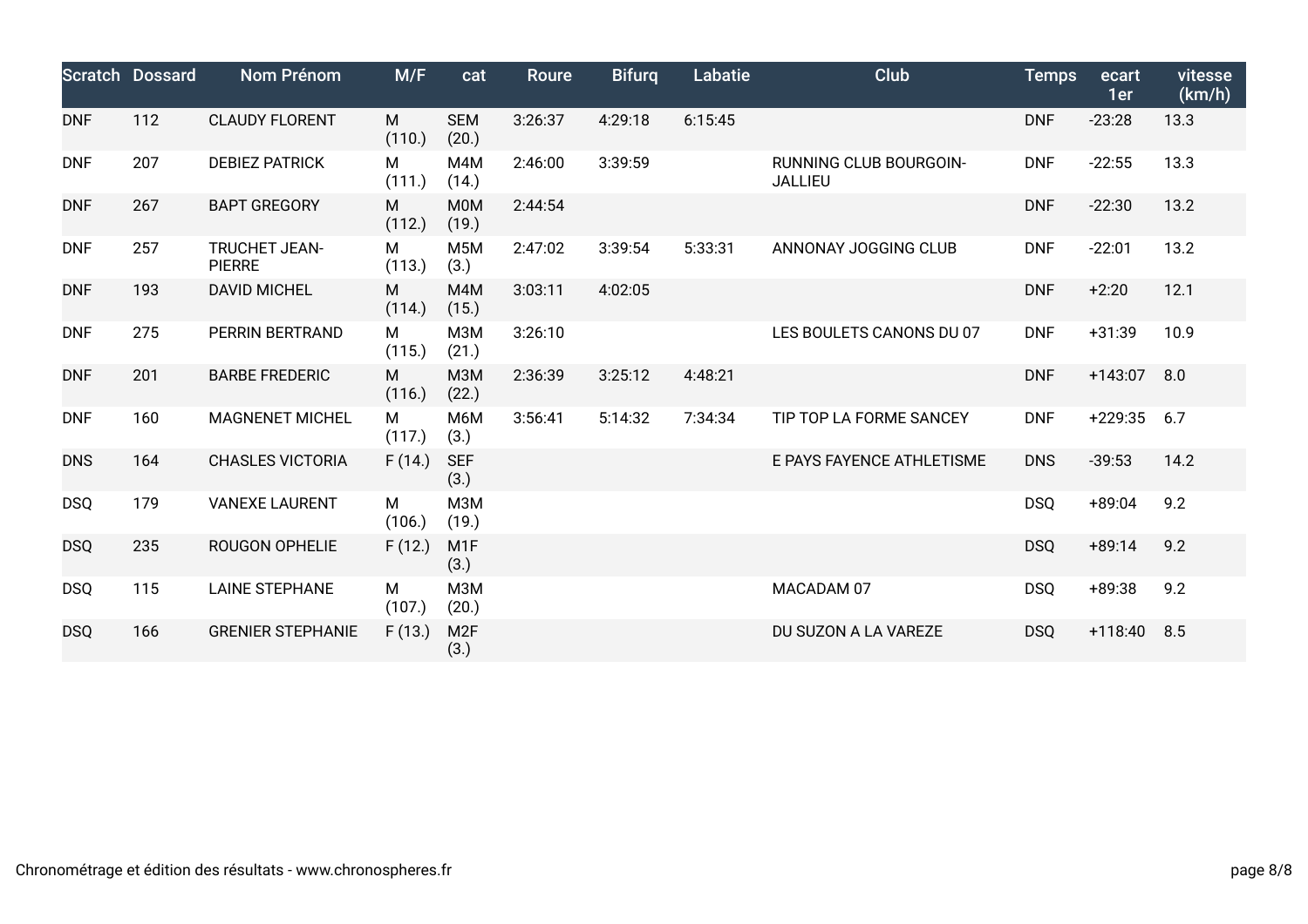| Scratch | Dossard | Nom Prénom | M/F | cat | Roure | Bifurq | Labatie | Club | Temps | ecart 1er | vitesse (km/h) |
|---|---|---|---|---|---|---|---|---|---|---|---|
| DNF | 112 | CLAUDY FLORENT | M (110.) | SEM (20.) | 3:26:37 | 4:29:18 | 6:15:45 | | DNF | -23:28 | 13.3 |
| DNF | 207 | DEBIEZ PATRICK | M (111.) | M4M (14.) | 2:46:00 | 3:39:59 | | RUNNING CLUB BOURGOIN-JALLIEU | DNF | -22:55 | 13.3 |
| DNF | 267 | BAPT GREGORY | M (112.) | M0M (19.) | 2:44:54 | | | | DNF | -22:30 | 13.2 |
| DNF | 257 | TRUCHET JEAN-PIERRE | M (113.) | M5M (3.) | 2:47:02 | 3:39:54 | 5:33:31 | ANNONAY JOGGING CLUB | DNF | -22:01 | 13.2 |
| DNF | 193 | DAVID MICHEL | M (114.) | M4M (15.) | 3:03:11 | 4:02:05 | | | DNF | +2:20 | 12.1 |
| DNF | 275 | PERRIN BERTRAND | M (115.) | M3M (21.) | 3:26:10 | | | LES BOULETS CANONS DU 07 | DNF | +31:39 | 10.9 |
| DNF | 201 | BARBE FREDERIC | M (116.) | M3M (22.) | 2:36:39 | 3:25:12 | 4:48:21 | | DNF | +143:07 | 8.0 |
| DNF | 160 | MAGNENET MICHEL | M (117.) | M6M (3.) | 3:56:41 | 5:14:32 | 7:34:34 | TIP TOP LA FORME SANCEY | DNF | +229:35 | 6.7 |
| DNS | 164 | CHASLES VICTORIA | F (14.) | SEF (3.) | | | | E PAYS FAYENCE ATHLETISME | DNS | -39:53 | 14.2 |
| DSQ | 179 | VANEXE LAURENT | M (106.) | M3M (19.) | | | | | DSQ | +89:04 | 9.2 |
| DSQ | 235 | ROUGON OPHELIE | F (12.) | M1F (3.) | | | | | DSQ | +89:14 | 9.2 |
| DSQ | 115 | LAINE STEPHANE | M (107.) | M3M (20.) | | | | MACADAM 07 | DSQ | +89:38 | 9.2 |
| DSQ | 166 | GRENIER STEPHANIE | F (13.) | M2F (3.) | | | | DU SUZON A LA VAREZE | DSQ | +118:40 | 8.5 |

Chronométrage et édition des résultats - www.chronospheres.fr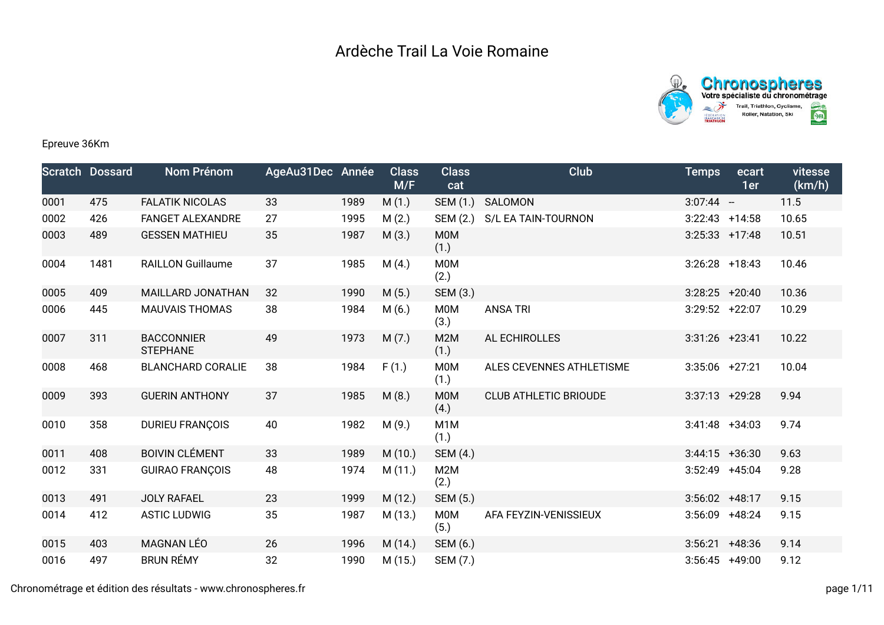# Ardèche Trail La Voie Romaine

Epreuve 36Km

| Scratch | Dossard | Nom Prénom | AgeAu31Dec | Année | Class M/F | Class cat | Club | Temps | ecart 1er | vitesse (km/h) |
|---|---|---|---|---|---|---|---|---|---|---|
| 0001 | 475 | FALATIK NICOLAS | 33 | 1989 | M (1.) | SEM (1.) | SALOMON | 3:07:44 | -- | 11.5 |
| 0002 | 426 | FANGET ALEXANDRE | 27 | 1995 | M (2.) | SEM (2.) | S/L EA TAIN-TOURNON | 3:22:43 | +14:58 | 10.65 |
| 0003 | 489 | GESSEN MATHIEU | 35 | 1987 | M (3.) | M0M (1.) | | 3:25:33 | +17:48 | 10.51 |
| 0004 | 1481 | RAILLON Guillaume | 37 | 1985 | M (4.) | M0M (2.) | | 3:26:28 | +18:43 | 10.46 |
| 0005 | 409 | MAILLARD JONATHAN | 32 | 1990 | M (5.) | SEM (3.) | | 3:28:25 | +20:40 | 10.36 |
| 0006 | 445 | MAUVAIS THOMAS | 38 | 1984 | M (6.) | M0M (3.) | ANSA TRI | 3:29:52 | +22:07 | 10.29 |
| 0007 | 311 | BACCONNIER STEPHANE | 49 | 1973 | M (7.) | M2M (1.) | AL ECHIROLLES | 3:31:26 | +23:41 | 10.22 |
| 0008 | 468 | BLANCHARD CORALIE | 38 | 1984 | F (1.) | M0M (1.) | ALES CEVENNES ATHLETISME | 3:35:06 | +27:21 | 10.04 |
| 0009 | 393 | GUERIN ANTHONY | 37 | 1985 | M (8.) | M0M (4.) | CLUB ATHLETIC BRIOUDE | 3:37:13 | +29:28 | 9.94 |
| 0010 | 358 | DURIEU FRANÇOIS | 40 | 1982 | M (9.) | M1M (1.) | | 3:41:48 | +34:03 | 9.74 |
| 0011 | 408 | BOIVIN CLÉMENT | 33 | 1989 | M (10.) | SEM (4.) | | 3:44:15 | +36:30 | 9.63 |
| 0012 | 331 | GUIRAO FRANÇOIS | 48 | 1974 | M (11.) | M2M (2.) | | 3:52:49 | +45:04 | 9.28 |
| 0013 | 491 | JOLY RAFAEL | 23 | 1999 | M (12.) | SEM (5.) | | 3:56:02 | +48:17 | 9.15 |
| 0014 | 412 | ASTIC LUDWIG | 35 | 1987 | M (13.) | M0M (5.) | AFA FEYZIN-VENISSIEUX | 3:56:09 | +48:24 | 9.15 |
| 0015 | 403 | MAGNAN LÉO | 26 | 1996 | M (14.) | SEM (6.) | | 3:56:21 | +48:36 | 9.14 |
| 0016 | 497 | BRUN RÉMY | 32 | 1990 | M (15.) | SEM (7.) | | 3:56:45 | +49:00 | 9.12 |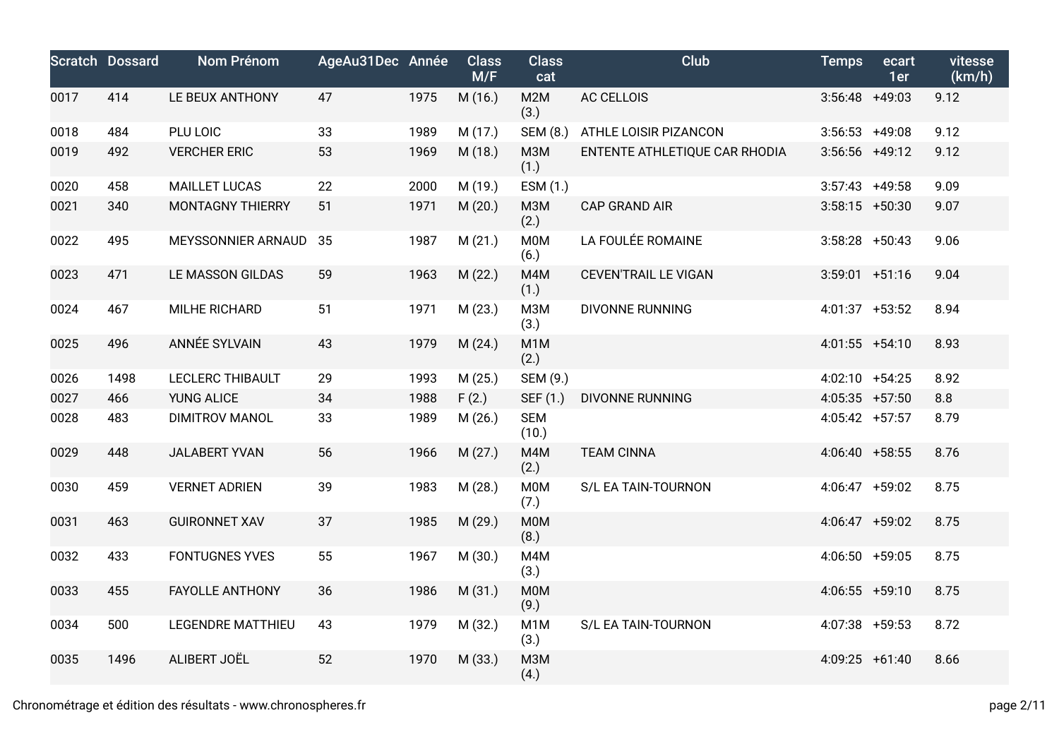| Scratch | Dossard | Nom Prénom | AgeAu31Dec | Année | Class M/F | Class cat | Club | Temps | ecart 1er | vitesse (km/h) |
|---|---|---|---|---|---|---|---|---|---|---|
| 0017 | 414 | LE BEUX ANTHONY | 47 | 1975 | M (16.) | M2M (3.) | AC CELLOIS | 3:56:48 | +49:03 | 9.12 |
| 0018 | 484 | PLU LOIC | 33 | 1989 | M (17.) | SEM (8.) | ATHLE LOISIR PIZANCON | 3:56:53 | +49:08 | 9.12 |
| 0019 | 492 | VERCHER ERIC | 53 | 1969 | M (18.) | M3M (1.) | ENTENTE ATHLETIQUE CAR RHODIA | 3:56:56 | +49:12 | 9.12 |
| 0020 | 458 | MAILLET LUCAS | 22 | 2000 | M (19.) | ESM (1.) | | 3:57:43 | +49:58 | 9.09 |
| 0021 | 340 | MONTAGNY THIERRY | 51 | 1971 | M (20.) | M3M (2.) | CAP GRAND AIR | 3:58:15 | +50:30 | 9.07 |
| 0022 | 495 | MEYSSONNIER ARNAUD | 35 | 1987 | M (21.) | M0M (6.) | LA FOULÉE ROMAINE | 3:58:28 | +50:43 | 9.06 |
| 0023 | 471 | LE MASSON GILDAS | 59 | 1963 | M (22.) | M4M (1.) | CEVEN'TRAIL LE VIGAN | 3:59:01 | +51:16 | 9.04 |
| 0024 | 467 | MILHE RICHARD | 51 | 1971 | M (23.) | M3M (3.) | DIVONNE RUNNING | 4:01:37 | +53:52 | 8.94 |
| 0025 | 496 | ANNÉE SYLVAIN | 43 | 1979 | M (24.) | M1M (2.) | | 4:01:55 | +54:10 | 8.93 |
| 0026 | 1498 | LECLERC THIBAULT | 29 | 1993 | M (25.) | SEM (9.) | | 4:02:10 | +54:25 | 8.92 |
| 0027 | 466 | YUNG ALICE | 34 | 1988 | F (2.) | SEF (1.) | DIVONNE RUNNING | 4:05:35 | +57:50 | 8.8 |
| 0028 | 483 | DIMITROV MANOL | 33 | 1989 | M (26.) | SEM (10.) | | 4:05:42 | +57:57 | 8.79 |
| 0029 | 448 | JALABERT YVAN | 56 | 1966 | M (27.) | M4M (2.) | TEAM CINNA | 4:06:40 | +58:55 | 8.76 |
| 0030 | 459 | VERNET ADRIEN | 39 | 1983 | M (28.) | M0M (7.) | S/L EA TAIN-TOURNON | 4:06:47 | +59:02 | 8.75 |
| 0031 | 463 | GUIRONNET XAV | 37 | 1985 | M (29.) | M0M (8.) | | 4:06:47 | +59:02 | 8.75 |
| 0032 | 433 | FONTUGNES YVES | 55 | 1967 | M (30.) | M4M (3.) | | 4:06:50 | +59:05 | 8.75 |
| 0033 | 455 | FAYOLLE ANTHONY | 36 | 1986 | M (31.) | M0M (9.) | | 4:06:55 | +59:10 | 8.75 |
| 0034 | 500 | LEGENDRE MATTHIEU | 43 | 1979 | M (32.) | M1M (3.) | S/L EA TAIN-TOURNON | 4:07:38 | +59:53 | 8.72 |
| 0035 | 1496 | ALIBERT JOËL | 52 | 1970 | M (33.) | M3M (4.) | | 4:09:25 | +61:40 | 8.66 |

Chronométrage et édition des résultats - www.chronospheres.fr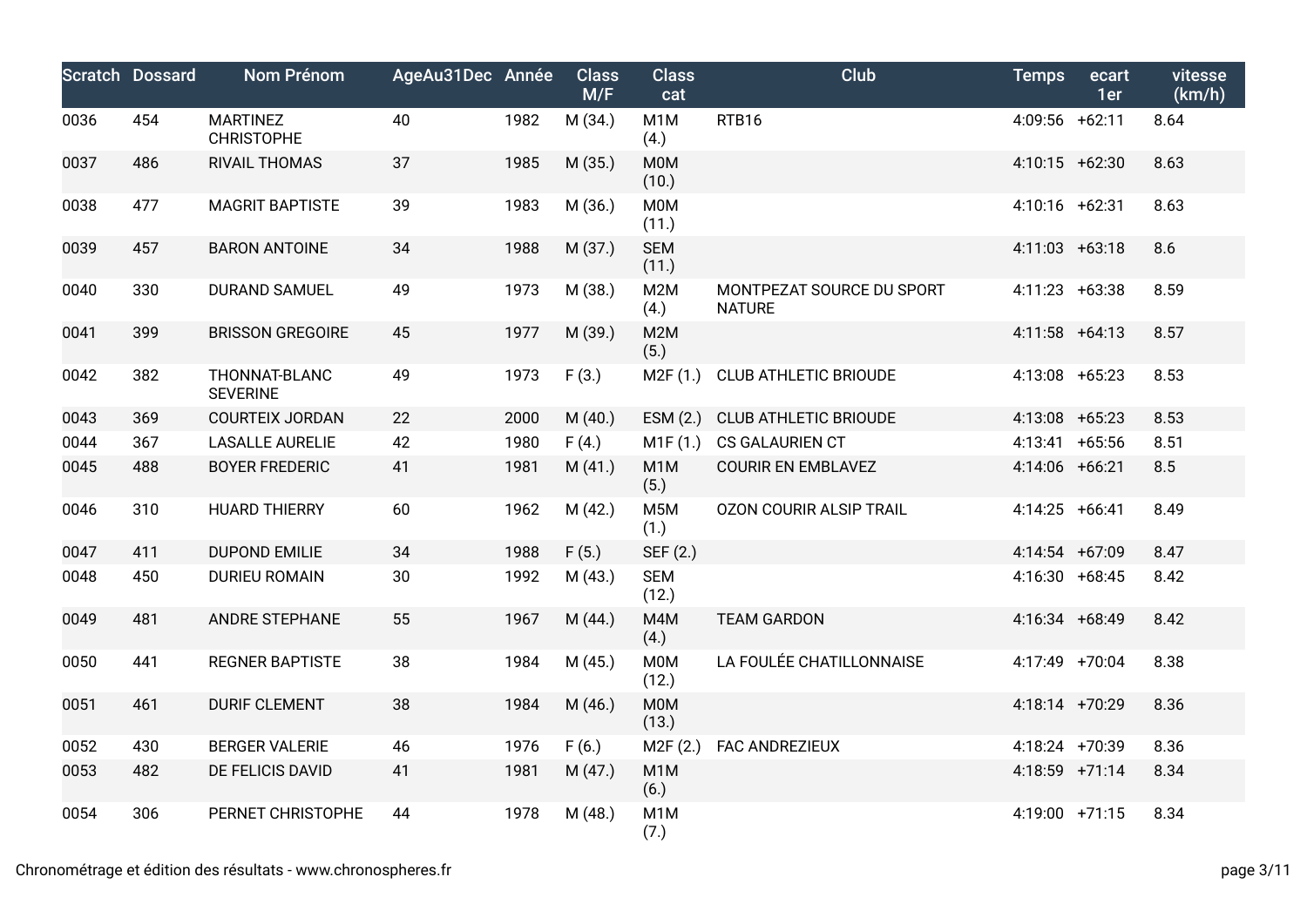| Scratch | Dossard | Nom Prénom | AgeAu31Dec | Année | Class M/F | Class cat | Club | Temps | ecart 1er | vitesse (km/h) |
|---|---|---|---|---|---|---|---|---|---|---|
| 0036 | 454 | MARTINEZ CHRISTOPHE | 40 | 1982 | M (34.) | M1M (4.) | RTB16 | 4:09:56 | +62:11 | 8.64 |
| 0037 | 486 | RIVAIL THOMAS | 37 | 1985 | M (35.) | M0M (10.) | | 4:10:15 | +62:30 | 8.63 |
| 0038 | 477 | MAGRIT BAPTISTE | 39 | 1983 | M (36.) | M0M (11.) | | 4:10:16 | +62:31 | 8.63 |
| 0039 | 457 | BARON ANTOINE | 34 | 1988 | M (37.) | SEM (11.) | | 4:11:03 | +63:18 | 8.6 |
| 0040 | 330 | DURAND SAMUEL | 49 | 1973 | M (38.) | M2M (4.) | MONTPEZAT SOURCE DU SPORT NATURE | 4:11:23 | +63:38 | 8.59 |
| 0041 | 399 | BRISSON GREGOIRE | 45 | 1977 | M (39.) | M2M (5.) | | 4:11:58 | +64:13 | 8.57 |
| 0042 | 382 | THONNAT-BLANC SEVERINE | 49 | 1973 | F (3.) | M2F (1.) | CLUB ATHLETIC BRIOUDE | 4:13:08 | +65:23 | 8.53 |
| 0043 | 369 | COURTEIX JORDAN | 22 | 2000 | M (40.) | ESM (2.) | CLUB ATHLETIC BRIOUDE | 4:13:08 | +65:23 | 8.53 |
| 0044 | 367 | LASALLE AURELIE | 42 | 1980 | F (4.) | M1F (1.) | CS GALAURIEN CT | 4:13:41 | +65:56 | 8.51 |
| 0045 | 488 | BOYER FREDERIC | 41 | 1981 | M (41.) | M1M (5.) | COURIR EN EMBLAVEZ | 4:14:06 | +66:21 | 8.5 |
| 0046 | 310 | HUARD THIERRY | 60 | 1962 | M (42.) | M5M (1.) | OZON COURIR ALSIP TRAIL | 4:14:25 | +66:41 | 8.49 |
| 0047 | 411 | DUPOND EMILIE | 34 | 1988 | F (5.) | SEF (2.) | | 4:14:54 | +67:09 | 8.47 |
| 0048 | 450 | DURIEU ROMAIN | 30 | 1992 | M (43.) | SEM (12.) | | 4:16:30 | +68:45 | 8.42 |
| 0049 | 481 | ANDRE STEPHANE | 55 | 1967 | M (44.) | M4M (4.) | TEAM GARDON | 4:16:34 | +68:49 | 8.42 |
| 0050 | 441 | REGNER BAPTISTE | 38 | 1984 | M (45.) | M0M (12.) | LA FOULÉE CHATILLONNAISE | 4:17:49 | +70:04 | 8.38 |
| 0051 | 461 | DURIF CLEMENT | 38 | 1984 | M (46.) | M0M (13.) | | 4:18:14 | +70:29 | 8.36 |
| 0052 | 430 | BERGER VALERIE | 46 | 1976 | F (6.) | M2F (2.) | FAC ANDREZIEUX | 4:18:24 | +70:39 | 8.36 |
| 0053 | 482 | DE FELICIS DAVID | 41 | 1981 | M (47.) | M1M (6.) | | 4:18:59 | +71:14 | 8.34 |
| 0054 | 306 | PERNET CHRISTOPHE | 44 | 1978 | M (48.) | M1M (7.) | | 4:19:00 | +71:15 | 8.34 |

Chronométrage et édition des résultats - www.chronospheres.fr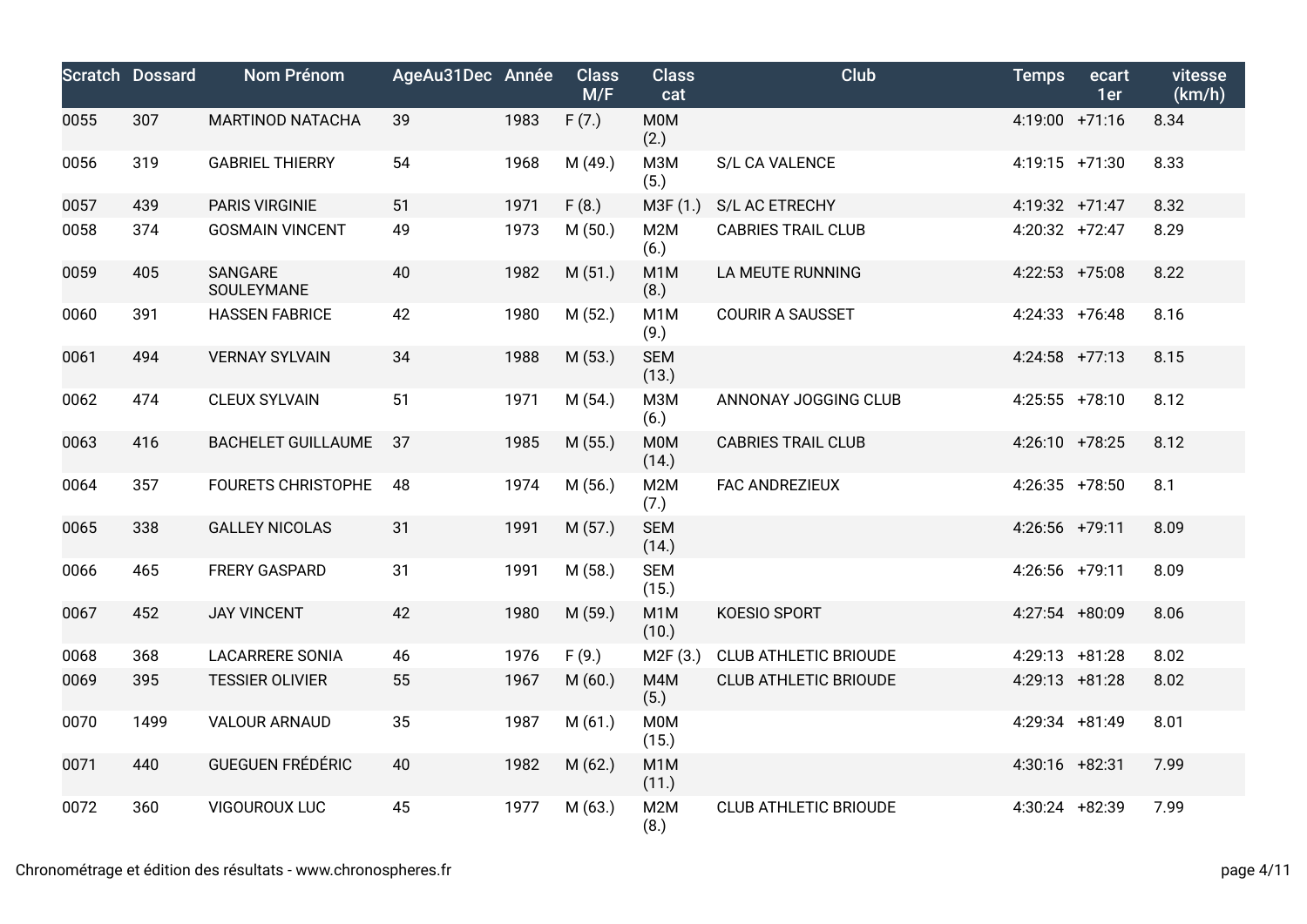| Scratch | Dossard | Nom Prénom | AgeAu31Dec | Année | Class M/F | Class cat | Club | Temps | ecart 1er | vitesse (km/h) |
|---|---|---|---|---|---|---|---|---|---|---|
| 0055 | 307 | MARTINOD NATACHA | 39 | 1983 | F (7.) | M0M (2.) | | 4:19:00 | +71:16 | 8.34 |
| 0056 | 319 | GABRIEL THIERRY | 54 | 1968 | M (49.) | M3M (5.) | S/L CA VALENCE | 4:19:15 | +71:30 | 8.33 |
| 0057 | 439 | PARIS VIRGINIE | 51 | 1971 | F (8.) | M3F (1.) | S/L AC ETRECHY | 4:19:32 | +71:47 | 8.32 |
| 0058 | 374 | GOSMAIN VINCENT | 49 | 1973 | M (50.) | M2M (6.) | CABRIES TRAIL CLUB | 4:20:32 | +72:47 | 8.29 |
| 0059 | 405 | SANGARE SOULEYMANE | 40 | 1982 | M (51.) | M1M (8.) | LA MEUTE RUNNING | 4:22:53 | +75:08 | 8.22 |
| 0060 | 391 | HASSEN FABRICE | 42 | 1980 | M (52.) | M1M (9.) | COURIR A SAUSSET | 4:24:33 | +76:48 | 8.16 |
| 0061 | 494 | VERNAY SYLVAIN | 34 | 1988 | M (53.) | SEM (13.) | | 4:24:58 | +77:13 | 8.15 |
| 0062 | 474 | CLEUX SYLVAIN | 51 | 1971 | M (54.) | M3M (6.) | ANNONAY JOGGING CLUB | 4:25:55 | +78:10 | 8.12 |
| 0063 | 416 | BACHELET GUILLAUME | 37 | 1985 | M (55.) | M0M (14.) | CABRIES TRAIL CLUB | 4:26:10 | +78:25 | 8.12 |
| 0064 | 357 | FOURETS CHRISTOPHE | 48 | 1974 | M (56.) | M2M (7.) | FAC ANDREZIEUX | 4:26:35 | +78:50 | 8.1 |
| 0065 | 338 | GALLEY NICOLAS | 31 | 1991 | M (57.) | SEM (14.) | | 4:26:56 | +79:11 | 8.09 |
| 0066 | 465 | FRERY GASPARD | 31 | 1991 | M (58.) | SEM (15.) | | 4:26:56 | +79:11 | 8.09 |
| 0067 | 452 | JAY VINCENT | 42 | 1980 | M (59.) | M1M (10.) | KOESIO SPORT | 4:27:54 | +80:09 | 8.06 |
| 0068 | 368 | LACARRERE SONIA | 46 | 1976 | F (9.) | M2F (3.) | CLUB ATHLETIC BRIOUDE | 4:29:13 | +81:28 | 8.02 |
| 0069 | 395 | TESSIER OLIVIER | 55 | 1967 | M (60.) | M4M (5.) | CLUB ATHLETIC BRIOUDE | 4:29:13 | +81:28 | 8.02 |
| 0070 | 1499 | VALOUR ARNAUD | 35 | 1987 | M (61.) | M0M (15.) | | 4:29:34 | +81:49 | 8.01 |
| 0071 | 440 | GUEGUEN FRÉDÉRIC | 40 | 1982 | M (62.) | M1M (11.) | | 4:30:16 | +82:31 | 7.99 |
| 0072 | 360 | VIGOUROUX LUC | 45 | 1977 | M (63.) | M2M (8.) | CLUB ATHLETIC BRIOUDE | 4:30:24 | +82:39 | 7.99 |

Chronométrage et édition des résultats - www.chronospheres.fr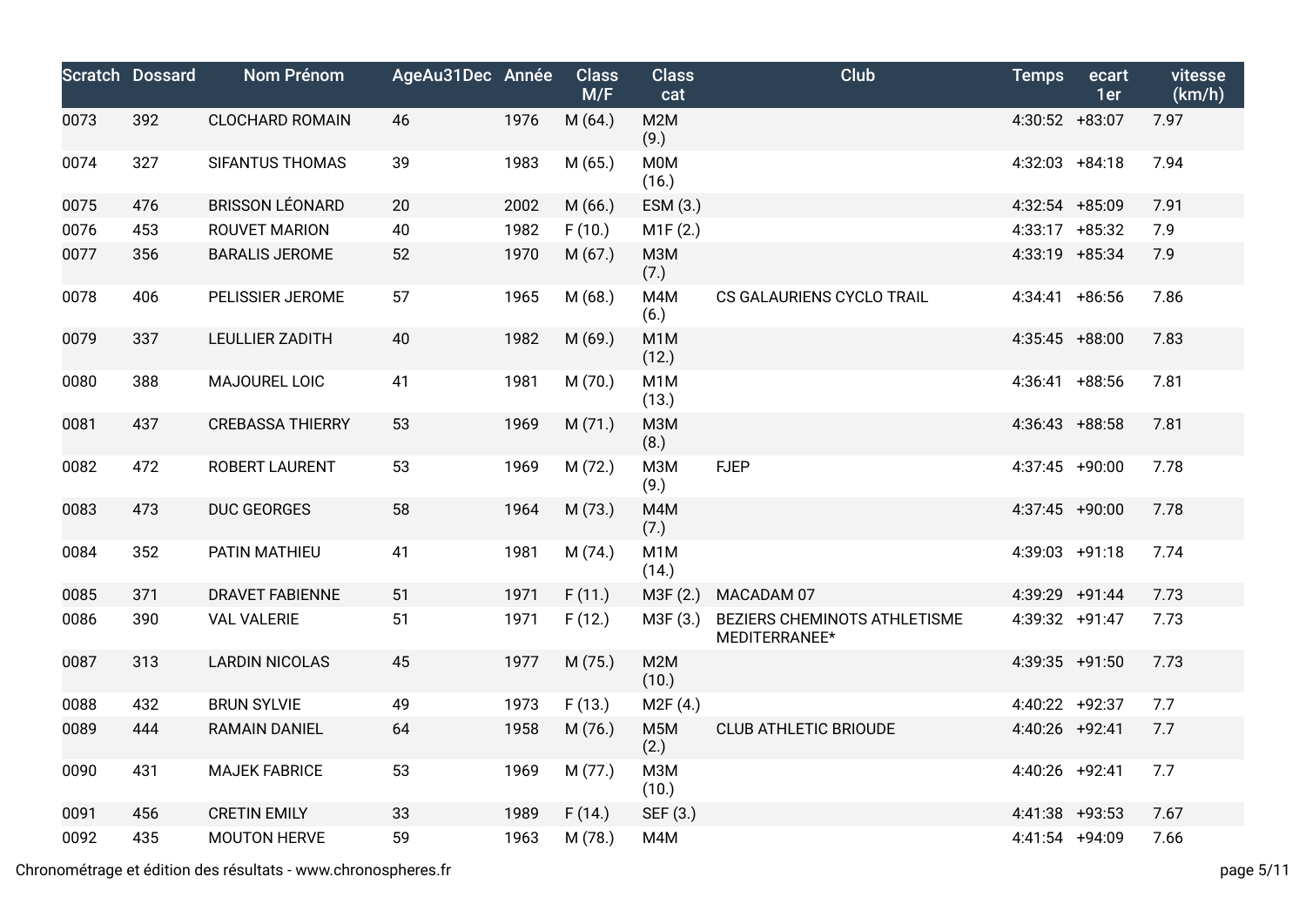| Scratch | Dossard | Nom Prénom | AgeAu31Dec | Année | Class M/F | Class cat | Club | Temps | ecart 1er | vitesse (km/h) |
|---|---|---|---|---|---|---|---|---|---|---|
| 0073 | 392 | CLOCHARD ROMAIN | 46 | 1976 | M (64.) | M2M (9.) | | 4:30:52 | +83:07 | 7.97 |
| 0074 | 327 | SIFANTUS THOMAS | 39 | 1983 | M (65.) | M0M (16.) | | 4:32:03 | +84:18 | 7.94 |
| 0075 | 476 | BRISSON LÉONARD | 20 | 2002 | M (66.) | ESM (3.) | | 4:32:54 | +85:09 | 7.91 |
| 0076 | 453 | ROUVET MARION | 40 | 1982 | F (10.) | M1F (2.) | | 4:33:17 | +85:32 | 7.9 |
| 0077 | 356 | BARALIS JEROME | 52 | 1970 | M (67.) | M3M (7.) | | 4:33:19 | +85:34 | 7.9 |
| 0078 | 406 | PELISSIER JEROME | 57 | 1965 | M (68.) | M4M (6.) | CS GALAURIENS CYCLO TRAIL | 4:34:41 | +86:56 | 7.86 |
| 0079 | 337 | LEULLIER ZADITH | 40 | 1982 | M (69.) | M1M (12.) | | 4:35:45 | +88:00 | 7.83 |
| 0080 | 388 | MAJOUREL LOIC | 41 | 1981 | M (70.) | M1M (13.) | | 4:36:41 | +88:56 | 7.81 |
| 0081 | 437 | CREBASSA THIERRY | 53 | 1969 | M (71.) | M3M (8.) | | 4:36:43 | +88:58 | 7.81 |
| 0082 | 472 | ROBERT LAURENT | 53 | 1969 | M (72.) | M3M (9.) | FJEP | 4:37:45 | +90:00 | 7.78 |
| 0083 | 473 | DUC GEORGES | 58 | 1964 | M (73.) | M4M (7.) | | 4:37:45 | +90:00 | 7.78 |
| 0084 | 352 | PATIN MATHIEU | 41 | 1981 | M (74.) | M1M (14.) | | 4:39:03 | +91:18 | 7.74 |
| 0085 | 371 | DRAVET FABIENNE | 51 | 1971 | F (11.) | M3F (2.) | MACADAM 07 | 4:39:29 | +91:44 | 7.73 |
| 0086 | 390 | VAL VALERIE | 51 | 1971 | F (12.) | M3F (3.) | BEZIERS CHEMINOTS ATHLETISME MEDITERRANEE* | 4:39:32 | +91:47 | 7.73 |
| 0087 | 313 | LARDIN NICOLAS | 45 | 1977 | M (75.) | M2M (10.) | | 4:39:35 | +91:50 | 7.73 |
| 0088 | 432 | BRUN SYLVIE | 49 | 1973 | F (13.) | M2F (4.) | | 4:40:22 | +92:37 | 7.7 |
| 0089 | 444 | RAMAIN DANIEL | 64 | 1958 | M (76.) | M5M (2.) | CLUB ATHLETIC BRIOUDE | 4:40:26 | +92:41 | 7.7 |
| 0090 | 431 | MAJEK FABRICE | 53 | 1969 | M (77.) | M3M (10.) | | 4:40:26 | +92:41 | 7.7 |
| 0091 | 456 | CRETIN EMILY | 33 | 1989 | F (14.) | SEF (3.) | | 4:41:38 | +93:53 | 7.67 |
| 0092 | 435 | MOUTON HERVE | 59 | 1963 | M (78.) | M4M | | 4:41:54 | +94:09 | 7.66 |

Chronométrage et édition des résultats - www.chronospheres.fr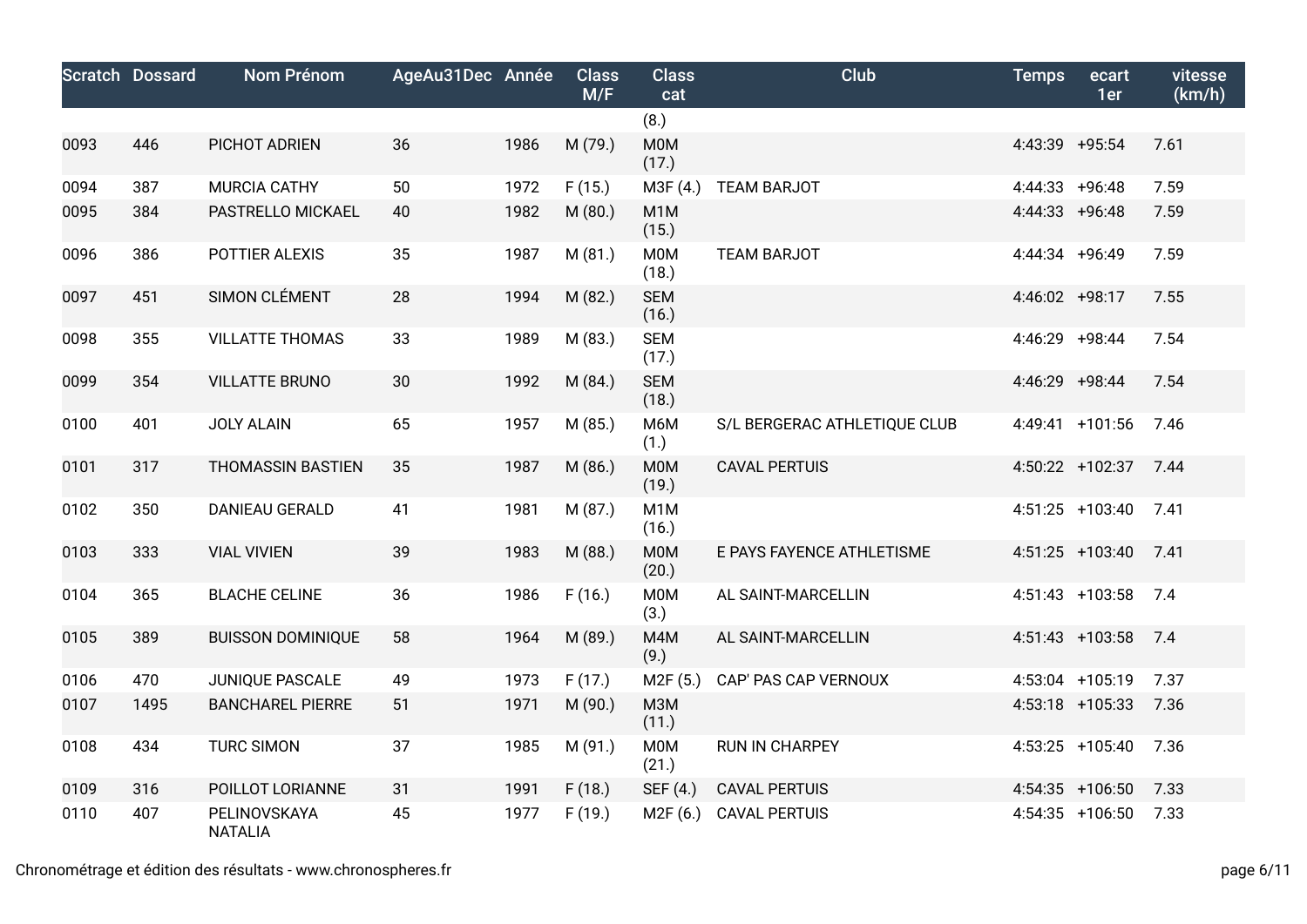| Scratch | Dossard | Nom Prénom | AgeAu31Dec | Année | Class M/F | Class cat | Club | Temps | ecart 1er | vitesse (km/h) |
|---|---|---|---|---|---|---|---|---|---|---|
| | | | | | | (8.) | | | | |
| 0093 | 446 | PICHOT ADRIEN | 36 | 1986 | M (79.) | M0M (17.) | | 4:43:39 | +95:54 | 7.61 |
| 0094 | 387 | MURCIA CATHY | 50 | 1972 | F (15.) | M3F (4.) | TEAM BARJOT | 4:44:33 | +96:48 | 7.59 |
| 0095 | 384 | PASTRELLO MICKAEL | 40 | 1982 | M (80.) | M1M (15.) | | 4:44:33 | +96:48 | 7.59 |
| 0096 | 386 | POTTIER ALEXIS | 35 | 1987 | M (81.) | M0M (18.) | TEAM BARJOT | 4:44:34 | +96:49 | 7.59 |
| 0097 | 451 | SIMON CLÉMENT | 28 | 1994 | M (82.) | SEM (16.) | | 4:46:02 | +98:17 | 7.55 |
| 0098 | 355 | VILLATTE THOMAS | 33 | 1989 | M (83.) | SEM (17.) | | 4:46:29 | +98:44 | 7.54 |
| 0099 | 354 | VILLATTE BRUNO | 30 | 1992 | M (84.) | SEM (18.) | | 4:46:29 | +98:44 | 7.54 |
| 0100 | 401 | JOLY ALAIN | 65 | 1957 | M (85.) | M6M (1.) | S/L BERGERAC ATHLETIQUE CLUB | 4:49:41 | +101:56 | 7.46 |
| 0101 | 317 | THOMASSIN BASTIEN | 35 | 1987 | M (86.) | M0M (19.) | CAVAL PERTUIS | 4:50:22 | +102:37 | 7.44 |
| 0102 | 350 | DANIEAU GERALD | 41 | 1981 | M (87.) | M1M (16.) | | 4:51:25 | +103:40 | 7.41 |
| 0103 | 333 | VIAL VIVIEN | 39 | 1983 | M (88.) | M0M (20.) | E PAYS FAYENCE ATHLETISME | 4:51:25 | +103:40 | 7.41 |
| 0104 | 365 | BLACHE CELINE | 36 | 1986 | F (16.) | M0M (3.) | AL SAINT-MARCELLIN | 4:51:43 | +103:58 | 7.4 |
| 0105 | 389 | BUISSON DOMINIQUE | 58 | 1964 | M (89.) | M4M (9.) | AL SAINT-MARCELLIN | 4:51:43 | +103:58 | 7.4 |
| 0106 | 470 | JUNIQUE PASCALE | 49 | 1973 | F (17.) | M2F (5.) | CAP' PAS CAP VERNOUX | 4:53:04 | +105:19 | 7.37 |
| 0107 | 1495 | BANCHAREL PIERRE | 51 | 1971 | M (90.) | M3M (11.) | | 4:53:18 | +105:33 | 7.36 |
| 0108 | 434 | TURC SIMON | 37 | 1985 | M (91.) | M0M (21.) | RUN IN CHARPEY | 4:53:25 | +105:40 | 7.36 |
| 0109 | 316 | POILLOT LORIANNE | 31 | 1991 | F (18.) | SEF (4.) | CAVAL PERTUIS | 4:54:35 | +106:50 | 7.33 |
| 0110 | 407 | PELINOVSKAYA NATALIA | 45 | 1977 | F (19.) | M2F (6.) | CAVAL PERTUIS | 4:54:35 | +106:50 | 7.33 |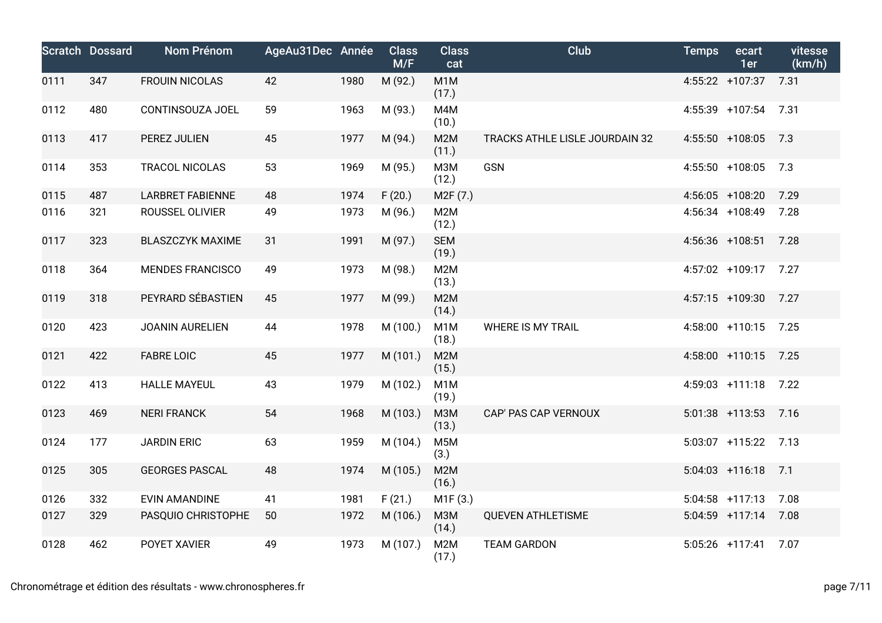| Scratch | Dossard | Nom Prénom | AgeAu31Dec | Année | Class M/F | Class cat | Club | Temps | ecart 1er | vitesse (km/h) |
|---|---|---|---|---|---|---|---|---|---|---|
| 0111 | 347 | FROUIN NICOLAS | 42 | 1980 | M (92.) | M1M (17.) | | 4:55:22 | +107:37 | 7.31 |
| 0112 | 480 | CONTINSOUZA JOEL | 59 | 1963 | M (93.) | M4M (10.) | | 4:55:39 | +107:54 | 7.31 |
| 0113 | 417 | PEREZ JULIEN | 45 | 1977 | M (94.) | M2M (11.) | TRACKS ATHLE LISLE JOURDAIN 32 | 4:55:50 | +108:05 | 7.3 |
| 0114 | 353 | TRACOL NICOLAS | 53 | 1969 | M (95.) | M3M (12.) | GSN | 4:55:50 | +108:05 | 7.3 |
| 0115 | 487 | LARBRET FABIENNE | 48 | 1974 | F (20.) | M2F (7.) | | 4:56:05 | +108:20 | 7.29 |
| 0116 | 321 | ROUSSEL OLIVIER | 49 | 1973 | M (96.) | M2M (12.) | | 4:56:34 | +108:49 | 7.28 |
| 0117 | 323 | BLASZCZYK MAXIME | 31 | 1991 | M (97.) | SEM (19.) | | 4:56:36 | +108:51 | 7.28 |
| 0118 | 364 | MENDES FRANCISCO | 49 | 1973 | M (98.) | M2M (13.) | | 4:57:02 | +109:17 | 7.27 |
| 0119 | 318 | PEYRARD SÉBASTIEN | 45 | 1977 | M (99.) | M2M (14.) | | 4:57:15 | +109:30 | 7.27 |
| 0120 | 423 | JOANIN AURELIEN | 44 | 1978 | M (100.) | M1M (18.) | WHERE IS MY TRAIL | 4:58:00 | +110:15 | 7.25 |
| 0121 | 422 | FABRE LOIC | 45 | 1977 | M (101.) | M2M (15.) | | 4:58:00 | +110:15 | 7.25 |
| 0122 | 413 | HALLE MAYEUL | 43 | 1979 | M (102.) | M1M (19.) | | 4:59:03 | +111:18 | 7.22 |
| 0123 | 469 | NERI FRANCK | 54 | 1968 | M (103.) | M3M (13.) | CAP' PAS CAP VERNOUX | 5:01:38 | +113:53 | 7.16 |
| 0124 | 177 | JARDIN ERIC | 63 | 1959 | M (104.) | M5M (3.) | | 5:03:07 | +115:22 | 7.13 |
| 0125 | 305 | GEORGES PASCAL | 48 | 1974 | M (105.) | M2M (16.) | | 5:04:03 | +116:18 | 7.1 |
| 0126 | 332 | EVIN AMANDINE | 41 | 1981 | F (21.) | M1F (3.) | | 5:04:58 | +117:13 | 7.08 |
| 0127 | 329 | PASQUIO CHRISTOPHE | 50 | 1972 | M (106.) | M3M (14.) | QUEVEN ATHLETISME | 5:04:59 | +117:14 | 7.08 |
| 0128 | 462 | POYET XAVIER | 49 | 1973 | M (107.) | M2M (17.) | TEAM GARDON | 5:05:26 | +117:41 | 7.07 |

Chronométrage et édition des résultats - www.chronospheres.fr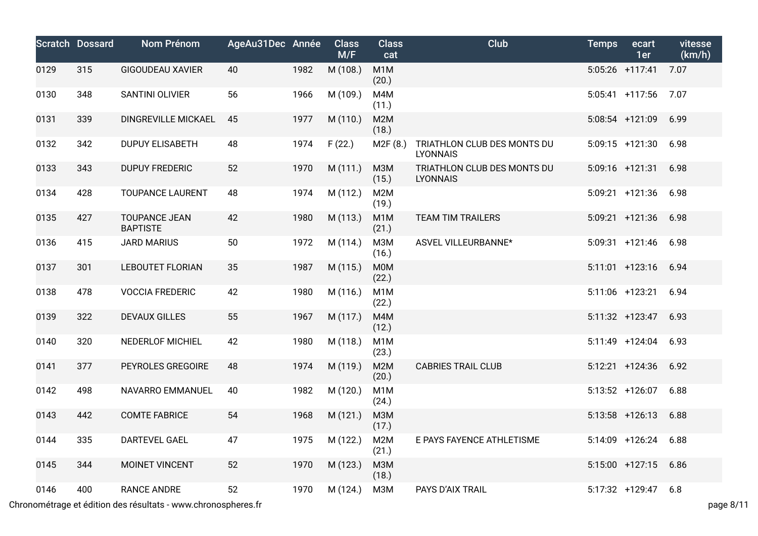| Scratch | Dossard | Nom Prénom | AgeAu31Dec | Année | Class M/F | Class cat | Club | Temps | ecart 1er | vitesse (km/h) |
|---|---|---|---|---|---|---|---|---|---|---|
| 0129 | 315 | GIGOUDEAU XAVIER | 40 | 1982 | M (108.) | M1M (20.) | | 5:05:26 | +117:41 | 7.07 |
| 0130 | 348 | SANTINI OLIVIER | 56 | 1966 | M (109.) | M4M (11.) | | 5:05:41 | +117:56 | 7.07 |
| 0131 | 339 | DINGREVILLE MICKAEL | 45 | 1977 | M (110.) | M2M (18.) | | 5:08:54 | +121:09 | 6.99 |
| 0132 | 342 | DUPUY ELISABETH | 48 | 1974 | F (22.) | M2F (8.) | TRIATHLON CLUB DES MONTS DU LYONNAIS | 5:09:15 | +121:30 | 6.98 |
| 0133 | 343 | DUPUY FREDERIC | 52 | 1970 | M (111.) | M3M (15.) | TRIATHLON CLUB DES MONTS DU LYONNAIS | 5:09:16 | +121:31 | 6.98 |
| 0134 | 428 | TOUPANCE LAURENT | 48 | 1974 | M (112.) | M2M (19.) | | 5:09:21 | +121:36 | 6.98 |
| 0135 | 427 | TOUPANCE JEAN BAPTISTE | 42 | 1980 | M (113.) | M1M (21.) | TEAM TIM TRAILERS | 5:09:21 | +121:36 | 6.98 |
| 0136 | 415 | JARD MARIUS | 50 | 1972 | M (114.) | M3M (16.) | ASVEL VILLEURBANNE* | 5:09:31 | +121:46 | 6.98 |
| 0137 | 301 | LEBOUTET FLORIAN | 35 | 1987 | M (115.) | M0M (22.) | | 5:11:01 | +123:16 | 6.94 |
| 0138 | 478 | VOCCIA FREDERIC | 42 | 1980 | M (116.) | M1M (22.) | | 5:11:06 | +123:21 | 6.94 |
| 0139 | 322 | DEVAUX GILLES | 55 | 1967 | M (117.) | M4M (12.) | | 5:11:32 | +123:47 | 6.93 |
| 0140 | 320 | NEDERLOF MICHIEL | 42 | 1980 | M (118.) | M1M (23.) | | 5:11:49 | +124:04 | 6.93 |
| 0141 | 377 | PEYROLES GREGOIRE | 48 | 1974 | M (119.) | M2M (20.) | CABRIES TRAIL CLUB | 5:12:21 | +124:36 | 6.92 |
| 0142 | 498 | NAVARRO EMMANUEL | 40 | 1982 | M (120.) | M1M (24.) | | 5:13:52 | +126:07 | 6.88 |
| 0143 | 442 | COMTE FABRICE | 54 | 1968 | M (121.) | M3M (17.) | | 5:13:58 | +126:13 | 6.88 |
| 0144 | 335 | DARTEVEL GAEL | 47 | 1975 | M (122.) | M2M (21.) | E PAYS FAYENCE ATHLETISME | 5:14:09 | +126:24 | 6.88 |
| 0145 | 344 | MOINET VINCENT | 52 | 1970 | M (123.) | M3M (18.) | | 5:15:00 | +127:15 | 6.86 |
| 0146 | 400 | RANCE ANDRE | 52 | 1970 | M (124.) | M3M | PAYS D'AIX TRAIL | 5:17:32 | +129:47 | 6.8 |

Chronométrage et édition des résultats - www.chronospheres.fr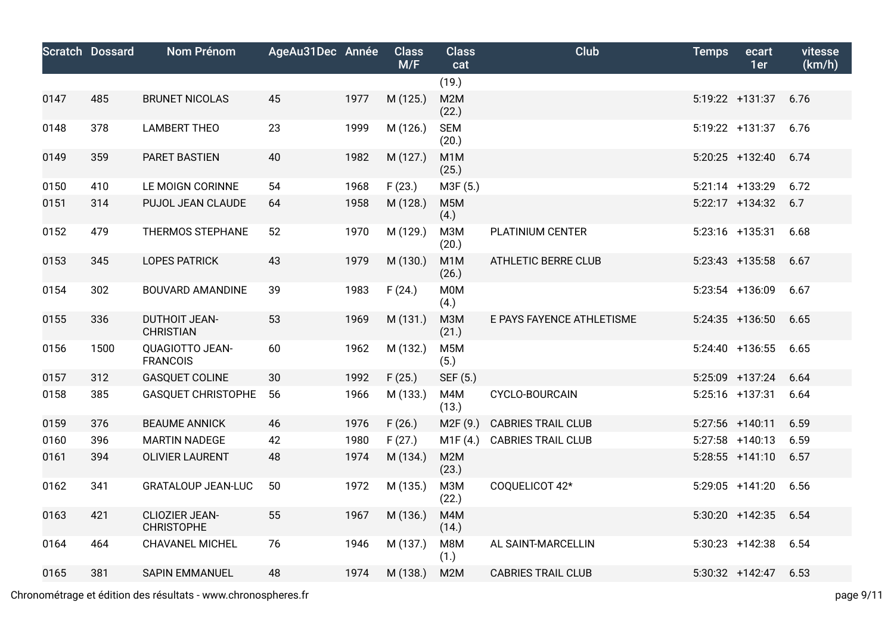| Scratch | Dossard | Nom Prénom | AgeAu31Dec | Année | Class M/F | Class cat | Club | Temps | ecart 1er | vitesse (km/h) |
|---|---|---|---|---|---|---|---|---|---|---|
| | | | | | | (19.) | | | | |
| 0147 | 485 | BRUNET NICOLAS | 45 | 1977 | M (125.) | M2M (22.) | | 5:19:22 | +131:37 | 6.76 |
| 0148 | 378 | LAMBERT THEO | 23 | 1999 | M (126.) | SEM (20.) | | 5:19:22 | +131:37 | 6.76 |
| 0149 | 359 | PARET BASTIEN | 40 | 1982 | M (127.) | M1M (25.) | | 5:20:25 | +132:40 | 6.74 |
| 0150 | 410 | LE MOIGN CORINNE | 54 | 1968 | F (23.) | M3F (5.) | | 5:21:14 | +133:29 | 6.72 |
| 0151 | 314 | PUJOL JEAN CLAUDE | 64 | 1958 | M (128.) | M5M (4.) | | 5:22:17 | +134:32 | 6.7 |
| 0152 | 479 | THERMOS STEPHANE | 52 | 1970 | M (129.) | M3M (20.) | PLATINIUM CENTER | 5:23:16 | +135:31 | 6.68 |
| 0153 | 345 | LOPES PATRICK | 43 | 1979 | M (130.) | M1M (26.) | ATHLETIC BERRE CLUB | 5:23:43 | +135:58 | 6.67 |
| 0154 | 302 | BOUVARD AMANDINE | 39 | 1983 | F (24.) | M0M (4.) | | 5:23:54 | +136:09 | 6.67 |
| 0155 | 336 | DUTHOIT JEAN-CHRISTIAN | 53 | 1969 | M (131.) | M3M (21.) | E PAYS FAYENCE ATHLETISME | 5:24:35 | +136:50 | 6.65 |
| 0156 | 1500 | QUAGIOTTO JEAN-FRANCOIS | 60 | 1962 | M (132.) | M5M (5.) | | 5:24:40 | +136:55 | 6.65 |
| 0157 | 312 | GASQUET COLINE | 30 | 1992 | F (25.) | SEF (5.) | | 5:25:09 | +137:24 | 6.64 |
| 0158 | 385 | GASQUET CHRISTOPHE | 56 | 1966 | M (133.) | M4M (13.) | CYCLO-BOURCAIN | 5:25:16 | +137:31 | 6.64 |
| 0159 | 376 | BEAUME ANNICK | 46 | 1976 | F (26.) | M2F (9.) | CABRIES TRAIL CLUB | 5:27:56 | +140:11 | 6.59 |
| 0160 | 396 | MARTIN NADEGE | 42 | 1980 | F (27.) | M1F (4.) | CABRIES TRAIL CLUB | 5:27:58 | +140:13 | 6.59 |
| 0161 | 394 | OLIVIER LAURENT | 48 | 1974 | M (134.) | M2M (23.) | | 5:28:55 | +141:10 | 6.57 |
| 0162 | 341 | GRATALOUP JEAN-LUC | 50 | 1972 | M (135.) | M3M (22.) | COQUELICOT 42* | 5:29:05 | +141:20 | 6.56 |
| 0163 | 421 | CLIOZIER JEAN-CHRISTOPHE | 55 | 1967 | M (136.) | M4M (14.) | | 5:30:20 | +142:35 | 6.54 |
| 0164 | 464 | CHAVANEL MICHEL | 76 | 1946 | M (137.) | M8M (1.) | AL SAINT-MARCELLIN | 5:30:23 | +142:38 | 6.54 |
| 0165 | 381 | SAPIN EMMANUEL | 48 | 1974 | M (138.) | M2M | CABRIES TRAIL CLUB | 5:30:32 | +142:47 | 6.53 |

Chronométrage et édition des résultats - www.chronospheres.fr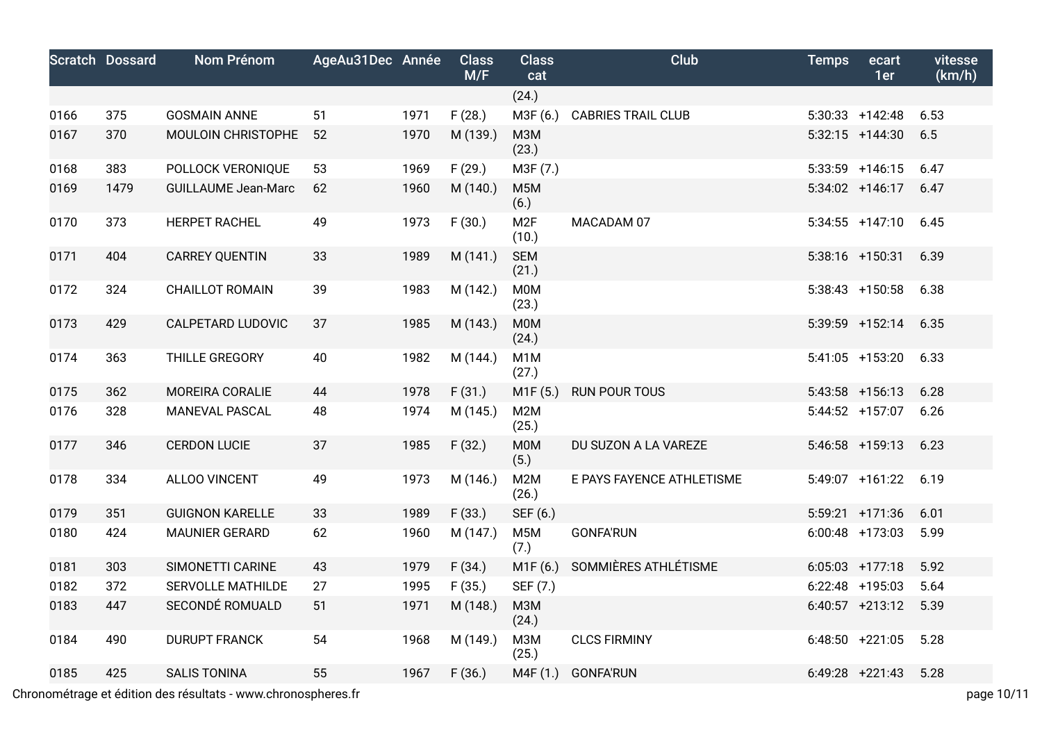| Scratch | Dossard | Nom Prénom | AgeAu31Dec | Année | Class M/F | Class cat | Club | Temps | ecart 1er | vitesse (km/h) |
|---|---|---|---|---|---|---|---|---|---|---|
| | | | | | | (24.) | | | | |
| 0166 | 375 | GOSMAIN ANNE | 51 | 1971 | F (28.) | M3F (6.) | CABRIES TRAIL CLUB | 5:30:33 | +142:48 | 6.53 |
| 0167 | 370 | MOULOIN CHRISTOPHE | 52 | 1970 | M (139.) | M3M (23.) | | 5:32:15 | +144:30 | 6.5 |
| 0168 | 383 | POLLOCK VERONIQUE | 53 | 1969 | F (29.) | M3F (7.) | | 5:33:59 | +146:15 | 6.47 |
| 0169 | 1479 | GUILLAUME Jean-Marc | 62 | 1960 | M (140.) | M5M (6.) | | 5:34:02 | +146:17 | 6.47 |
| 0170 | 373 | HERPET RACHEL | 49 | 1973 | F (30.) | M2F (10.) | MACADAM 07 | 5:34:55 | +147:10 | 6.45 |
| 0171 | 404 | CARREY QUENTIN | 33 | 1989 | M (141.) | SEM (21.) | | 5:38:16 | +150:31 | 6.39 |
| 0172 | 324 | CHAILLOT ROMAIN | 39 | 1983 | M (142.) | M0M (23.) | | 5:38:43 | +150:58 | 6.38 |
| 0173 | 429 | CALPETARD LUDOVIC | 37 | 1985 | M (143.) | M0M (24.) | | 5:39:59 | +152:14 | 6.35 |
| 0174 | 363 | THILLE GREGORY | 40 | 1982 | M (144.) | M1M (27.) | | 5:41:05 | +153:20 | 6.33 |
| 0175 | 362 | MOREIRA CORALIE | 44 | 1978 | F (31.) | M1F (5.) | RUN POUR TOUS | 5:43:58 | +156:13 | 6.28 |
| 0176 | 328 | MANEVAL PASCAL | 48 | 1974 | M (145.) | M2M (25.) | | 5:44:52 | +157:07 | 6.26 |
| 0177 | 346 | CERDON LUCIE | 37 | 1985 | F (32.) | M0M (5.) | DU SUZON A LA VAREZE | 5:46:58 | +159:13 | 6.23 |
| 0178 | 334 | ALLOO VINCENT | 49 | 1973 | M (146.) | M2M (26.) | E PAYS FAYENCE ATHLETISME | 5:49:07 | +161:22 | 6.19 |
| 0179 | 351 | GUIGNON KARELLE | 33 | 1989 | F (33.) | SEF (6.) | | 5:59:21 | +171:36 | 6.01 |
| 0180 | 424 | MAUNIER GERARD | 62 | 1960 | M (147.) | M5M (7.) | GONFA'RUN | 6:00:48 | +173:03 | 5.99 |
| 0181 | 303 | SIMONETTI CARINE | 43 | 1979 | F (34.) | M1F (6.) | SOMMIÈRES ATHLÉTISME | 6:05:03 | +177:18 | 5.92 |
| 0182 | 372 | SERVOLLE MATHILDE | 27 | 1995 | F (35.) | SEF (7.) | | 6:22:48 | +195:03 | 5.64 |
| 0183 | 447 | SECONDÉ ROMUALD | 51 | 1971 | M (148.) | M3M (24.) | | 6:40:57 | +213:12 | 5.39 |
| 0184 | 490 | DURUPT FRANCK | 54 | 1968 | M (149.) | M3M (25.) | CLCS FIRMINY | 6:48:50 | +221:05 | 5.28 |
| 0185 | 425 | SALIS TONINA | 55 | 1967 | F (36.) | M4F (1.) | GONFA'RUN | 6:49:28 | +221:43 | 5.28 |

Chronométrage et édition des résultats - www.chronospheres.fr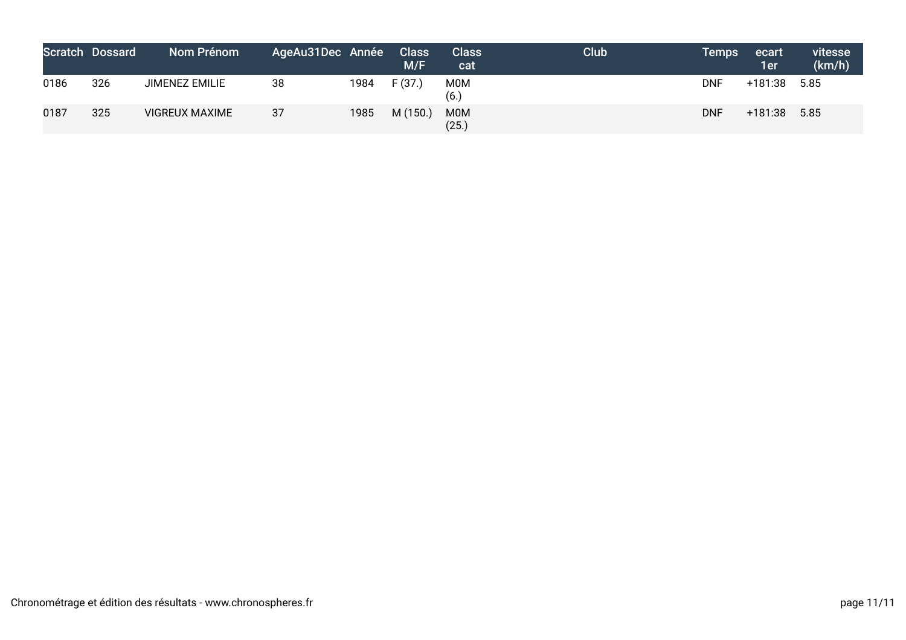| Scratch | Dossard | Nom Prénom | AgeAu31Dec | Année | Class M/F | Class cat | Club | Temps | ecart 1er | vitesse (km/h) |
|---|---|---|---|---|---|---|---|---|---|---|
| 0186 | 326 | JIMENEZ EMILIE | 38 | 1984 | F (37.) | M0M (6.) | | DNF | +181:38 | 5.85 |
| 0187 | 325 | VIGREUX MAXIME | 37 | 1985 | M (150.) | M0M (25.) | | DNF | +181:38 | 5.85 |

Chronométrage et édition des résultats - www.chronospheres.fr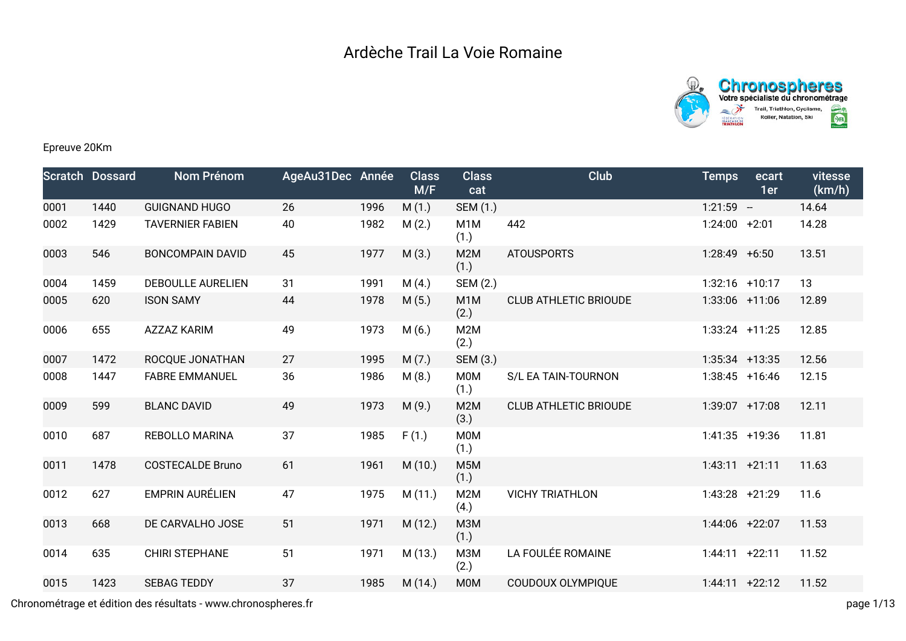# Ardèche Trail La Voie Romaine

Epreuve 20Km

| Scratch | Dossard | Nom Prénom | AgeAu31Dec | Année | Class M/F | Class cat | Club | Temps | ecart 1er | vitesse (km/h) |
|---|---|---|---|---|---|---|---|---|---|---|
| 0001 | 1440 | GUIGNAND HUGO | 26 | 1996 | M (1.) | SEM (1.) | | 1:21:59 | -- | 14.64 |
| 0002 | 1429 | TAVERNIER FABIEN | 40 | 1982 | M (2.) | M1M (1.) | 442 | 1:24:00 | +2:01 | 14.28 |
| 0003 | 546 | BONCOMPAIN DAVID | 45 | 1977 | M (3.) | M2M (1.) | ATOUSPORTS | 1:28:49 | +6:50 | 13.51 |
| 0004 | 1459 | DEBOULLE AURELIEN | 31 | 1991 | M (4.) | SEM (2.) | | 1:32:16 | +10:17 | 13 |
| 0005 | 620 | ISON SAMY | 44 | 1978 | M (5.) | M1M (2.) | CLUB ATHLETIC BRIOUDE | 1:33:06 | +11:06 | 12.89 |
| 0006 | 655 | AZZAZ KARIM | 49 | 1973 | M (6.) | M2M (2.) | | 1:33:24 | +11:25 | 12.85 |
| 0007 | 1472 | ROCQUE JONATHAN | 27 | 1995 | M (7.) | SEM (3.) | | 1:35:34 | +13:35 | 12.56 |
| 0008 | 1447 | FABRE EMMANUEL | 36 | 1986 | M (8.) | M0M (1.) | S/L EA TAIN-TOURNON | 1:38:45 | +16:46 | 12.15 |
| 0009 | 599 | BLANC DAVID | 49 | 1973 | M (9.) | M2M (3.) | CLUB ATHLETIC BRIOUDE | 1:39:07 | +17:08 | 12.11 |
| 0010 | 687 | REBOLLO MARINA | 37 | 1985 | F (1.) | M0M (1.) | | 1:41:35 | +19:36 | 11.81 |
| 0011 | 1478 | COSTECALDE Bruno | 61 | 1961 | M (10.) | M5M (1.) | | 1:43:11 | +21:11 | 11.63 |
| 0012 | 627 | EMPRIN AURÉLIEN | 47 | 1975 | M (11.) | M2M (4.) | VICHY TRIATHLON | 1:43:28 | +21:29 | 11.6 |
| 0013 | 668 | DE CARVALHO JOSE | 51 | 1971 | M (12.) | M3M (1.) | | 1:44:06 | +22:07 | 11.53 |
| 0014 | 635 | CHIRI STEPHANE | 51 | 1971 | M (13.) | M3M (2.) | LA FOULÉE ROMAINE | 1:44:11 | +22:11 | 11.52 |
| 0015 | 1423 | SEBAG TEDDY | 37 | 1985 | M (14.) | M0M | COUDOUX OLYMPIQUE | 1:44:11 | +22:12 | 11.52 |

Chronométrage et édition des résultats - www.chronospheres.fr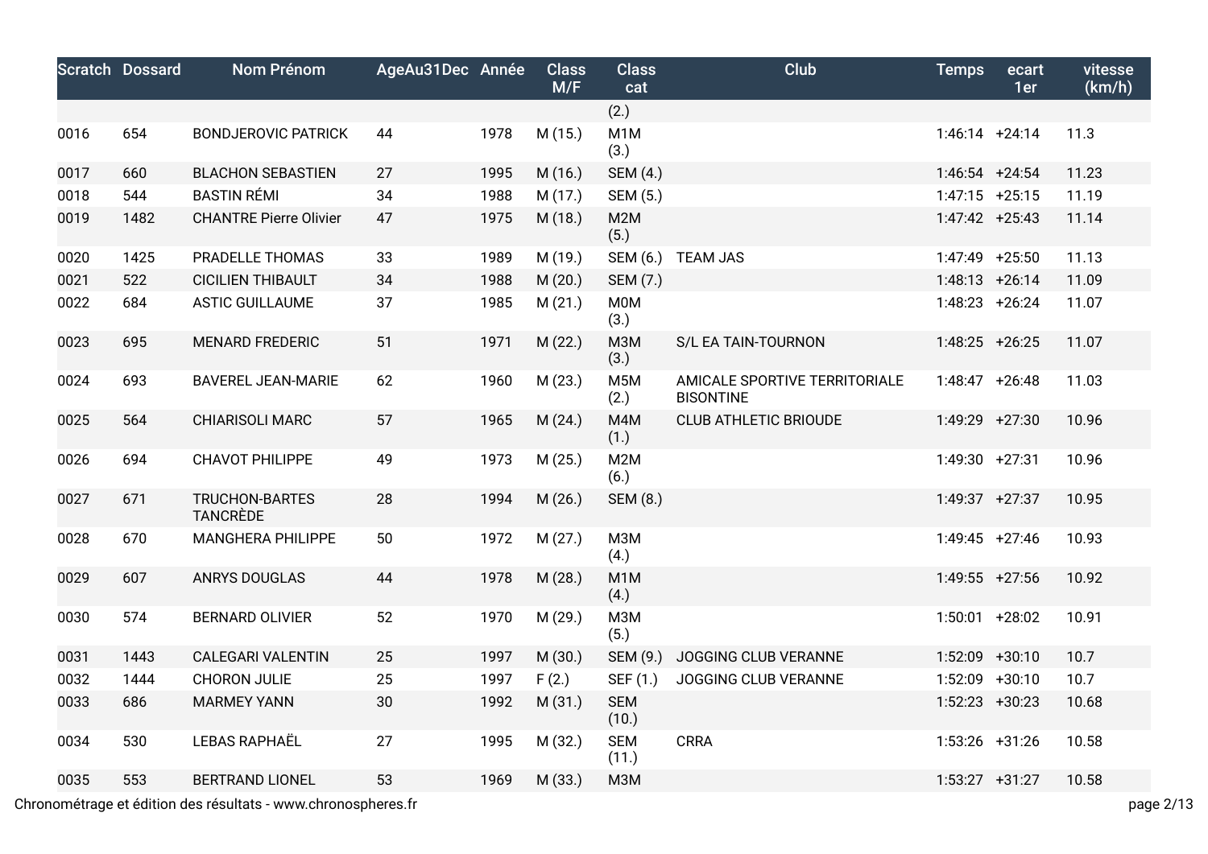| Scratch | Dossard | Nom Prénom | AgeAu31Dec | Année | Class M/F | Class cat | Club | Temps | ecart 1er | vitesse (km/h) |
|---|---|---|---|---|---|---|---|---|---|---|
| | | | | | | (2.) | | | | |
| 0016 | 654 | BONDJEROVIC PATRICK | 44 | 1978 | M (15.) | M1M (3.) | | 1:46:14 | +24:14 | 11.3 |
| 0017 | 660 | BLACHON SEBASTIEN | 27 | 1995 | M (16.) | SEM (4.) | | 1:46:54 | +24:54 | 11.23 |
| 0018 | 544 | BASTIN RÉMI | 34 | 1988 | M (17.) | SEM (5.) | | 1:47:15 | +25:15 | 11.19 |
| 0019 | 1482 | CHANTRE Pierre Olivier | 47 | 1975 | M (18.) | M2M (5.) | | 1:47:42 | +25:43 | 11.14 |
| 0020 | 1425 | PRADELLE THOMAS | 33 | 1989 | M (19.) | SEM (6.) | TEAM JAS | 1:47:49 | +25:50 | 11.13 |
| 0021 | 522 | CICILIEN THIBAULT | 34 | 1988 | M (20.) | SEM (7.) | | 1:48:13 | +26:14 | 11.09 |
| 0022 | 684 | ASTIC GUILLAUME | 37 | 1985 | M (21.) | M0M (3.) | | 1:48:23 | +26:24 | 11.07 |
| 0023 | 695 | MENARD FREDERIC | 51 | 1971 | M (22.) | M3M (3.) | S/L EA TAIN-TOURNON | 1:48:25 | +26:25 | 11.07 |
| 0024 | 693 | BAVEREL JEAN-MARIE | 62 | 1960 | M (23.) | M5M (2.) | AMICALE SPORTIVE TERRITORIALE BISONTINE | 1:48:47 | +26:48 | 11.03 |
| 0025 | 564 | CHIARISOLI MARC | 57 | 1965 | M (24.) | M4M (1.) | CLUB ATHLETIC BRIOUDE | 1:49:29 | +27:30 | 10.96 |
| 0026 | 694 | CHAVOT PHILIPPE | 49 | 1973 | M (25.) | M2M (6.) | | 1:49:30 | +27:31 | 10.96 |
| 0027 | 671 | TRUCHON-BARTES TANCRÈDE | 28 | 1994 | M (26.) | SEM (8.) | | 1:49:37 | +27:37 | 10.95 |
| 0028 | 670 | MANGHERA PHILIPPE | 50 | 1972 | M (27.) | M3M (4.) | | 1:49:45 | +27:46 | 10.93 |
| 0029 | 607 | ANRYS DOUGLAS | 44 | 1978 | M (28.) | M1M (4.) | | 1:49:55 | +27:56 | 10.92 |
| 0030 | 574 | BERNARD OLIVIER | 52 | 1970 | M (29.) | M3M (5.) | | 1:50:01 | +28:02 | 10.91 |
| 0031 | 1443 | CALEGARI VALENTIN | 25 | 1997 | M (30.) | SEM (9.) | JOGGING CLUB VERANNE | 1:52:09 | +30:10 | 10.7 |
| 0032 | 1444 | CHORON JULIE | 25 | 1997 | F (2.) | SEF (1.) | JOGGING CLUB VERANNE | 1:52:09 | +30:10 | 10.7 |
| 0033 | 686 | MARMEY YANN | 30 | 1992 | M (31.) | SEM (10.) | | 1:52:23 | +30:23 | 10.68 |
| 0034 | 530 | LEBAS RAPHAËL | 27 | 1995 | M (32.) | SEM (11.) | CRRA | 1:53:26 | +31:26 | 10.58 |
| 0035 | 553 | BERTRAND LIONEL | 53 | 1969 | M (33.) | M3M | | 1:53:27 | +31:27 | 10.58 |

Chronométrage et édition des résultats - www.chronospheres.fr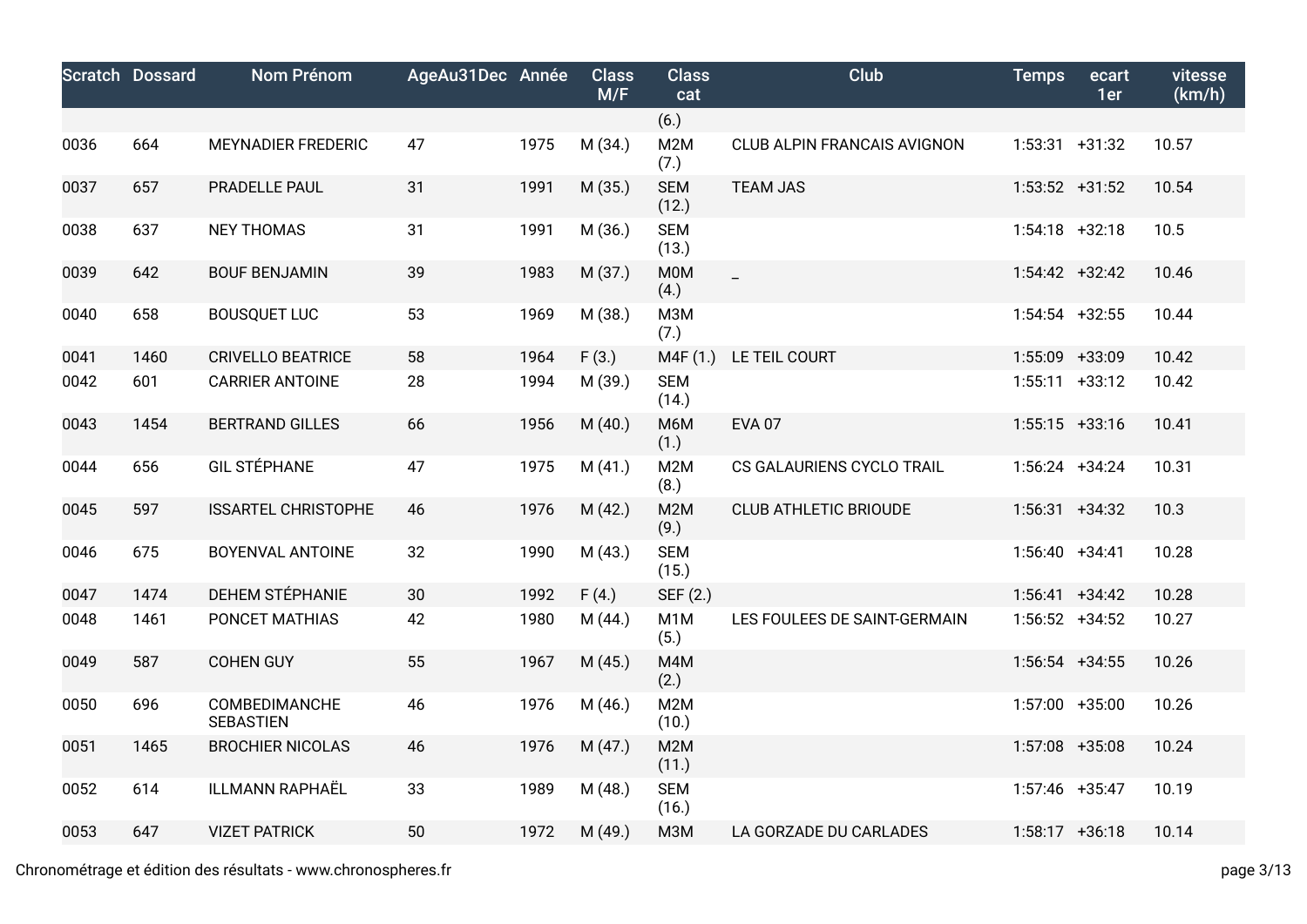| Scratch | Dossard | Nom Prénom | AgeAu31Dec | Année | Class M/F | Class cat | Club | Temps | ecart 1er | vitesse (km/h) |
|---|---|---|---|---|---|---|---|---|---|---|
| | | | | | | (6.) | | | | |
| 0036 | 664 | MEYNADIER FREDERIC | 47 | 1975 | M (34.) | M2M (7.) | CLUB ALPIN FRANCAIS AVIGNON | 1:53:31 | +31:32 | 10.57 |
| 0037 | 657 | PRADELLE PAUL | 31 | 1991 | M (35.) | SEM (12.) | TEAM JAS | 1:53:52 | +31:52 | 10.54 |
| 0038 | 637 | NEY THOMAS | 31 | 1991 | M (36.) | SEM (13.) | | 1:54:18 | +32:18 | 10.5 |
| 0039 | 642 | BOUF BENJAMIN | 39 | 1983 | M (37.) | M0M (4.) | _ | 1:54:42 | +32:42 | 10.46 |
| 0040 | 658 | BOUSQUET LUC | 53 | 1969 | M (38.) | M3M (7.) | | 1:54:54 | +32:55 | 10.44 |
| 0041 | 1460 | CRIVELLO BEATRICE | 58 | 1964 | F (3.) | M4F (1.) | LE TEIL COURT | 1:55:09 | +33:09 | 10.42 |
| 0042 | 601 | CARRIER ANTOINE | 28 | 1994 | M (39.) | SEM (14.) | | 1:55:11 | +33:12 | 10.42 |
| 0043 | 1454 | BERTRAND GILLES | 66 | 1956 | M (40.) | M6M (1.) | EVA 07 | 1:55:15 | +33:16 | 10.41 |
| 0044 | 656 | GIL STÉPHANE | 47 | 1975 | M (41.) | M2M (8.) | CS GALAURIENS CYCLO TRAIL | 1:56:24 | +34:24 | 10.31 |
| 0045 | 597 | ISSARTEL CHRISTOPHE | 46 | 1976 | M (42.) | M2M (9.) | CLUB ATHLETIC BRIOUDE | 1:56:31 | +34:32 | 10.3 |
| 0046 | 675 | BOYENVAL ANTOINE | 32 | 1990 | M (43.) | SEM (15.) | | 1:56:40 | +34:41 | 10.28 |
| 0047 | 1474 | DEHEM STÉPHANIE | 30 | 1992 | F (4.) | SEF (2.) | | 1:56:41 | +34:42 | 10.28 |
| 0048 | 1461 | PONCET MATHIAS | 42 | 1980 | M (44.) | M1M (5.) | LES FOULEES DE SAINT-GERMAIN | 1:56:52 | +34:52 | 10.27 |
| 0049 | 587 | COHEN GUY | 55 | 1967 | M (45.) | M4M (2.) | | 1:56:54 | +34:55 | 10.26 |
| 0050 | 696 | COMBEDIMANCHE SEBASTIEN | 46 | 1976 | M (46.) | M2M (10.) | | 1:57:00 | +35:00 | 10.26 |
| 0051 | 1465 | BROCHIER NICOLAS | 46 | 1976 | M (47.) | M2M (11.) | | 1:57:08 | +35:08 | 10.24 |
| 0052 | 614 | ILLMANN RAPHAËL | 33 | 1989 | M (48.) | SEM (16.) | | 1:57:46 | +35:47 | 10.19 |
| 0053 | 647 | VIZET PATRICK | 50 | 1972 | M (49.) | M3M | LA GORZADE DU CARLADES | 1:58:17 | +36:18 | 10.14 |

Chronométrage et édition des résultats - www.chronospheres.fr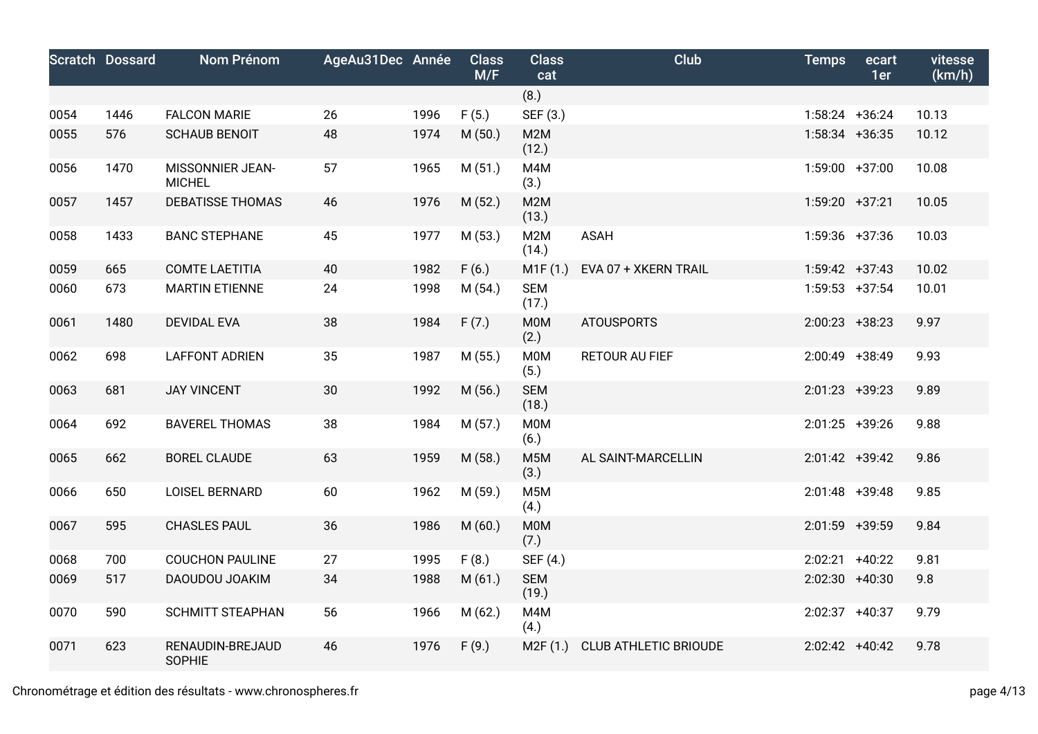| Scratch | Dossard | Nom Prénom | AgeAu31Dec | Année | Class M/F | Class cat | Club | Temps | ecart 1er | vitesse (km/h) |
|---|---|---|---|---|---|---|---|---|---|---|
| | | | | | | (8.) | | | | |
| 0054 | 1446 | FALCON MARIE | 26 | 1996 | F (5.) | SEF (3.) | | 1:58:24 | +36:24 | 10.13 |
| 0055 | 576 | SCHAUB BENOIT | 48 | 1974 | M (50.) | M2M (12.) | | 1:58:34 | +36:35 | 10.12 |
| 0056 | 1470 | MISSONNIER JEAN-MICHEL | 57 | 1965 | M (51.) | M4M (3.) | | 1:59:00 | +37:00 | 10.08 |
| 0057 | 1457 | DEBATISSE THOMAS | 46 | 1976 | M (52.) | M2M (13.) | | 1:59:20 | +37:21 | 10.05 |
| 0058 | 1433 | BANC STEPHANE | 45 | 1977 | M (53.) | M2M (14.) | ASAH | 1:59:36 | +37:36 | 10.03 |
| 0059 | 665 | COMTE LAETITIA | 40 | 1982 | F (6.) | M1F (1.) | EVA 07 + XKERN TRAIL | 1:59:42 | +37:43 | 10.02 |
| 0060 | 673 | MARTIN ETIENNE | 24 | 1998 | M (54.) | SEM (17.) | | 1:59:53 | +37:54 | 10.01 |
| 0061 | 1480 | DEVIDAL EVA | 38 | 1984 | F (7.) | M0M (2.) | ATOUSPORTS | 2:00:23 | +38:23 | 9.97 |
| 0062 | 698 | LAFFONT ADRIEN | 35 | 1987 | M (55.) | M0M (5.) | RETOUR AU FIEF | 2:00:49 | +38:49 | 9.93 |
| 0063 | 681 | JAY VINCENT | 30 | 1992 | M (56.) | SEM (18.) | | 2:01:23 | +39:23 | 9.89 |
| 0064 | 692 | BAVEREL THOMAS | 38 | 1984 | M (57.) | M0M (6.) | | 2:01:25 | +39:26 | 9.88 |
| 0065 | 662 | BOREL CLAUDE | 63 | 1959 | M (58.) | M5M (3.) | AL SAINT-MARCELLIN | 2:01:42 | +39:42 | 9.86 |
| 0066 | 650 | LOISEL BERNARD | 60 | 1962 | M (59.) | M5M (4.) | | 2:01:48 | +39:48 | 9.85 |
| 0067 | 595 | CHASLES PAUL | 36 | 1986 | M (60.) | M0M (7.) | | 2:01:59 | +39:59 | 9.84 |
| 0068 | 700 | COUCHON PAULINE | 27 | 1995 | F (8.) | SEF (4.) | | 2:02:21 | +40:22 | 9.81 |
| 0069 | 517 | DAOUDOU JOAKIM | 34 | 1988 | M (61.) | SEM (19.) | | 2:02:30 | +40:30 | 9.8 |
| 0070 | 590 | SCHMITT STEAPHAN | 56 | 1966 | M (62.) | M4M (4.) | | 2:02:37 | +40:37 | 9.79 |
| 0071 | 623 | RENAUDIN-BREJAUD SOPHIE | 46 | 1976 | F (9.) | M2F (1.) | CLUB ATHLETIC BRIOUDE | 2:02:42 | +40:42 | 9.78 |

Chronométrage et édition des résultats - www.chronospheres.fr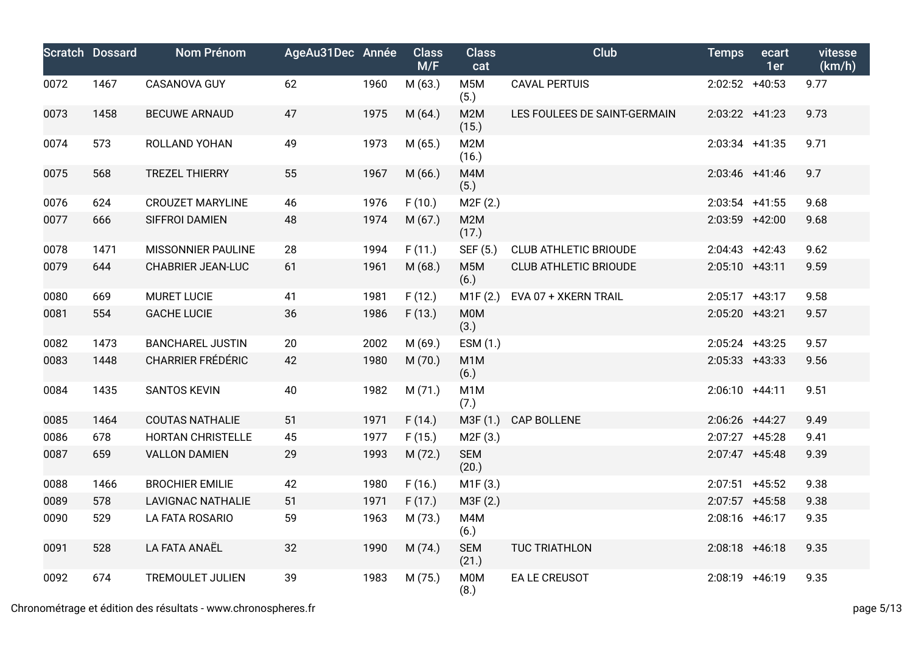| Scratch | Dossard | Nom Prénom | AgeAu31Dec | Année | Class M/F | Class cat | Club | Temps | ecart 1er | vitesse (km/h) |
|---|---|---|---|---|---|---|---|---|---|---|
| 0072 | 1467 | CASANOVA GUY | 62 | 1960 | M (63.) | M5M (5.) | CAVAL PERTUIS | 2:02:52 | +40:53 | 9.77 |
| 0073 | 1458 | BECUWE ARNAUD | 47 | 1975 | M (64.) | M2M (15.) | LES FOULEES DE SAINT-GERMAIN | 2:03:22 | +41:23 | 9.73 |
| 0074 | 573 | ROLLAND YOHAN | 49 | 1973 | M (65.) | M2M (16.) | | 2:03:34 | +41:35 | 9.71 |
| 0075 | 568 | TREZEL THIERRY | 55 | 1967 | M (66.) | M4M (5.) | | 2:03:46 | +41:46 | 9.7 |
| 0076 | 624 | CROUZET MARYLINE | 46 | 1976 | F (10.) | M2F (2.) | | 2:03:54 | +41:55 | 9.68 |
| 0077 | 666 | SIFFROI DAMIEN | 48 | 1974 | M (67.) | M2M (17.) | | 2:03:59 | +42:00 | 9.68 |
| 0078 | 1471 | MISSONNIER PAULINE | 28 | 1994 | F (11.) | SEF (5.) | CLUB ATHLETIC BRIOUDE | 2:04:43 | +42:43 | 9.62 |
| 0079 | 644 | CHABRIER JEAN-LUC | 61 | 1961 | M (68.) | M5M (6.) | CLUB ATHLETIC BRIOUDE | 2:05:10 | +43:11 | 9.59 |
| 0080 | 669 | MURET LUCIE | 41 | 1981 | F (12.) | M1F (2.) | EVA 07 + XKERN TRAIL | 2:05:17 | +43:17 | 9.58 |
| 0081 | 554 | GACHE LUCIE | 36 | 1986 | F (13.) | M0M (3.) | | 2:05:20 | +43:21 | 9.57 |
| 0082 | 1473 | BANCHAREL JUSTIN | 20 | 2002 | M (69.) | ESM (1.) | | 2:05:24 | +43:25 | 9.57 |
| 0083 | 1448 | CHARRIER FRÉDÉRIC | 42 | 1980 | M (70.) | M1M (6.) | | 2:05:33 | +43:33 | 9.56 |
| 0084 | 1435 | SANTOS KEVIN | 40 | 1982 | M (71.) | M1M (7.) | | 2:06:10 | +44:11 | 9.51 |
| 0085 | 1464 | COUTAS NATHALIE | 51 | 1971 | F (14.) | M3F (1.) | CAP BOLLENE | 2:06:26 | +44:27 | 9.49 |
| 0086 | 678 | HORTAN CHRISTELLE | 45 | 1977 | F (15.) | M2F (3.) | | 2:07:27 | +45:28 | 9.41 |
| 0087 | 659 | VALLON DAMIEN | 29 | 1993 | M (72.) | SEM (20.) | | 2:07:47 | +45:48 | 9.39 |
| 0088 | 1466 | BROCHIER EMILIE | 42 | 1980 | F (16.) | M1F (3.) | | 2:07:51 | +45:52 | 9.38 |
| 0089 | 578 | LAVIGNAC NATHALIE | 51 | 1971 | F (17.) | M3F (2.) | | 2:07:57 | +45:58 | 9.38 |
| 0090 | 529 | LA FATA ROSARIO | 59 | 1963 | M (73.) | M4M (6.) | | 2:08:16 | +46:17 | 9.35 |
| 0091 | 528 | LA FATA ANAËL | 32 | 1990 | M (74.) | SEM (21.) | TUC TRIATHLON | 2:08:18 | +46:18 | 9.35 |
| 0092 | 674 | TREMOULET JULIEN | 39 | 1983 | M (75.) | M0M (8.) | EA LE CREUSOT | 2:08:19 | +46:19 | 9.35 |

Chronométrage et édition des résultats - www.chronospheres.fr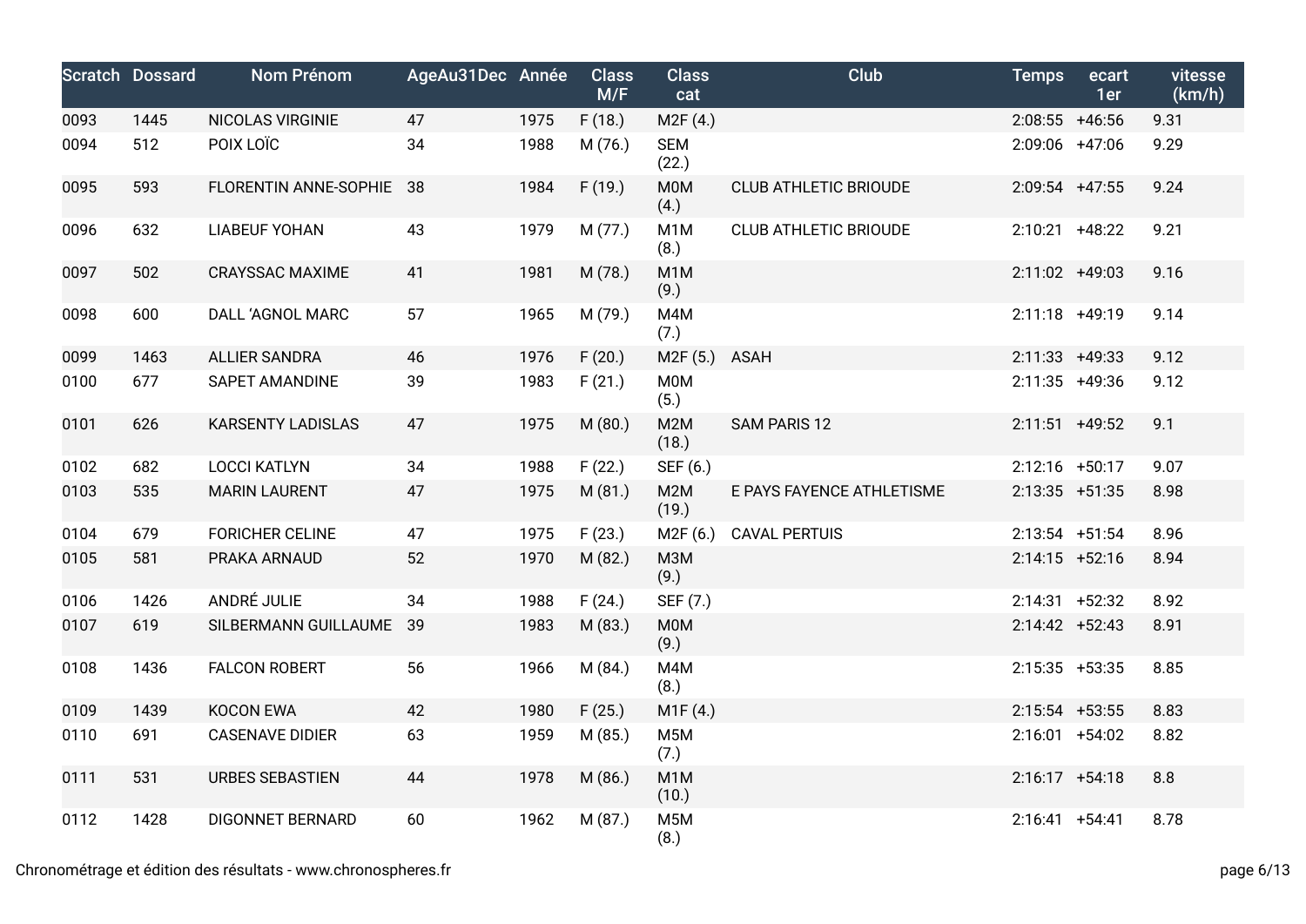| Scratch | Dossard | Nom Prénom | AgeAu31Dec | Année | Class M/F | Class cat | Club | Temps | ecart 1er | vitesse (km/h) |
|---|---|---|---|---|---|---|---|---|---|---|
| 0093 | 1445 | NICOLAS VIRGINIE | 47 | 1975 | F (18.) | M2F (4.) | | 2:08:55 | +46:56 | 9.31 |
| 0094 | 512 | POIX LOÏC | 34 | 1988 | M (76.) | SEM (22.) | | 2:09:06 | +47:06 | 9.29 |
| 0095 | 593 | FLORENTIN ANNE-SOPHIE | 38 | 1984 | F (19.) | M0M (4.) | CLUB ATHLETIC BRIOUDE | 2:09:54 | +47:55 | 9.24 |
| 0096 | 632 | LIABEUF YOHAN | 43 | 1979 | M (77.) | M1M (8.) | CLUB ATHLETIC BRIOUDE | 2:10:21 | +48:22 | 9.21 |
| 0097 | 502 | CRAYSSAC MAXIME | 41 | 1981 | M (78.) | M1M (9.) | | 2:11:02 | +49:03 | 9.16 |
| 0098 | 600 | DALL ‘AGNOL MARC | 57 | 1965 | M (79.) | M4M (7.) | | 2:11:18 | +49:19 | 9.14 |
| 0099 | 1463 | ALLIER SANDRA | 46 | 1976 | F (20.) | M2F (5.) | ASAH | 2:11:33 | +49:33 | 9.12 |
| 0100 | 677 | SAPET AMANDINE | 39 | 1983 | F (21.) | M0M (5.) | | 2:11:35 | +49:36 | 9.12 |
| 0101 | 626 | KARSENTY LADISLAS | 47 | 1975 | M (80.) | M2M (18.) | SAM PARIS 12 | 2:11:51 | +49:52 | 9.1 |
| 0102 | 682 | LOCCI KATLYN | 34 | 1988 | F (22.) | SEF (6.) | | 2:12:16 | +50:17 | 9.07 |
| 0103 | 535 | MARIN LAURENT | 47 | 1975 | M (81.) | M2M (19.) | E PAYS FAYENCE ATHLETISME | 2:13:35 | +51:35 | 8.98 |
| 0104 | 679 | FORICHER CELINE | 47 | 1975 | F (23.) | M2F (6.) | CAVAL PERTUIS | 2:13:54 | +51:54 | 8.96 |
| 0105 | 581 | PRAKA ARNAUD | 52 | 1970 | M (82.) | M3M (9.) | | 2:14:15 | +52:16 | 8.94 |
| 0106 | 1426 | ANDRÉ JULIE | 34 | 1988 | F (24.) | SEF (7.) | | 2:14:31 | +52:32 | 8.92 |
| 0107 | 619 | SILBERMANN GUILLAUME | 39 | 1983 | M (83.) | M0M (9.) | | 2:14:42 | +52:43 | 8.91 |
| 0108 | 1436 | FALCON ROBERT | 56 | 1966 | M (84.) | M4M (8.) | | 2:15:35 | +53:35 | 8.85 |
| 0109 | 1439 | KOCON EWA | 42 | 1980 | F (25.) | M1F (4.) | | 2:15:54 | +53:55 | 8.83 |
| 0110 | 691 | CASENAVE DIDIER | 63 | 1959 | M (85.) | M5M (7.) | | 2:16:01 | +54:02 | 8.82 |
| 0111 | 531 | URBES SEBASTIEN | 44 | 1978 | M (86.) | M1M (10.) | | 2:16:17 | +54:18 | 8.8 |
| 0112 | 1428 | DIGONNET BERNARD | 60 | 1962 | M (87.) | M5M (8.) | | 2:16:41 | +54:41 | 8.78 |

Chronométrage et édition des résultats - www.chronospheres.fr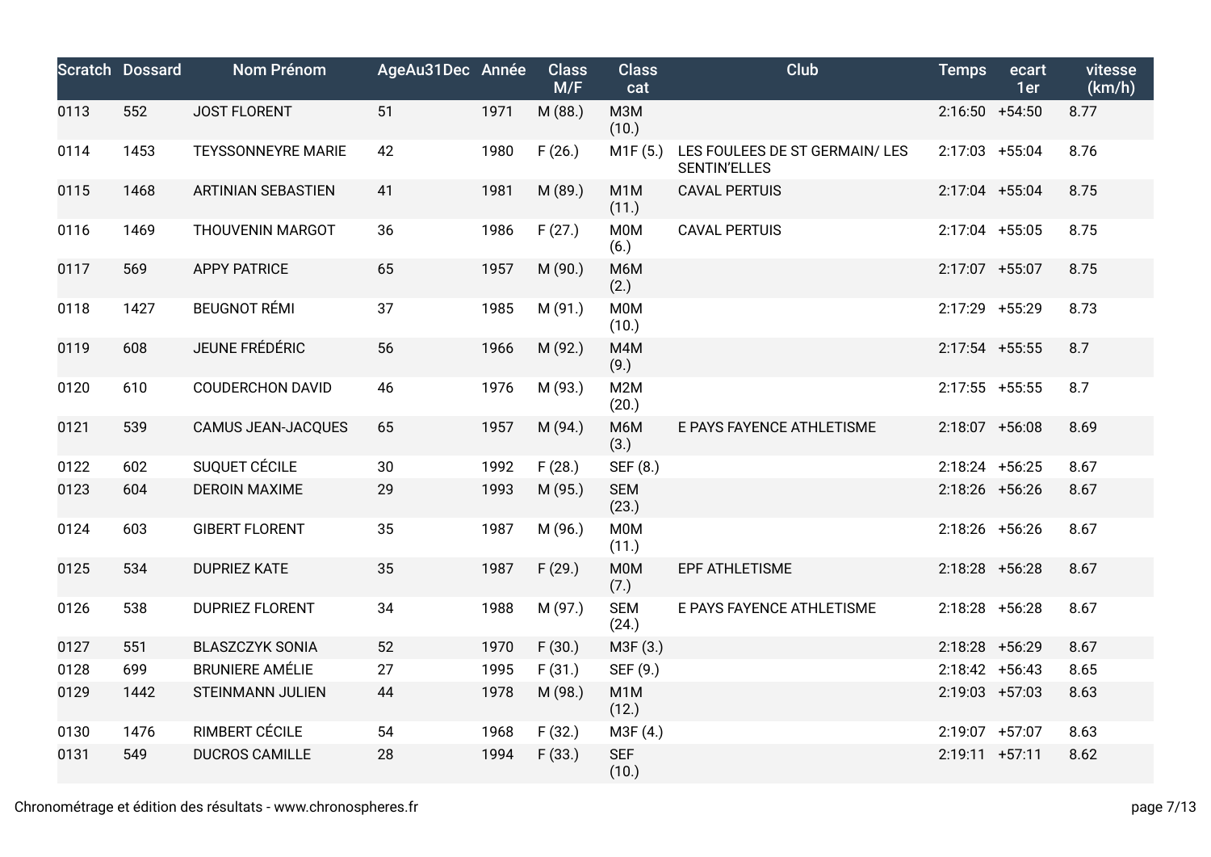| Scratch | Dossard | Nom Prénom | AgeAu31Dec | Année | Class M/F | Class cat | Club | Temps | ecart 1er | vitesse (km/h) |
|---|---|---|---|---|---|---|---|---|---|---|
| 0113 | 552 | JOST FLORENT | 51 | 1971 | M (88.) | M3M (10.) | | 2:16:50 | +54:50 | 8.77 |
| 0114 | 1453 | TEYSSONNEYRE MARIE | 42 | 1980 | F (26.) | M1F (5.) | LES FOULEES DE ST GERMAIN/ LES SENTIN'ELLES | 2:17:03 | +55:04 | 8.76 |
| 0115 | 1468 | ARTINIAN SEBASTIEN | 41 | 1981 | M (89.) | M1M (11.) | CAVAL PERTUIS | 2:17:04 | +55:04 | 8.75 |
| 0116 | 1469 | THOUVENIN MARGOT | 36 | 1986 | F (27.) | M0M (6.) | CAVAL PERTUIS | 2:17:04 | +55:05 | 8.75 |
| 0117 | 569 | APPY PATRICE | 65 | 1957 | M (90.) | M6M (2.) | | 2:17:07 | +55:07 | 8.75 |
| 0118 | 1427 | BEUGNOT RÉMI | 37 | 1985 | M (91.) | M0M (10.) | | 2:17:29 | +55:29 | 8.73 |
| 0119 | 608 | JEUNE FRÉDÉRIC | 56 | 1966 | M (92.) | M4M (9.) | | 2:17:54 | +55:55 | 8.7 |
| 0120 | 610 | COUDERCHON DAVID | 46 | 1976 | M (93.) | M2M (20.) | | 2:17:55 | +55:55 | 8.7 |
| 0121 | 539 | CAMUS JEAN-JACQUES | 65 | 1957 | M (94.) | M6M (3.) | E PAYS FAYENCE ATHLETISME | 2:18:07 | +56:08 | 8.69 |
| 0122 | 602 | SUQUET CÉCILE | 30 | 1992 | F (28.) | SEF (8.) | | 2:18:24 | +56:25 | 8.67 |
| 0123 | 604 | DEROIN MAXIME | 29 | 1993 | M (95.) | SEM (23.) | | 2:18:26 | +56:26 | 8.67 |
| 0124 | 603 | GIBERT FLORENT | 35 | 1987 | M (96.) | M0M (11.) | | 2:18:26 | +56:26 | 8.67 |
| 0125 | 534 | DUPRIEZ KATE | 35 | 1987 | F (29.) | M0M (7.) | EPF ATHLETISME | 2:18:28 | +56:28 | 8.67 |
| 0126 | 538 | DUPRIEZ FLORENT | 34 | 1988 | M (97.) | SEM (24.) | E PAYS FAYENCE ATHLETISME | 2:18:28 | +56:28 | 8.67 |
| 0127 | 551 | BLASZCZYK SONIA | 52 | 1970 | F (30.) | M3F (3.) | | 2:18:28 | +56:29 | 8.67 |
| 0128 | 699 | BRUNIERE AMÉLIE | 27 | 1995 | F (31.) | SEF (9.) | | 2:18:42 | +56:43 | 8.65 |
| 0129 | 1442 | STEINMANN JULIEN | 44 | 1978 | M (98.) | M1M (12.) | | 2:19:03 | +57:03 | 8.63 |
| 0130 | 1476 | RIMBERT CÉCILE | 54 | 1968 | F (32.) | M3F (4.) | | 2:19:07 | +57:07 | 8.63 |
| 0131 | 549 | DUCROS CAMILLE | 28 | 1994 | F (33.) | SEF (10.) | | 2:19:11 | +57:11 | 8.62 |

Chronométrage et édition des résultats - www.chronospheres.fr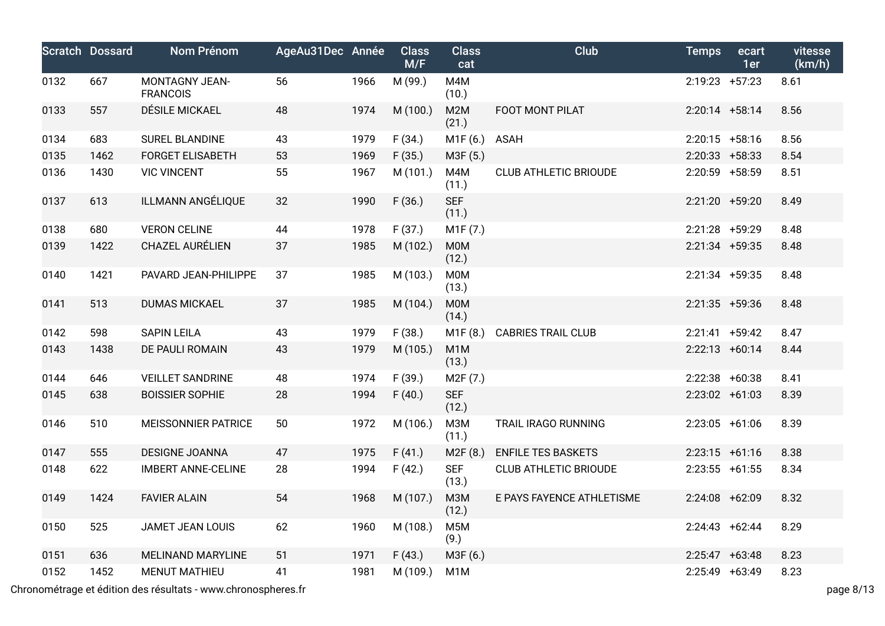| Scratch | Dossard | Nom Prénom | AgeAu31Dec | Année | Class M/F | Class cat | Club | Temps | ecart 1er | vitesse (km/h) |
|---|---|---|---|---|---|---|---|---|---|---|
| 0132 | 667 | MONTAGNY JEAN-FRANCOIS | 56 | 1966 | M (99.) | M4M (10.) | | 2:19:23 | +57:23 | 8.61 |
| 0133 | 557 | DÉSILE MICKAEL | 48 | 1974 | M (100.) | M2M (21.) | FOOT MONT PILAT | 2:20:14 | +58:14 | 8.56 |
| 0134 | 683 | SUREL BLANDINE | 43 | 1979 | F (34.) | M1F (6.) | ASAH | 2:20:15 | +58:16 | 8.56 |
| 0135 | 1462 | FORGET ELISABETH | 53 | 1969 | F (35.) | M3F (5.) | | 2:20:33 | +58:33 | 8.54 |
| 0136 | 1430 | VIC VINCENT | 55 | 1967 | M (101.) | M4M (11.) | CLUB ATHLETIC BRIOUDE | 2:20:59 | +58:59 | 8.51 |
| 0137 | 613 | ILLMANN ANGÉLIQUE | 32 | 1990 | F (36.) | SEF (11.) | | 2:21:20 | +59:20 | 8.49 |
| 0138 | 680 | VERON CELINE | 44 | 1978 | F (37.) | M1F (7.) | | 2:21:28 | +59:29 | 8.48 |
| 0139 | 1422 | CHAZEL AURÉLIEN | 37 | 1985 | M (102.) | M0M (12.) | | 2:21:34 | +59:35 | 8.48 |
| 0140 | 1421 | PAVARD JEAN-PHILIPPE | 37 | 1985 | M (103.) | M0M (13.) | | 2:21:34 | +59:35 | 8.48 |
| 0141 | 513 | DUMAS MICKAEL | 37 | 1985 | M (104.) | M0M (14.) | | 2:21:35 | +59:36 | 8.48 |
| 0142 | 598 | SAPIN LEILA | 43 | 1979 | F (38.) | M1F (8.) | CABRIES TRAIL CLUB | 2:21:41 | +59:42 | 8.47 |
| 0143 | 1438 | DE PAULI ROMAIN | 43 | 1979 | M (105.) | M1M (13.) | | 2:22:13 | +60:14 | 8.44 |
| 0144 | 646 | VEILLET SANDRINE | 48 | 1974 | F (39.) | M2F (7.) | | 2:22:38 | +60:38 | 8.41 |
| 0145 | 638 | BOISSIER SOPHIE | 28 | 1994 | F (40.) | SEF (12.) | | 2:23:02 | +61:03 | 8.39 |
| 0146 | 510 | MEISSONNIER PATRICE | 50 | 1972 | M (106.) | M3M (11.) | TRAIL IRAGO RUNNING | 2:23:05 | +61:06 | 8.39 |
| 0147 | 555 | DESIGNE JOANNA | 47 | 1975 | F (41.) | M2F (8.) | ENFILE TES BASKETS | 2:23:15 | +61:16 | 8.38 |
| 0148 | 622 | IMBERT ANNE-CELINE | 28 | 1994 | F (42.) | SEF (13.) | CLUB ATHLETIC BRIOUDE | 2:23:55 | +61:55 | 8.34 |
| 0149 | 1424 | FAVIER ALAIN | 54 | 1968 | M (107.) | M3M (12.) | E PAYS FAYENCE ATHLETISME | 2:24:08 | +62:09 | 8.32 |
| 0150 | 525 | JAMET JEAN LOUIS | 62 | 1960 | M (108.) | M5M (9.) | | 2:24:43 | +62:44 | 8.29 |
| 0151 | 636 | MELINAND MARYLINE | 51 | 1971 | F (43.) | M3F (6.) | | 2:25:47 | +63:48 | 8.23 |
| 0152 | 1452 | MENUT MATHIEU | 41 | 1981 | M (109.) | M1M | | 2:25:49 | +63:49 | 8.23 |

Chronométrage et édition des résultats - www.chronospheres.fr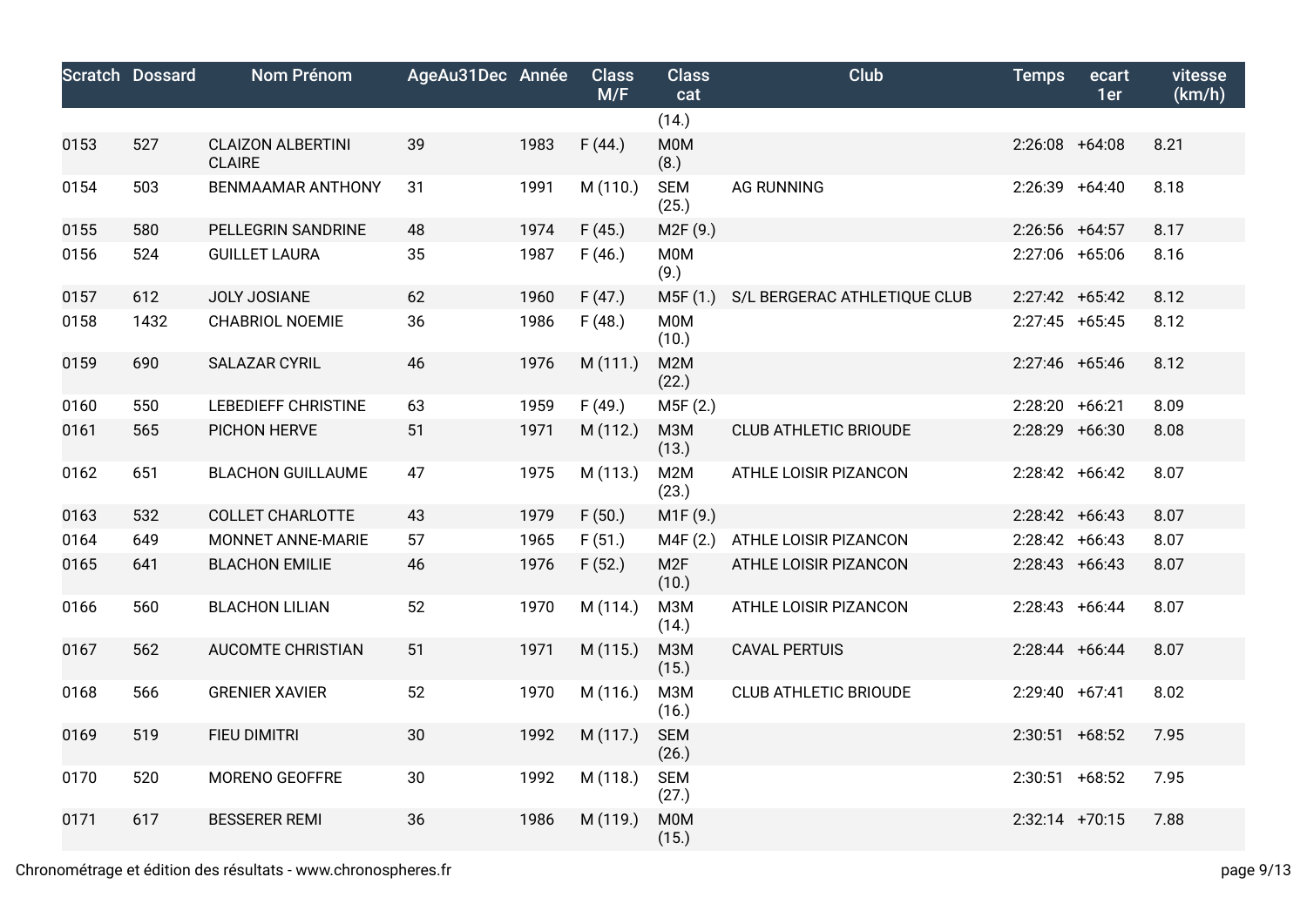| Scratch | Dossard | Nom Prénom | AgeAu31Dec | Année | Class M/F | Class cat | Club | Temps | ecart 1er | vitesse (km/h) |
|---|---|---|---|---|---|---|---|---|---|---|
| | | | | | | (14.) | | | | |
| 0153 | 527 | CLAIZON ALBERTINI CLAIRE | 39 | 1983 | F (44.) | M0M (8.) | | 2:26:08 | +64:08 | 8.21 |
| 0154 | 503 | BENMAAMAR ANTHONY | 31 | 1991 | M (110.) | SEM (25.) | AG RUNNING | 2:26:39 | +64:40 | 8.18 |
| 0155 | 580 | PELLEGRIN SANDRINE | 48 | 1974 | F (45.) | M2F (9.) | | 2:26:56 | +64:57 | 8.17 |
| 0156 | 524 | GUILLET LAURA | 35 | 1987 | F (46.) | M0M (9.) | | 2:27:06 | +65:06 | 8.16 |
| 0157 | 612 | JOLY JOSIANE | 62 | 1960 | F (47.) | M5F (1.) | S/L BERGERAC ATHLETIQUE CLUB | 2:27:42 | +65:42 | 8.12 |
| 0158 | 1432 | CHABRIOL NOEMIE | 36 | 1986 | F (48.) | M0M (10.) | | 2:27:45 | +65:45 | 8.12 |
| 0159 | 690 | SALAZAR CYRIL | 46 | 1976 | M (111.) | M2M (22.) | | 2:27:46 | +65:46 | 8.12 |
| 0160 | 550 | LEBEDIEFF CHRISTINE | 63 | 1959 | F (49.) | M5F (2.) | | 2:28:20 | +66:21 | 8.09 |
| 0161 | 565 | PICHON HERVE | 51 | 1971 | M (112.) | M3M (13.) | CLUB ATHLETIC BRIOUDE | 2:28:29 | +66:30 | 8.08 |
| 0162 | 651 | BLACHON GUILLAUME | 47 | 1975 | M (113.) | M2M (23.) | ATHLE LOISIR PIZANCON | 2:28:42 | +66:42 | 8.07 |
| 0163 | 532 | COLLET CHARLOTTE | 43 | 1979 | F (50.) | M1F (9.) | | 2:28:42 | +66:43 | 8.07 |
| 0164 | 649 | MONNET ANNE-MARIE | 57 | 1965 | F (51.) | M4F (2.) | ATHLE LOISIR PIZANCON | 2:28:42 | +66:43 | 8.07 |
| 0165 | 641 | BLACHON EMILIE | 46 | 1976 | F (52.) | M2F (10.) | ATHLE LOISIR PIZANCON | 2:28:43 | +66:43 | 8.07 |
| 0166 | 560 | BLACHON LILIAN | 52 | 1970 | M (114.) | M3M (14.) | ATHLE LOISIR PIZANCON | 2:28:43 | +66:44 | 8.07 |
| 0167 | 562 | AUCOMTE CHRISTIAN | 51 | 1971 | M (115.) | M3M (15.) | CAVAL PERTUIS | 2:28:44 | +66:44 | 8.07 |
| 0168 | 566 | GRENIER XAVIER | 52 | 1970 | M (116.) | M3M (16.) | CLUB ATHLETIC BRIOUDE | 2:29:40 | +67:41 | 8.02 |
| 0169 | 519 | FIEU DIMITRI | 30 | 1992 | M (117.) | SEM (26.) | | 2:30:51 | +68:52 | 7.95 |
| 0170 | 520 | MORENO GEOFFRE | 30 | 1992 | M (118.) | SEM (27.) | | 2:30:51 | +68:52 | 7.95 |
| 0171 | 617 | BESSERER REMI | 36 | 1986 | M (119.) | M0M (15.) | | 2:32:14 | +70:15 | 7.88 |

Chronométrage et édition des résultats - www.chronospheres.fr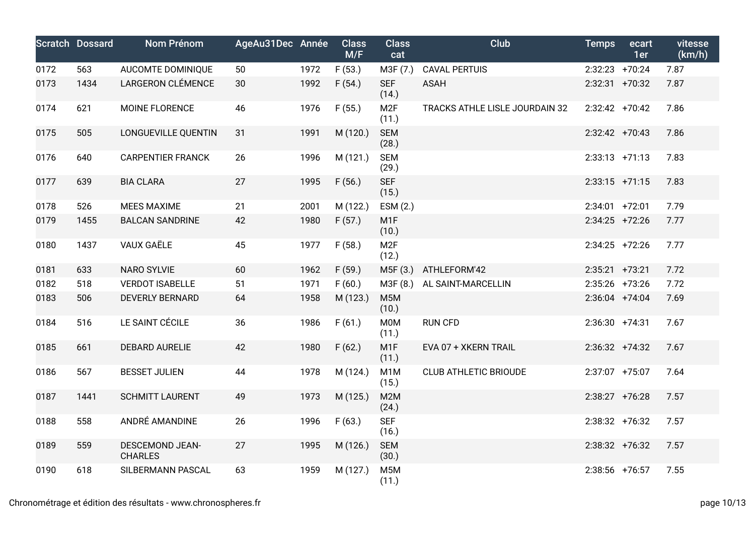| Scratch | Dossard | Nom Prénom | AgeAu31Dec | Année | Class M/F | Class cat | Club | Temps | ecart 1er | vitesse (km/h) |
|---|---|---|---|---|---|---|---|---|---|---|
| 0172 | 563 | AUCOMTE DOMINIQUE | 50 | 1972 | F (53.) | M3F (7.) | CAVAL PERTUIS | 2:32:23 | +70:24 | 7.87 |
| 0173 | 1434 | LARGERON CLÉMENCE | 30 | 1992 | F (54.) | SEF (14.) | ASAH | 2:32:31 | +70:32 | 7.87 |
| 0174 | 621 | MOINE FLORENCE | 46 | 1976 | F (55.) | M2F (11.) | TRACKS ATHLE LISLE JOURDAIN 32 | 2:32:42 | +70:42 | 7.86 |
| 0175 | 505 | LONGUEVILLE QUENTIN | 31 | 1991 | M (120.) | SEM (28.) | | 2:32:42 | +70:43 | 7.86 |
| 0176 | 640 | CARPENTIER FRANCK | 26 | 1996 | M (121.) | SEM (29.) | | 2:33:13 | +71:13 | 7.83 |
| 0177 | 639 | BIA CLARA | 27 | 1995 | F (56.) | SEF (15.) | | 2:33:15 | +71:15 | 7.83 |
| 0178 | 526 | MEES MAXIME | 21 | 2001 | M (122.) | ESM (2.) | | 2:34:01 | +72:01 | 7.79 |
| 0179 | 1455 | BALCAN SANDRINE | 42 | 1980 | F (57.) | M1F (10.) | | 2:34:25 | +72:26 | 7.77 |
| 0180 | 1437 | VAUX GAËLE | 45 | 1977 | F (58.) | M2F (12.) | | 2:34:25 | +72:26 | 7.77 |
| 0181 | 633 | NARO SYLVIE | 60 | 1962 | F (59.) | M5F (3.) | ATHLEFORM'42 | 2:35:21 | +73:21 | 7.72 |
| 0182 | 518 | VERDOT ISABELLE | 51 | 1971 | F (60.) | M3F (8.) | AL SAINT-MARCELLIN | 2:35:26 | +73:26 | 7.72 |
| 0183 | 506 | DEVERLY BERNARD | 64 | 1958 | M (123.) | M5M (10.) | | 2:36:04 | +74:04 | 7.69 |
| 0184 | 516 | LE SAINT CÉCILE | 36 | 1986 | F (61.) | M0M (11.) | RUN CFD | 2:36:30 | +74:31 | 7.67 |
| 0185 | 661 | DEBARD AURELIE | 42 | 1980 | F (62.) | M1F (11.) | EVA 07 + XKERN TRAIL | 2:36:32 | +74:32 | 7.67 |
| 0186 | 567 | BESSET JULIEN | 44 | 1978 | M (124.) | M1M (15.) | CLUB ATHLETIC BRIOUDE | 2:37:07 | +75:07 | 7.64 |
| 0187 | 1441 | SCHMITT LAURENT | 49 | 1973 | M (125.) | M2M (24.) | | 2:38:27 | +76:28 | 7.57 |
| 0188 | 558 | ANDRÉ AMANDINE | 26 | 1996 | F (63.) | SEF (16.) | | 2:38:32 | +76:32 | 7.57 |
| 0189 | 559 | DESCEMOND JEAN-CHARLES | 27 | 1995 | M (126.) | SEM (30.) | | 2:38:32 | +76:32 | 7.57 |
| 0190 | 618 | SILBERMANN PASCAL | 63 | 1959 | M (127.) | M5M (11.) | | 2:38:56 | +76:57 | 7.55 |

Chronométrage et édition des résultats - www.chronospheres.fr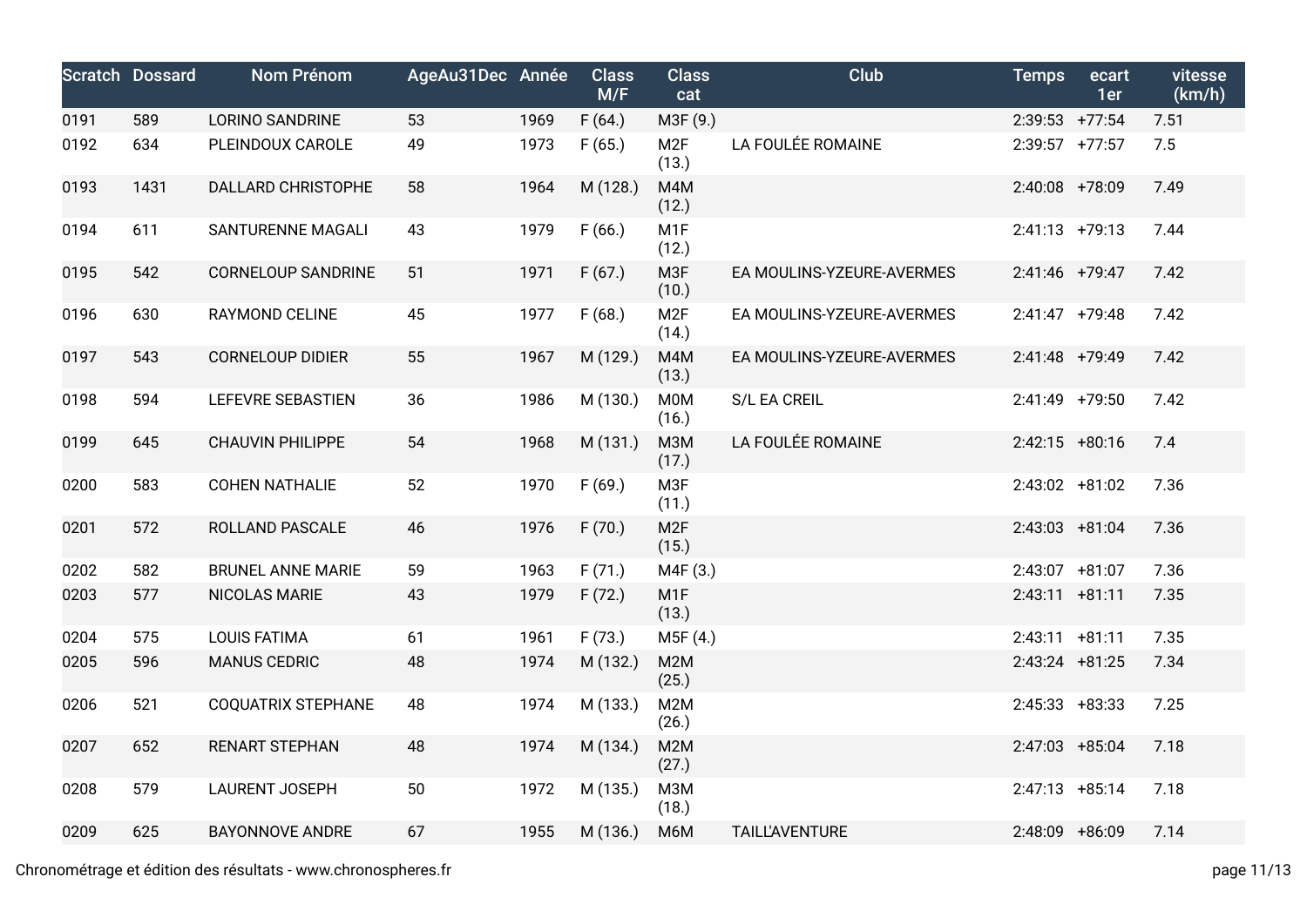| Scratch | Dossard | Nom Prénom | AgeAu31Dec | Année | Class M/F | Class cat | Club | Temps | ecart 1er | vitesse (km/h) |
|---|---|---|---|---|---|---|---|---|---|---|
| 0191 | 589 | LORINO SANDRINE | 53 | 1969 | F (64.) | M3F (9.) | | 2:39:53 | +77:54 | 7.51 |
| 0192 | 634 | PLEINDOUX CAROLE | 49 | 1973 | F (65.) | M2F (13.) | LA FOULÉE ROMAINE | 2:39:57 | +77:57 | 7.5 |
| 0193 | 1431 | DALLARD CHRISTOPHE | 58 | 1964 | M (128.) | M4M (12.) | | 2:40:08 | +78:09 | 7.49 |
| 0194 | 611 | SANTURENNE MAGALI | 43 | 1979 | F (66.) | M1F (12.) | | 2:41:13 | +79:13 | 7.44 |
| 0195 | 542 | CORNELOUP SANDRINE | 51 | 1971 | F (67.) | M3F (10.) | EA MOULINS-YZEURE-AVERMES | 2:41:46 | +79:47 | 7.42 |
| 0196 | 630 | RAYMOND CELINE | 45 | 1977 | F (68.) | M2F (14.) | EA MOULINS-YZEURE-AVERMES | 2:41:47 | +79:48 | 7.42 |
| 0197 | 543 | CORNELOUP DIDIER | 55 | 1967 | M (129.) | M4M (13.) | EA MOULINS-YZEURE-AVERMES | 2:41:48 | +79:49 | 7.42 |
| 0198 | 594 | LEFEVRE SEBASTIEN | 36 | 1986 | M (130.) | M0M (16.) | S/L EA CREIL | 2:41:49 | +79:50 | 7.42 |
| 0199 | 645 | CHAUVIN PHILIPPE | 54 | 1968 | M (131.) | M3M (17.) | LA FOULÉE ROMAINE | 2:42:15 | +80:16 | 7.4 |
| 0200 | 583 | COHEN NATHALIE | 52 | 1970 | F (69.) | M3F (11.) | | 2:43:02 | +81:02 | 7.36 |
| 0201 | 572 | ROLLAND PASCALE | 46 | 1976 | F (70.) | M2F (15.) | | 2:43:03 | +81:04 | 7.36 |
| 0202 | 582 | BRUNEL ANNE MARIE | 59 | 1963 | F (71.) | M4F (3.) | | 2:43:07 | +81:07 | 7.36 |
| 0203 | 577 | NICOLAS MARIE | 43 | 1979 | F (72.) | M1F (13.) | | 2:43:11 | +81:11 | 7.35 |
| 0204 | 575 | LOUIS FATIMA | 61 | 1961 | F (73.) | M5F (4.) | | 2:43:11 | +81:11 | 7.35 |
| 0205 | 596 | MANUS CEDRIC | 48 | 1974 | M (132.) | M2M (25.) | | 2:43:24 | +81:25 | 7.34 |
| 0206 | 521 | COQUATRIX STEPHANE | 48 | 1974 | M (133.) | M2M (26.) | | 2:45:33 | +83:33 | 7.25 |
| 0207 | 652 | RENART STEPHAN | 48 | 1974 | M (134.) | M2M (27.) | | 2:47:03 | +85:04 | 7.18 |
| 0208 | 579 | LAURENT JOSEPH | 50 | 1972 | M (135.) | M3M (18.) | | 2:47:13 | +85:14 | 7.18 |
| 0209 | 625 | BAYONNOVE ANDRE | 67 | 1955 | M (136.) | M6M | TAILL'AVENTURE | 2:48:09 | +86:09 | 7.14 |

Chronométrage et édition des résultats - www.chronospheres.fr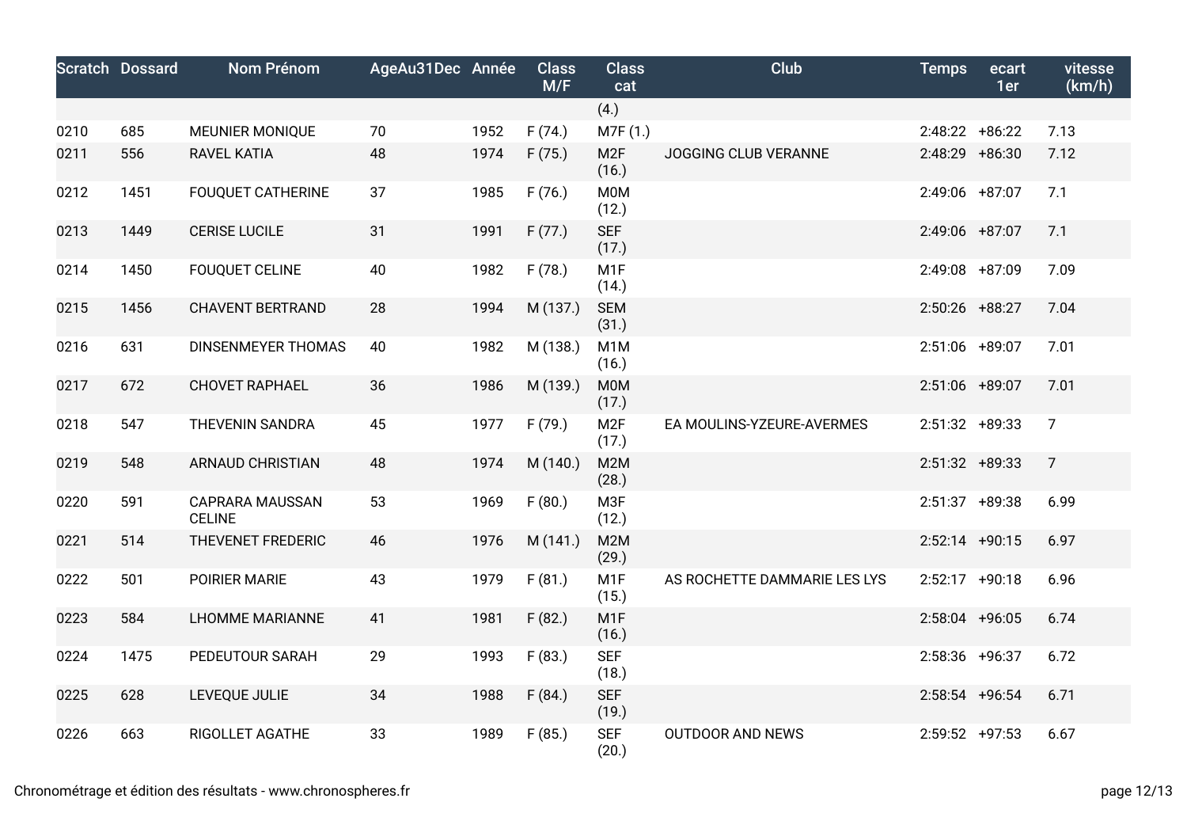| Scratch | Dossard | Nom Prénom | AgeAu31Dec | Année | Class M/F | Class cat | Club | Temps | ecart 1er | vitesse (km/h) |
|---|---|---|---|---|---|---|---|---|---|---|
| | | | | | | (4.) | | | | |
| 0210 | 685 | MEUNIER MONIQUE | 70 | 1952 | F (74.) | M7F (1.) | | 2:48:22 | +86:22 | 7.13 |
| 0211 | 556 | RAVEL KATIA | 48 | 1974 | F (75.) | M2F (16.) | JOGGING CLUB VERANNE | 2:48:29 | +86:30 | 7.12 |
| 0212 | 1451 | FOUQUET CATHERINE | 37 | 1985 | F (76.) | M0M (12.) | | 2:49:06 | +87:07 | 7.1 |
| 0213 | 1449 | CERISE LUCILE | 31 | 1991 | F (77.) | SEF (17.) | | 2:49:06 | +87:07 | 7.1 |
| 0214 | 1450 | FOUQUET CELINE | 40 | 1982 | F (78.) | M1F (14.) | | 2:49:08 | +87:09 | 7.09 |
| 0215 | 1456 | CHAVENT BERTRAND | 28 | 1994 | M (137.) | SEM (31.) | | 2:50:26 | +88:27 | 7.04 |
| 0216 | 631 | DINSENMEYER THOMAS | 40 | 1982 | M (138.) | M1M (16.) | | 2:51:06 | +89:07 | 7.01 |
| 0217 | 672 | CHOVET RAPHAEL | 36 | 1986 | M (139.) | M0M (17.) | | 2:51:06 | +89:07 | 7.01 |
| 0218 | 547 | THEVENIN SANDRA | 45 | 1977 | F (79.) | M2F (17.) | EA MOULINS-YZEURE-AVERMES | 2:51:32 | +89:33 | 7 |
| 0219 | 548 | ARNAUD CHRISTIAN | 48 | 1974 | M (140.) | M2M (28.) | | 2:51:32 | +89:33 | 7 |
| 0220 | 591 | CAPRARA MAUSSAN CELINE | 53 | 1969 | F (80.) | M3F (12.) | | 2:51:37 | +89:38 | 6.99 |
| 0221 | 514 | THEVENET FREDERIC | 46 | 1976 | M (141.) | M2M (29.) | | 2:52:14 | +90:15 | 6.97 |
| 0222 | 501 | POIRIER MARIE | 43 | 1979 | F (81.) | M1F (15.) | AS ROCHETTE DAMMARIE LES LYS | 2:52:17 | +90:18 | 6.96 |
| 0223 | 584 | LHOMME MARIANNE | 41 | 1981 | F (82.) | M1F (16.) | | 2:58:04 | +96:05 | 6.74 |
| 0224 | 1475 | PEDEUTOUR SARAH | 29 | 1993 | F (83.) | SEF (18.) | | 2:58:36 | +96:37 | 6.72 |
| 0225 | 628 | LEVEQUE JULIE | 34 | 1988 | F (84.) | SEF (19.) | | 2:58:54 | +96:54 | 6.71 |
| 0226 | 663 | RIGOLLET AGATHE | 33 | 1989 | F (85.) | SEF (20.) | OUTDOOR AND NEWS | 2:59:52 | +97:53 | 6.67 |

Chronométrage et édition des résultats - www.chronospheres.fr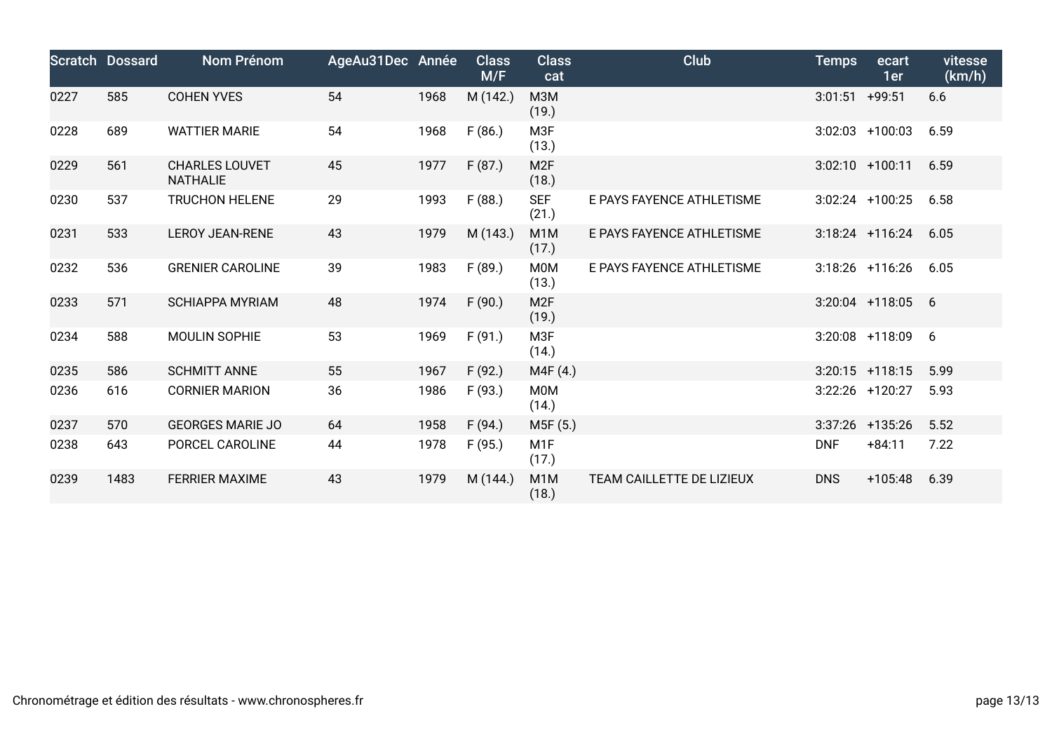| Scratch | Dossard | Nom Prénom | AgeAu31Dec | Année | Class M/F | Class cat | Club | Temps | ecart 1er | vitesse (km/h) |
|---|---|---|---|---|---|---|---|---|---|---|
| 0227 | 585 | COHEN YVES | 54 | 1968 | M (142.) | M3M (19.) | | 3:01:51 | +99:51 | 6.6 |
| 0228 | 689 | WATTIER MARIE | 54 | 1968 | F (86.) | M3F (13.) | | 3:02:03 | +100:03 | 6.59 |
| 0229 | 561 | CHARLES LOUVET NATHALIE | 45 | 1977 | F (87.) | M2F (18.) | | 3:02:10 | +100:11 | 6.59 |
| 0230 | 537 | TRUCHON HELENE | 29 | 1993 | F (88.) | SEF (21.) | E PAYS FAYENCE ATHLETISME | 3:02:24 | +100:25 | 6.58 |
| 0231 | 533 | LEROY JEAN-RENE | 43 | 1979 | M (143.) | M1M (17.) | E PAYS FAYENCE ATHLETISME | 3:18:24 | +116:24 | 6.05 |
| 0232 | 536 | GRENIER CAROLINE | 39 | 1983 | F (89.) | M0M (13.) | E PAYS FAYENCE ATHLETISME | 3:18:26 | +116:26 | 6.05 |
| 0233 | 571 | SCHIAPPA MYRIAM | 48 | 1974 | F (90.) | M2F (19.) | | 3:20:04 | +118:05 | 6 |
| 0234 | 588 | MOULIN SOPHIE | 53 | 1969 | F (91.) | M3F (14.) | | 3:20:08 | +118:09 | 6 |
| 0235 | 586 | SCHMITT ANNE | 55 | 1967 | F (92.) | M4F (4.) | | 3:20:15 | +118:15 | 5.99 |
| 0236 | 616 | CORNIER MARION | 36 | 1986 | F (93.) | M0M (14.) | | 3:22:26 | +120:27 | 5.93 |
| 0237 | 570 | GEORGES MARIE JO | 64 | 1958 | F (94.) | M5F (5.) | | 3:37:26 | +135:26 | 5.52 |
| 0238 | 643 | PORCEL CAROLINE | 44 | 1978 | F (95.) | M1F (17.) | | DNF | +84:11 | 7.22 |
| 0239 | 1483 | FERRIER MAXIME | 43 | 1979 | M (144.) | M1M (18.) | TEAM CAILLETTE DE LIZIEUX | DNS | +105:48 | 6.39 |

Chronométrage et édition des résultats - www.chronospheres.fr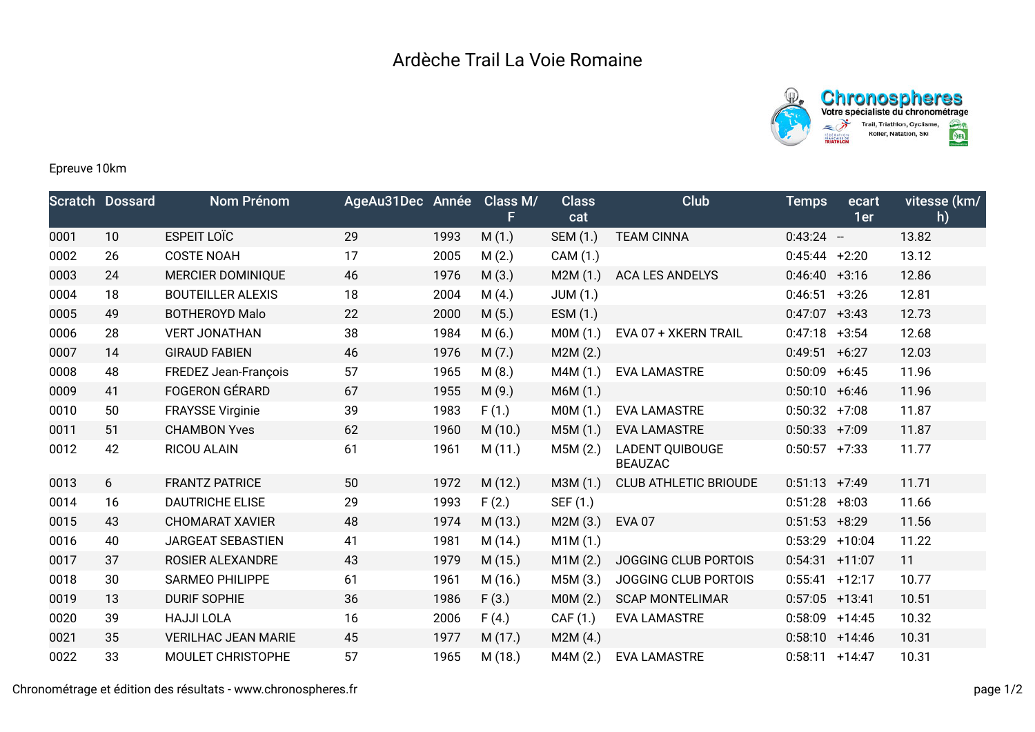# Ardèche Trail La Voie Romaine

Epreuve 10km

| Scratch | Dossard | Nom Prénom | AgeAu31Dec | Année | Class M/F | Class cat | Club | Temps | ecart 1er | vitesse (km/h) |
|---|---|---|---|---|---|---|---|---|---|---|
| 0001 | 10 | ESPEIT LOÏC | 29 | 1993 | M (1.) | SEM (1.) | TEAM CINNA | 0:43:24 | -- | 13.82 |
| 0002 | 26 | COSTE NOAH | 17 | 2005 | M (2.) | CAM (1.) | | 0:45:44 | +2:20 | 13.12 |
| 0003 | 24 | MERCIER DOMINIQUE | 46 | 1976 | M (3.) | M2M (1.) | ACA LES ANDELYS | 0:46:40 | +3:16 | 12.86 |
| 0004 | 18 | BOUTEILLER ALEXIS | 18 | 2004 | M (4.) | JUM (1.) | | 0:46:51 | +3:26 | 12.81 |
| 0005 | 49 | BOTHEROYD Malo | 22 | 2000 | M (5.) | ESM (1.) | | 0:47:07 | +3:43 | 12.73 |
| 0006 | 28 | VERT JONATHAN | 38 | 1984 | M (6.) | M0M (1.) | EVA 07 + XKERN TRAIL | 0:47:18 | +3:54 | 12.68 |
| 0007 | 14 | GIRAUD FABIEN | 46 | 1976 | M (7.) | M2M (2.) | | 0:49:51 | +6:27 | 12.03 |
| 0008 | 48 | FREDEZ Jean-François | 57 | 1965 | M (8.) | M4M (1.) | EVA LAMASTRE | 0:50:09 | +6:45 | 11.96 |
| 0009 | 41 | FOGERON GÉRARD | 67 | 1955 | M (9.) | M6M (1.) | | 0:50:10 | +6:46 | 11.96 |
| 0010 | 50 | FRAYSSE Virginie | 39 | 1983 | F (1.) | M0M (1.) | EVA LAMASTRE | 0:50:32 | +7:08 | 11.87 |
| 0011 | 51 | CHAMBON Yves | 62 | 1960 | M (10.) | M5M (1.) | EVA LAMASTRE | 0:50:33 | +7:09 | 11.87 |
| 0012 | 42 | RICOU ALAIN | 61 | 1961 | M (11.) | M5M (2.) | LADENT QUIBOUGE BEAUZAC | 0:50:57 | +7:33 | 11.77 |
| 0013 | 6 | FRANTZ PATRICE | 50 | 1972 | M (12.) | M3M (1.) | CLUB ATHLETIC BRIOUDE | 0:51:13 | +7:49 | 11.71 |
| 0014 | 16 | DAUTRICHE ELISE | 29 | 1993 | F (2.) | SEF (1.) | | 0:51:28 | +8:03 | 11.66 |
| 0015 | 43 | CHOMARAT XAVIER | 48 | 1974 | M (13.) | M2M (3.) | EVA 07 | 0:51:53 | +8:29 | 11.56 |
| 0016 | 40 | JARGEAT SEBASTIEN | 41 | 1981 | M (14.) | M1M (1.) | | 0:53:29 | +10:04 | 11.22 |
| 0017 | 37 | ROSIER ALEXANDRE | 43 | 1979 | M (15.) | M1M (2.) | JOGGING CLUB PORTOIS | 0:54:31 | +11:07 | 11 |
| 0018 | 30 | SARMEO PHILIPPE | 61 | 1961 | M (16.) | M5M (3.) | JOGGING CLUB PORTOIS | 0:55:41 | +12:17 | 10.77 |
| 0019 | 13 | DURIF SOPHIE | 36 | 1986 | F (3.) | M0M (2.) | SCAP MONTELIMAR | 0:57:05 | +13:41 | 10.51 |
| 0020 | 39 | HAJJI LOLA | 16 | 2006 | F (4.) | CAF (1.) | EVA LAMASTRE | 0:58:09 | +14:45 | 10.32 |
| 0021 | 35 | VERILHAC JEAN MARIE | 45 | 1977 | M (17.) | M2M (4.) | | 0:58:10 | +14:46 | 10.31 |
| 0022 | 33 | MOULET CHRISTOPHE | 57 | 1965 | M (18.) | M4M (2.) | EVA LAMASTRE | 0:58:11 | +14:47 | 10.31 |

Chronométrage et édition des résultats - www.chronospheres.fr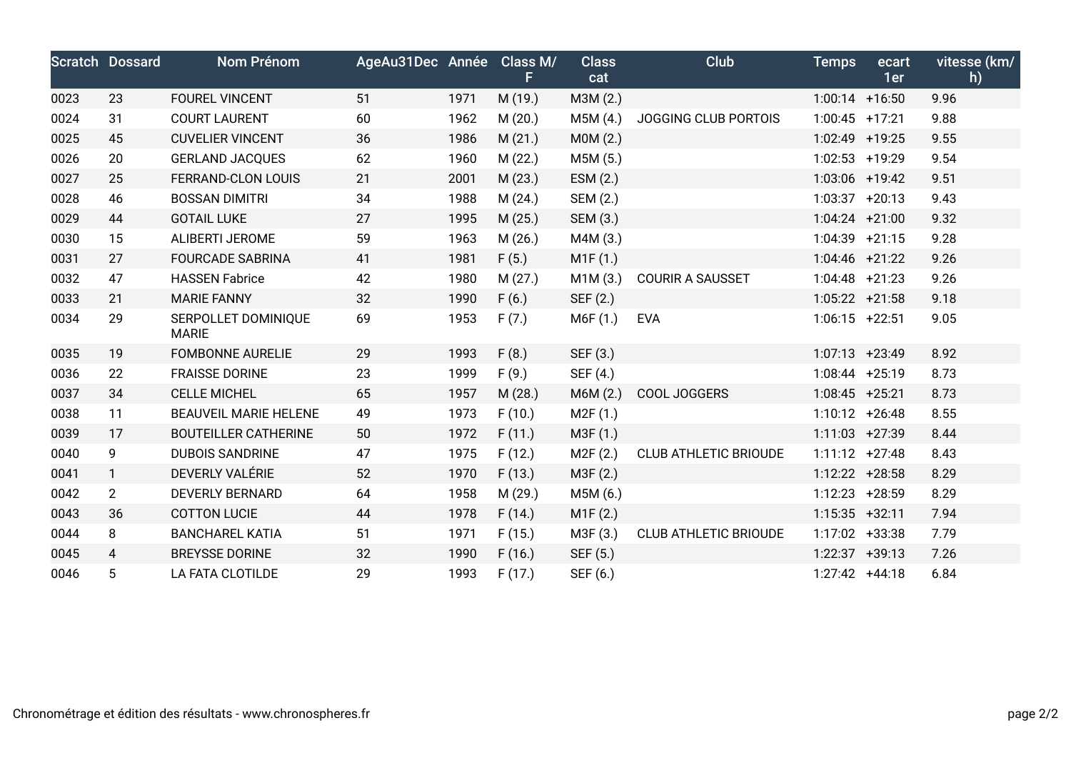| Scratch | Dossard | Nom Prénom | AgeAu31Dec | Année | Class M/F | Class cat | Club | Temps | ecart 1er | vitesse (km/h) |
|---|---|---|---|---|---|---|---|---|---|---|
| 0023 | 23 | FOUREL VINCENT | 51 | 1971 | M (19.) | M3M (2.) | | 1:00:14 | +16:50 | 9.96 |
| 0024 | 31 | COURT LAURENT | 60 | 1962 | M (20.) | M5M (4.) | JOGGING CLUB PORTOIS | 1:00:45 | +17:21 | 9.88 |
| 0025 | 45 | CUVELIER VINCENT | 36 | 1986 | M (21.) | M0M (2.) | | 1:02:49 | +19:25 | 9.55 |
| 0026 | 20 | GERLAND JACQUES | 62 | 1960 | M (22.) | M5M (5.) | | 1:02:53 | +19:29 | 9.54 |
| 0027 | 25 | FERRAND-CLON LOUIS | 21 | 2001 | M (23.) | ESM (2.) | | 1:03:06 | +19:42 | 9.51 |
| 0028 | 46 | BOSSAN DIMITRI | 34 | 1988 | M (24.) | SEM (2.) | | 1:03:37 | +20:13 | 9.43 |
| 0029 | 44 | GOTAIL LUKE | 27 | 1995 | M (25.) | SEM (3.) | | 1:04:24 | +21:00 | 9.32 |
| 0030 | 15 | ALIBERTI JEROME | 59 | 1963 | M (26.) | M4M (3.) | | 1:04:39 | +21:15 | 9.28 |
| 0031 | 27 | FOURCADE SABRINA | 41 | 1981 | F (5.) | M1F (1.) | | 1:04:46 | +21:22 | 9.26 |
| 0032 | 47 | HASSEN Fabrice | 42 | 1980 | M (27.) | M1M (3.) | COURIR A SAUSSET | 1:04:48 | +21:23 | 9.26 |
| 0033 | 21 | MARIE FANNY | 32 | 1990 | F (6.) | SEF (2.) | | 1:05:22 | +21:58 | 9.18 |
| 0034 | 29 | SERPOLLET DOMINIQUE MARIE | 69 | 1953 | F (7.) | M6F (1.) | EVA | 1:06:15 | +22:51 | 9.05 |
| 0035 | 19 | FOMBONNE AURELIE | 29 | 1993 | F (8.) | SEF (3.) | | 1:07:13 | +23:49 | 8.92 |
| 0036 | 22 | FRAISSE DORINE | 23 | 1999 | F (9.) | SEF (4.) | | 1:08:44 | +25:19 | 8.73 |
| 0037 | 34 | CELLE MICHEL | 65 | 1957 | M (28.) | M6M (2.) | COOL JOGGERS | 1:08:45 | +25:21 | 8.73 |
| 0038 | 11 | BEAUVEIL MARIE HELENE | 49 | 1973 | F (10.) | M2F (1.) | | 1:10:12 | +26:48 | 8.55 |
| 0039 | 17 | BOUTEILLER CATHERINE | 50 | 1972 | F (11.) | M3F (1.) | | 1:11:03 | +27:39 | 8.44 |
| 0040 | 9 | DUBOIS SANDRINE | 47 | 1975 | F (12.) | M2F (2.) | CLUB ATHLETIC BRIOUDE | 1:11:12 | +27:48 | 8.43 |
| 0041 | 1 | DEVERLY VALÉRIE | 52 | 1970 | F (13.) | M3F (2.) | | 1:12:22 | +28:58 | 8.29 |
| 0042 | 2 | DEVERLY BERNARD | 64 | 1958 | M (29.) | M5M (6.) | | 1:12:23 | +28:59 | 8.29 |
| 0043 | 36 | COTTON LUCIE | 44 | 1978 | F (14.) | M1F (2.) | | 1:15:35 | +32:11 | 7.94 |
| 0044 | 8 | BANCHAREL KATIA | 51 | 1971 | F (15.) | M3F (3.) | CLUB ATHLETIC BRIOUDE | 1:17:02 | +33:38 | 7.79 |
| 0045 | 4 | BREYSSE DORINE | 32 | 1990 | F (16.) | SEF (5.) | | 1:22:37 | +39:13 | 7.26 |
| 0046 | 5 | LA FATA CLOTILDE | 29 | 1993 | F (17.) | SEF (6.) | | 1:27:42 | +44:18 | 6.84 |

Chronométrage et édition des résultats - www.chronospheres.fr